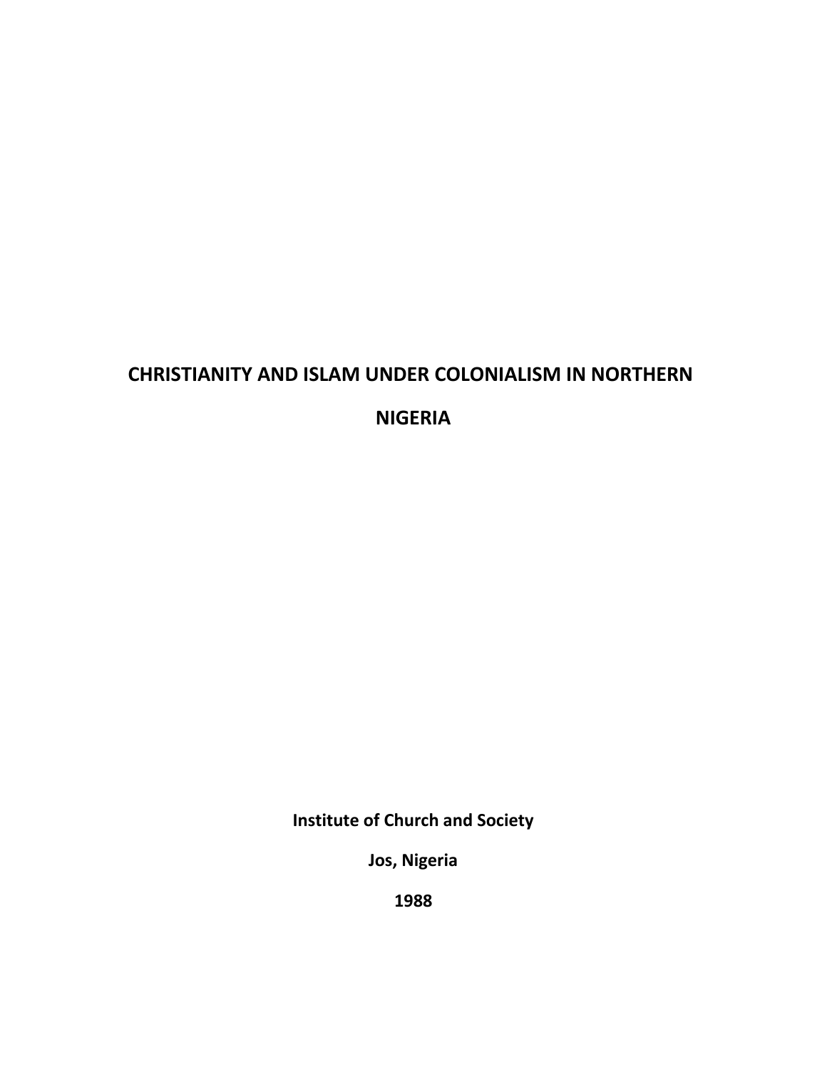# CHRISTIANITY AND ISLAM UNDER COLONIALISM IN NORTHERN NIGERIA

**Institute of Church and Society**

**Jos, Nigeria**

**1988**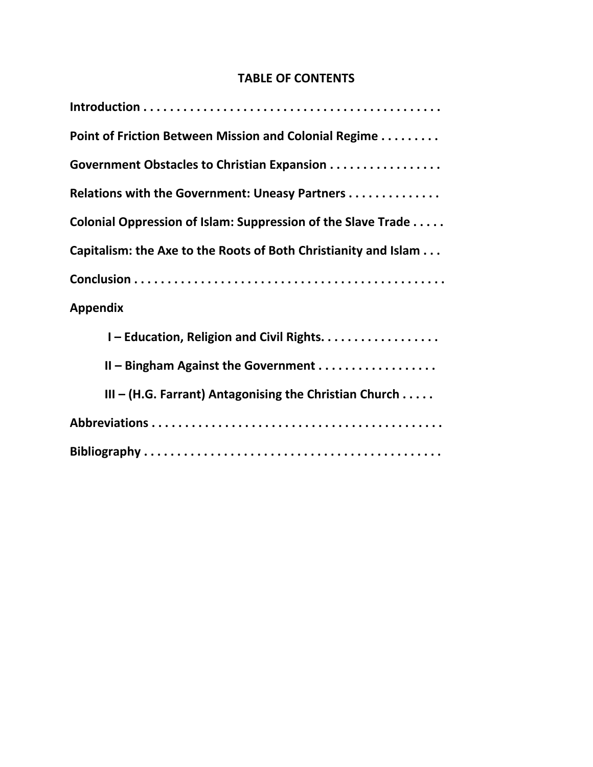## TABLE OF CONTENTS

**Introduction . . . . . . . . . . . . . . . . . . . . . . . . . . . . . . . . . . . . . . . . . . . .**

**Point of Friction Between Mission and Colonial Regime . . . . . . . . .**

**Government Obstacles to Christian Expansion . . . . . . . . . . . . . . . . .**

**Relations with the Government: Uneasy Partners . . . . . . . . . . . . . .**

**Colonial Oppression of Islam: Suppression of the Slave Trade . . . . .**

**Capitalism: the Axe to the Roots of Both Christianity and Islam . . .**

**Conclusion . . . . . . . . . . . . . . . . . . . . . . . . . . . . . . . . . . . . . . . . . . . . . .**

**Appendix**

- **I – Education, Religion and Civil Rights. . . . . . . . . . . . . . . . . .**
- **II – Bingham Against the Government . . . . . . . . . . . . . . . . . .**
- **III – (H.G. Farrant) Antagonising the Christian Church . . . . .**

**Abbreviations . . . . . . . . . . . . . . . . . . . . . . . . . . . . . . . . . . . . . . . . . . .**

**Bibliography . . . . . . . . . . . . . . . . . . . . . . . . . . . . . . . . . . . . . . . . . . . .**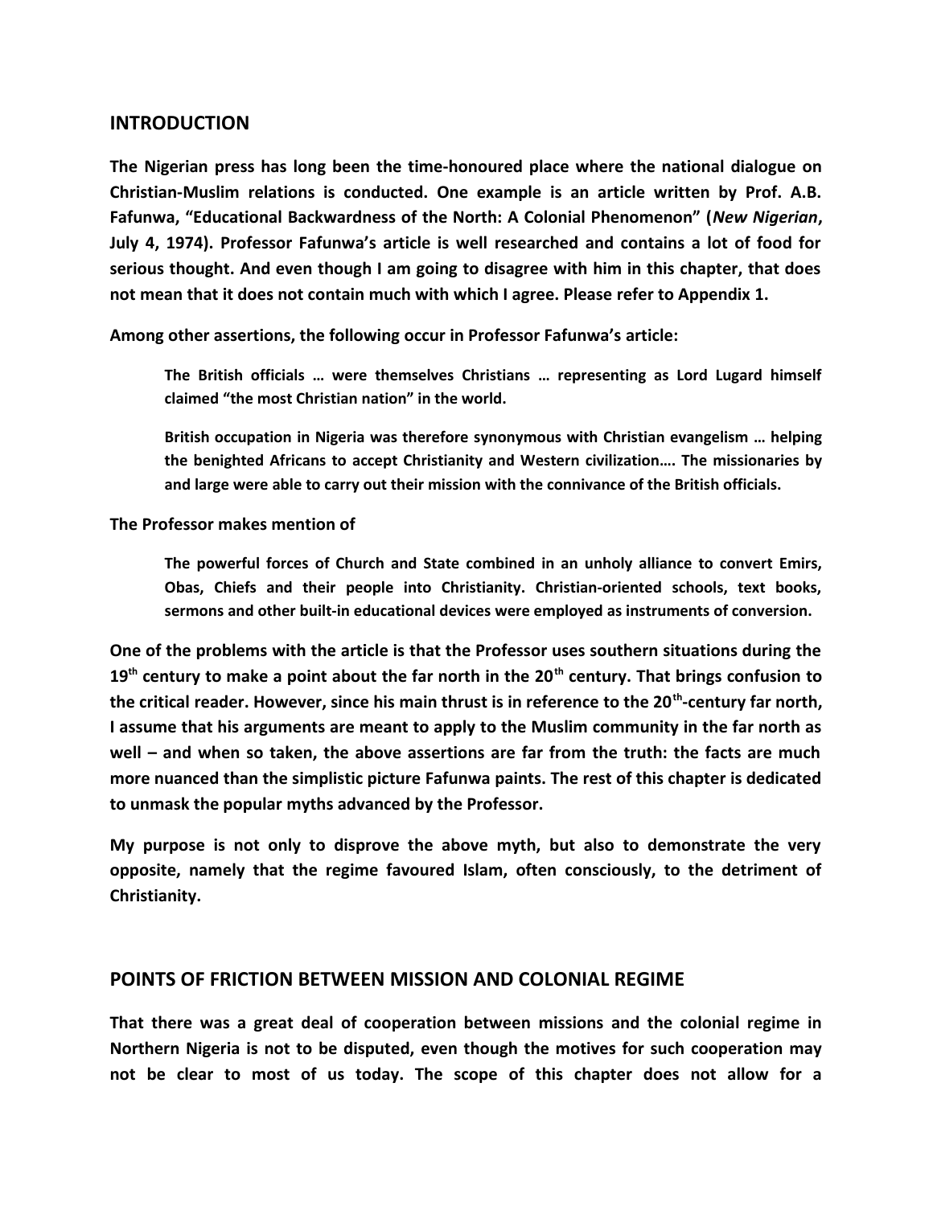## INTRODUCTION

**The Nigerian press has long been the time-honoured place where the national dialogue on Christian-Muslim relations is conducted. One example is an article written by Prof. A.B. Fafunwa, "Educational Backwardness of the North: A Colonial Phenomenon" (*New Nigerian*, July 4, 1974). Professor Fafunwa's article is well researched and contains a lot of food for serious thought. And even though I am going to disagree with him in this chapter, that does not mean that it does not contain much with which I agree. Please refer to Appendix 1.**

**Among other assertions, the following occur in Professor Fafunwa's article:**

> **The British officials … were themselves Christians … representing as Lord Lugard himself claimed "the most Christian nation" in the world.**
>
> **British occupation in Nigeria was therefore synonymous with Christian evangelism … helping the benighted Africans to accept Christianity and Western civilization…. The missionaries by and large were able to carry out their mission with the connivance of the British officials.**

**The Professor makes mention of**

> **The powerful forces of Church and State combined in an unholy alliance to convert Emirs, Obas, Chiefs and their people into Christianity. Christian-oriented schools, text books, sermons and other built-in educational devices were employed as instruments of conversion.**

**One of the problems with the article is that the Professor uses southern situations during the 19th century to make a point about the far north in the 20th century. That brings confusion to the critical reader. However, since his main thrust is in reference to the 20th-century far north, I assume that his arguments are meant to apply to the Muslim community in the far north as well – and when so taken, the above assertions are far from the truth: the facts are much more nuanced than the simplistic picture Fafunwa paints. The rest of this chapter is dedicated to unmask the popular myths advanced by the Professor.**

**My purpose is not only to disprove the above myth, but also to demonstrate the very opposite, namely that the regime favoured Islam, often consciously, to the detriment of Christianity.**

## POINTS OF FRICTION BETWEEN MISSION AND COLONIAL REGIME

**That there was a great deal of cooperation between missions and the colonial regime in Northern Nigeria is not to be disputed, even though the motives for such cooperation may not be clear to most of us today. The scope of this chapter does not allow for a**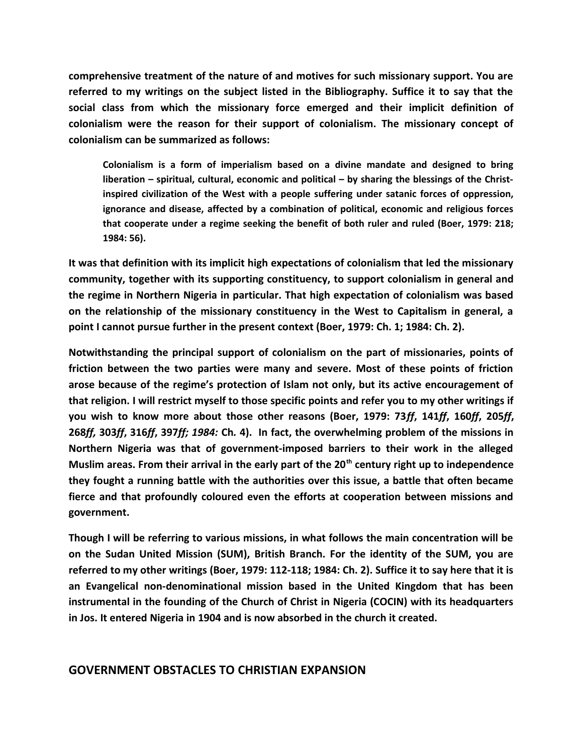**comprehensive treatment of the nature of and motives for such missionary support. You are referred to my writings on the subject listed in the Bibliography. Suffice it to say that the social class from which the missionary force emerged and their implicit definition of colonialism were the reason for their support of colonialism. The missionary concept of colonialism can be summarized as follows:**

> **Colonialism is a form of imperialism based on a divine mandate and designed to bring liberation – spiritual, cultural, economic and political – by sharing the blessings of the Christ-inspired civilization of the West with a people suffering under satanic forces of oppression, ignorance and disease, affected by a combination of political, economic and religious forces that cooperate under a regime seeking the benefit of both ruler and ruled (Boer, 1979: 218; 1984: 56).**

**It was that definition with its implicit high expectations of colonialism that led the missionary community, together with its supporting constituency, to support colonialism in general and the regime in Northern Nigeria in particular. That high expectation of colonialism was based on the relationship of the missionary constituency in the West to Capitalism in general, a point I cannot pursue further in the present context (Boer, 1979: Ch. 1; 1984: Ch. 2).**

**Notwithstanding the principal support of colonialism on the part of missionaries, points of friction between the two parties were many and severe. Most of these points of friction arose because of the regime's protection of Islam not only, but its active encouragement of that religion. I will restrict myself to those specific points and refer you to my other writings if you wish to know more about those other reasons (Boer, 1979: 73*ff*, 141*ff*, 160*ff*, 205*ff*, 268*ff,* 303*ff*, 316*ff*, 397*ff; 1984:* Ch. 4). In fact, the overwhelming problem of the missions in Northern Nigeria was that of government-imposed barriers to their work in the alleged Muslim areas. From their arrival in the early part of the 20th century right up to independence they fought a running battle with the authorities over this issue, a battle that often became fierce and that profoundly coloured even the efforts at cooperation between missions and government.**

**Though I will be referring to various missions, in what follows the main concentration will be on the Sudan United Mission (SUM), British Branch. For the identity of the SUM, you are referred to my other writings (Boer, 1979: 112-118; 1984: Ch. 2). Suffice it to say here that it is an Evangelical non-denominational mission based in the United Kingdom that has been instrumental in the founding of the Church of Christ in Nigeria (COCIN) with its headquarters in Jos. It entered Nigeria in 1904 and is now absorbed in the church it created.**

## GOVERNMENT OBSTACLES TO CHRISTIAN EXPANSION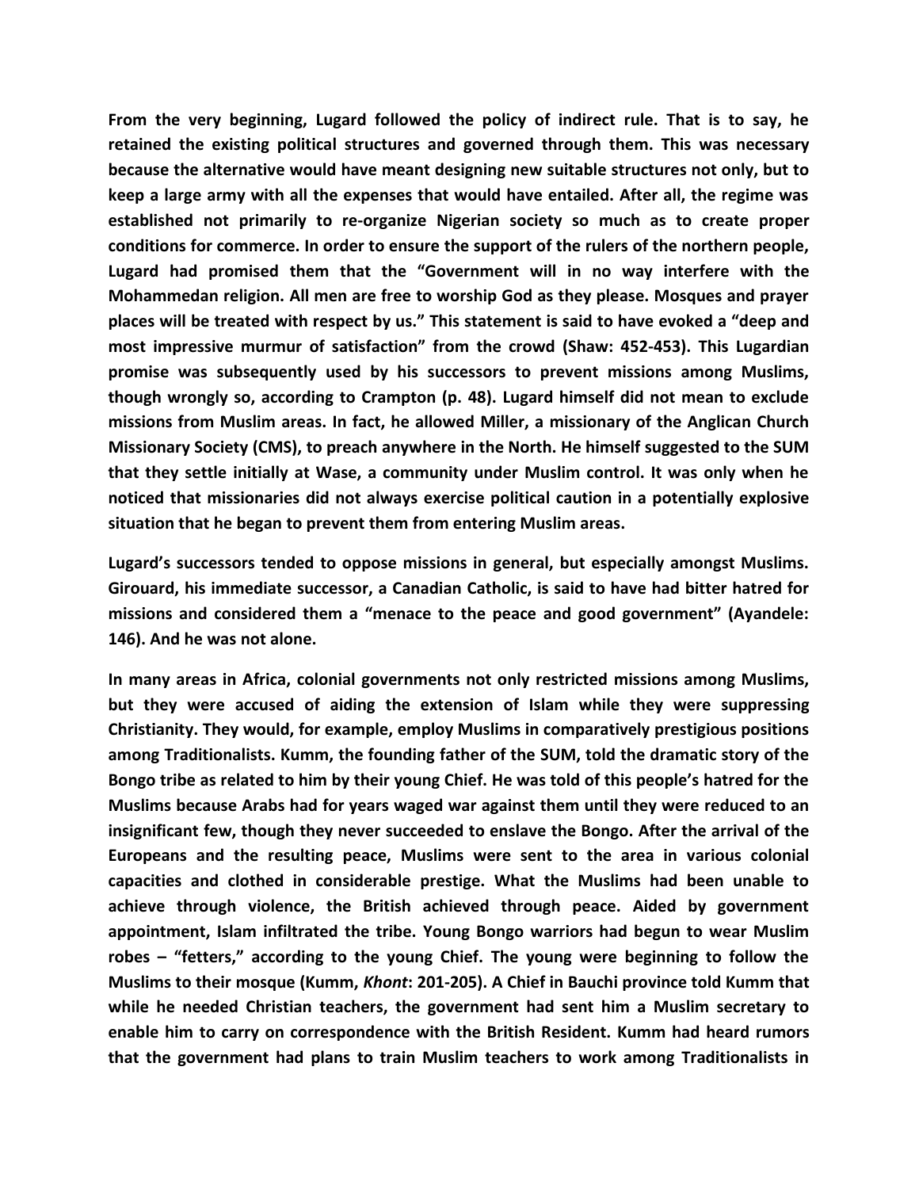From the very beginning, Lugard followed the policy of indirect rule. That is to say, he retained the existing political structures and governed through them. This was necessary because the alternative would have meant designing new suitable structures not only, but to keep a large army with all the expenses that would have entailed. After all, the regime was established not primarily to re-organize Nigerian society so much as to create proper conditions for commerce. In order to ensure the support of the rulers of the northern people, Lugard had promised them that the "Government will in no way interfere with the Mohammedan religion. All men are free to worship God as they please. Mosques and prayer places will be treated with respect by us." This statement is said to have evoked a "deep and most impressive murmur of satisfaction" from the crowd (Shaw: 452-453). This Lugardian promise was subsequently used by his successors to prevent missions among Muslims, though wrongly so, according to Crampton (p. 48). Lugard himself did not mean to exclude missions from Muslim areas. In fact, he allowed Miller, a missionary of the Anglican Church Missionary Society (CMS), to preach anywhere in the North. He himself suggested to the SUM that they settle initially at Wase, a community under Muslim control. It was only when he noticed that missionaries did not always exercise political caution in a potentially explosive situation that he began to prevent them from entering Muslim areas.

Lugard's successors tended to oppose missions in general, but especially amongst Muslims. Girouard, his immediate successor, a Canadian Catholic, is said to have had bitter hatred for missions and considered them a "menace to the peace and good government" (Ayandele: 146). And he was not alone.

In many areas in Africa, colonial governments not only restricted missions among Muslims, but they were accused of aiding the extension of Islam while they were suppressing Christianity. They would, for example, employ Muslims in comparatively prestigious positions among Traditionalists. Kumm, the founding father of the SUM, told the dramatic story of the Bongo tribe as related to him by their young Chief. He was told of this people's hatred for the Muslims because Arabs had for years waged war against them until they were reduced to an insignificant few, though they never succeeded to enslave the Bongo. After the arrival of the Europeans and the resulting peace, Muslims were sent to the area in various colonial capacities and clothed in considerable prestige. What the Muslims had been unable to achieve through violence, the British achieved through peace. Aided by government appointment, Islam infiltrated the tribe. Young Bongo warriors had begun to wear Muslim robes – "fetters," according to the young Chief. The young were beginning to follow the Muslims to their mosque (Kumm, *Khont*: 201-205). A Chief in Bauchi province told Kumm that while he needed Christian teachers, the government had sent him a Muslim secretary to enable him to carry on correspondence with the British Resident. Kumm had heard rumors that the government had plans to train Muslim teachers to work among Traditionalists in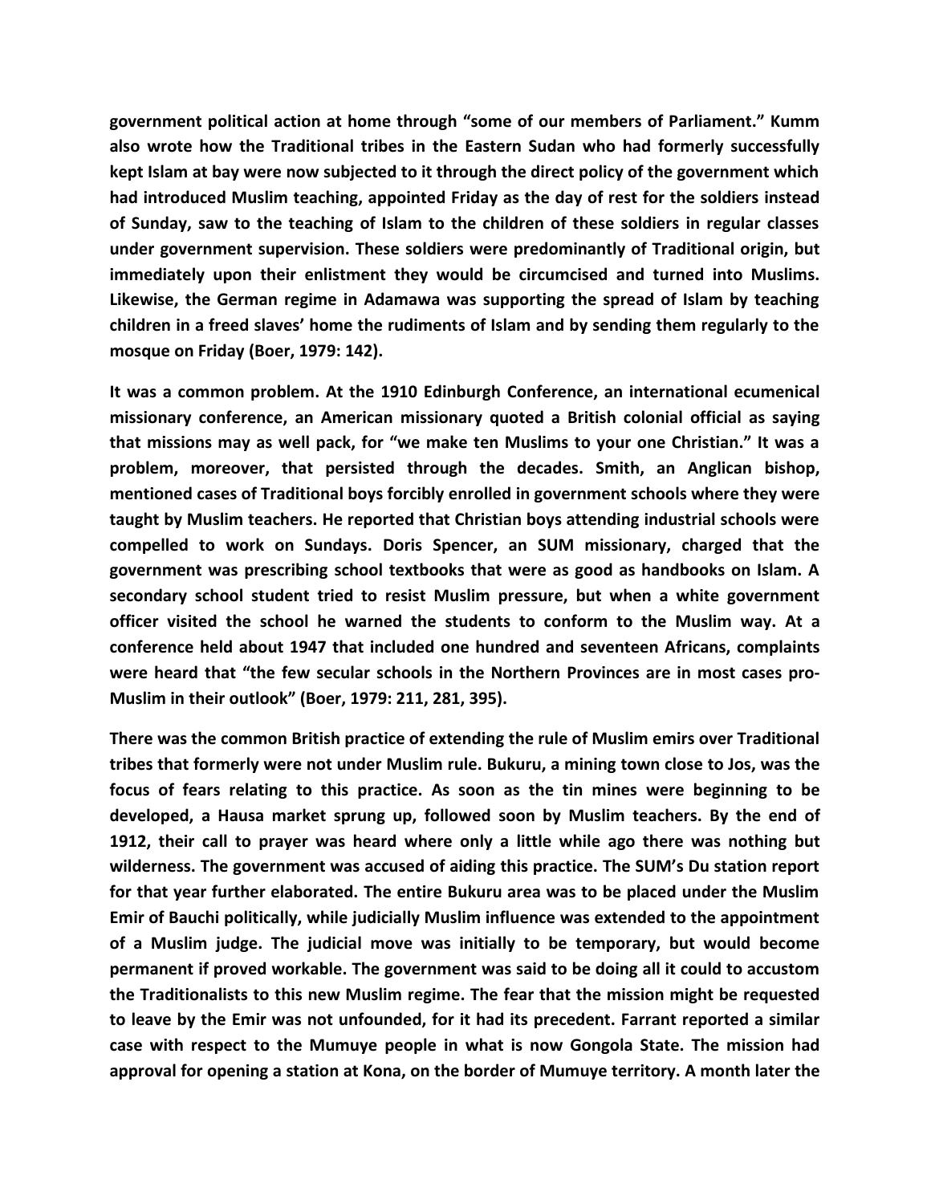government political action at home through "some of our members of Parliament." Kumm also wrote how the Traditional tribes in the Eastern Sudan who had formerly successfully kept Islam at bay were now subjected to it through the direct policy of the government which had introduced Muslim teaching, appointed Friday as the day of rest for the soldiers instead of Sunday, saw to the teaching of Islam to the children of these soldiers in regular classes under government supervision. These soldiers were predominantly of Traditional origin, but immediately upon their enlistment they would be circumcised and turned into Muslims. Likewise, the German regime in Adamawa was supporting the spread of Islam by teaching children in a freed slaves' home the rudiments of Islam and by sending them regularly to the mosque on Friday (Boer, 1979: 142).

It was a common problem. At the 1910 Edinburgh Conference, an international ecumenical missionary conference, an American missionary quoted a British colonial official as saying that missions may as well pack, for "we make ten Muslims to your one Christian." It was a problem, moreover, that persisted through the decades. Smith, an Anglican bishop, mentioned cases of Traditional boys forcibly enrolled in government schools where they were taught by Muslim teachers. He reported that Christian boys attending industrial schools were compelled to work on Sundays. Doris Spencer, an SUM missionary, charged that the government was prescribing school textbooks that were as good as handbooks on Islam. A secondary school student tried to resist Muslim pressure, but when a white government officer visited the school he warned the students to conform to the Muslim way. At a conference held about 1947 that included one hundred and seventeen Africans, complaints were heard that "the few secular schools in the Northern Provinces are in most cases pro-Muslim in their outlook" (Boer, 1979: 211, 281, 395).

There was the common British practice of extending the rule of Muslim emirs over Traditional tribes that formerly were not under Muslim rule. Bukuru, a mining town close to Jos, was the focus of fears relating to this practice. As soon as the tin mines were beginning to be developed, a Hausa market sprung up, followed soon by Muslim teachers. By the end of 1912, their call to prayer was heard where only a little while ago there was nothing but wilderness. The government was accused of aiding this practice. The SUM's Du station report for that year further elaborated. The entire Bukuru area was to be placed under the Muslim Emir of Bauchi politically, while judicially Muslim influence was extended to the appointment of a Muslim judge. The judicial move was initially to be temporary, but would become permanent if proved workable. The government was said to be doing all it could to accustom the Traditionalists to this new Muslim regime. The fear that the mission might be requested to leave by the Emir was not unfounded, for it had its precedent. Farrant reported a similar case with respect to the Mumuye people in what is now Gongola State. The mission had approval for opening a station at Kona, on the border of Mumuye territory. A month later the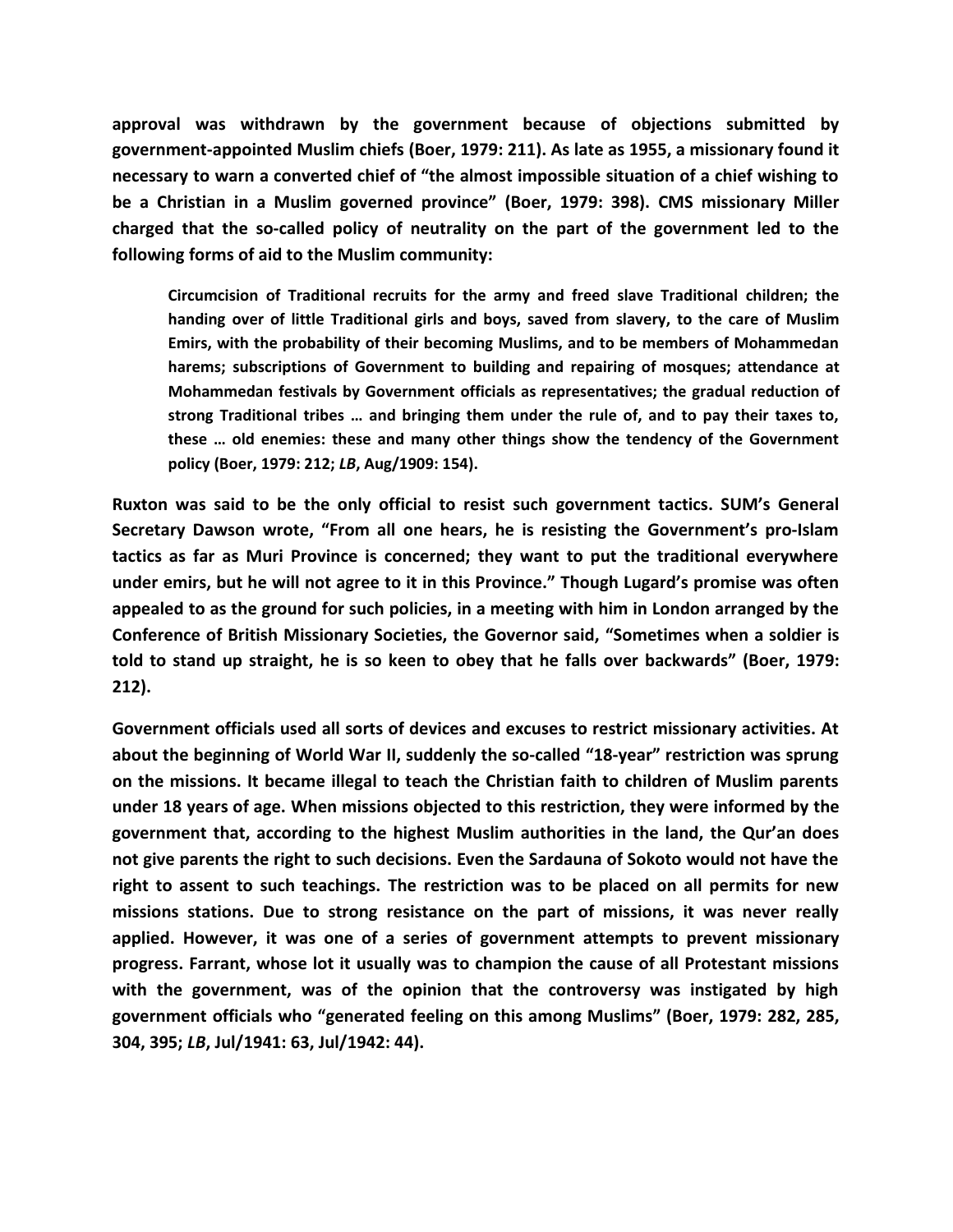**approval was withdrawn by the government because of objections submitted by government-appointed Muslim chiefs (Boer, 1979: 211). As late as 1955, a missionary found it necessary to warn a converted chief of "the almost impossible situation of a chief wishing to be a Christian in a Muslim governed province" (Boer, 1979: 398). CMS missionary Miller charged that the so-called policy of neutrality on the part of the government led to the following forms of aid to the Muslim community:**

> **Circumcision of Traditional recruits for the army and freed slave Traditional children; the handing over of little Traditional girls and boys, saved from slavery, to the care of Muslim Emirs, with the probability of their becoming Muslims, and to be members of Mohammedan harems; subscriptions of Government to building and repairing of mosques; attendance at Mohammedan festivals by Government officials as representatives; the gradual reduction of strong Traditional tribes … and bringing them under the rule of, and to pay their taxes to, these … old enemies: these and many other things show the tendency of the Government policy (Boer, 1979: 212; *LB*, Aug/1909: 154).**

**Ruxton was said to be the only official to resist such government tactics. SUM's General Secretary Dawson wrote, "From all one hears, he is resisting the Government's pro-Islam tactics as far as Muri Province is concerned; they want to put the traditional everywhere under emirs, but he will not agree to it in this Province." Though Lugard's promise was often appealed to as the ground for such policies, in a meeting with him in London arranged by the Conference of British Missionary Societies, the Governor said, "Sometimes when a soldier is told to stand up straight, he is so keen to obey that he falls over backwards" (Boer, 1979: 212).**

**Government officials used all sorts of devices and excuses to restrict missionary activities. At about the beginning of World War II, suddenly the so-called "18-year" restriction was sprung on the missions. It became illegal to teach the Christian faith to children of Muslim parents under 18 years of age. When missions objected to this restriction, they were informed by the government that, according to the highest Muslim authorities in the land, the Qur'an does not give parents the right to such decisions. Even the Sardauna of Sokoto would not have the right to assent to such teachings. The restriction was to be placed on all permits for new missions stations. Due to strong resistance on the part of missions, it was never really applied. However, it was one of a series of government attempts to prevent missionary progress. Farrant, whose lot it usually was to champion the cause of all Protestant missions with the government, was of the opinion that the controversy was instigated by high government officials who "generated feeling on this among Muslims" (Boer, 1979: 282, 285, 304, 395; *LB*, Jul/1941: 63, Jul/1942: 44).**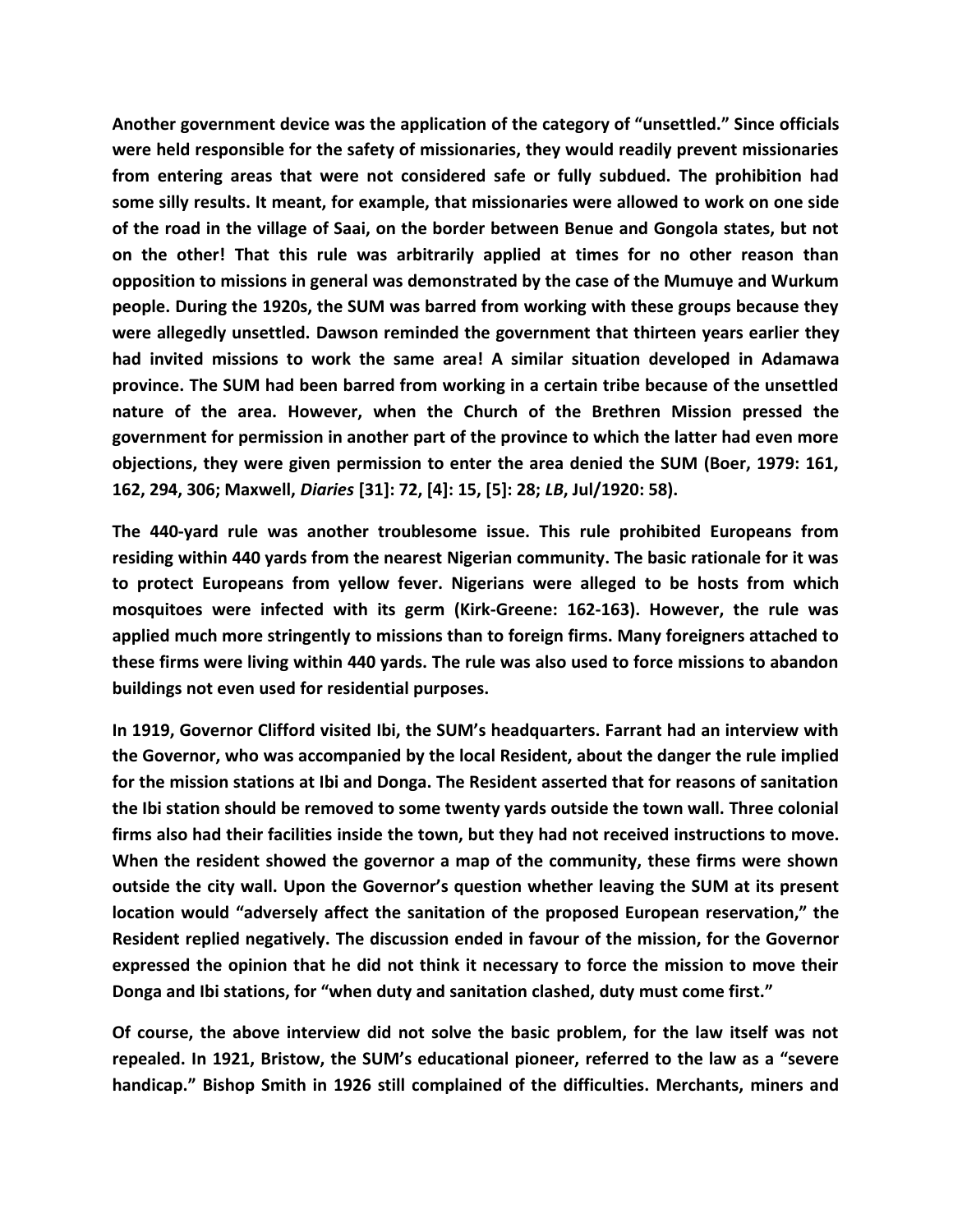**Another government device was the application of the category of "unsettled." Since officials were held responsible for the safety of missionaries, they would readily prevent missionaries from entering areas that were not considered safe or fully subdued. The prohibition had some silly results. It meant, for example, that missionaries were allowed to work on one side of the road in the village of Saai, on the border between Benue and Gongola states, but not on the other! That this rule was arbitrarily applied at times for no other reason than opposition to missions in general was demonstrated by the case of the Mumuye and Wurkum people. During the 1920s, the SUM was barred from working with these groups because they were allegedly unsettled. Dawson reminded the government that thirteen years earlier they had invited missions to work the same area! A similar situation developed in Adamawa province. The SUM had been barred from working in a certain tribe because of the unsettled nature of the area. However, when the Church of the Brethren Mission pressed the government for permission in another part of the province to which the latter had even more objections, they were given permission to enter the area denied the SUM (Boer, 1979: 161, 162, 294, 306; Maxwell, *Diaries* [31]: 72, [4]: 15, [5]: 28; *LB*, Jul/1920: 58).**

**The 440-yard rule was another troublesome issue. This rule prohibited Europeans from residing within 440 yards from the nearest Nigerian community. The basic rationale for it was to protect Europeans from yellow fever. Nigerians were alleged to be hosts from which mosquitoes were infected with its germ (Kirk-Greene: 162-163). However, the rule was applied much more stringently to missions than to foreign firms. Many foreigners attached to these firms were living within 440 yards. The rule was also used to force missions to abandon buildings not even used for residential purposes.**

**In 1919, Governor Clifford visited Ibi, the SUM's headquarters. Farrant had an interview with the Governor, who was accompanied by the local Resident, about the danger the rule implied for the mission stations at Ibi and Donga. The Resident asserted that for reasons of sanitation the Ibi station should be removed to some twenty yards outside the town wall. Three colonial firms also had their facilities inside the town, but they had not received instructions to move. When the resident showed the governor a map of the community, these firms were shown outside the city wall. Upon the Governor's question whether leaving the SUM at its present location would "adversely affect the sanitation of the proposed European reservation," the Resident replied negatively. The discussion ended in favour of the mission, for the Governor expressed the opinion that he did not think it necessary to force the mission to move their Donga and Ibi stations, for "when duty and sanitation clashed, duty must come first."**

**Of course, the above interview did not solve the basic problem, for the law itself was not repealed. In 1921, Bristow, the SUM's educational pioneer, referred to the law as a "severe handicap." Bishop Smith in 1926 still complained of the difficulties. Merchants, miners and**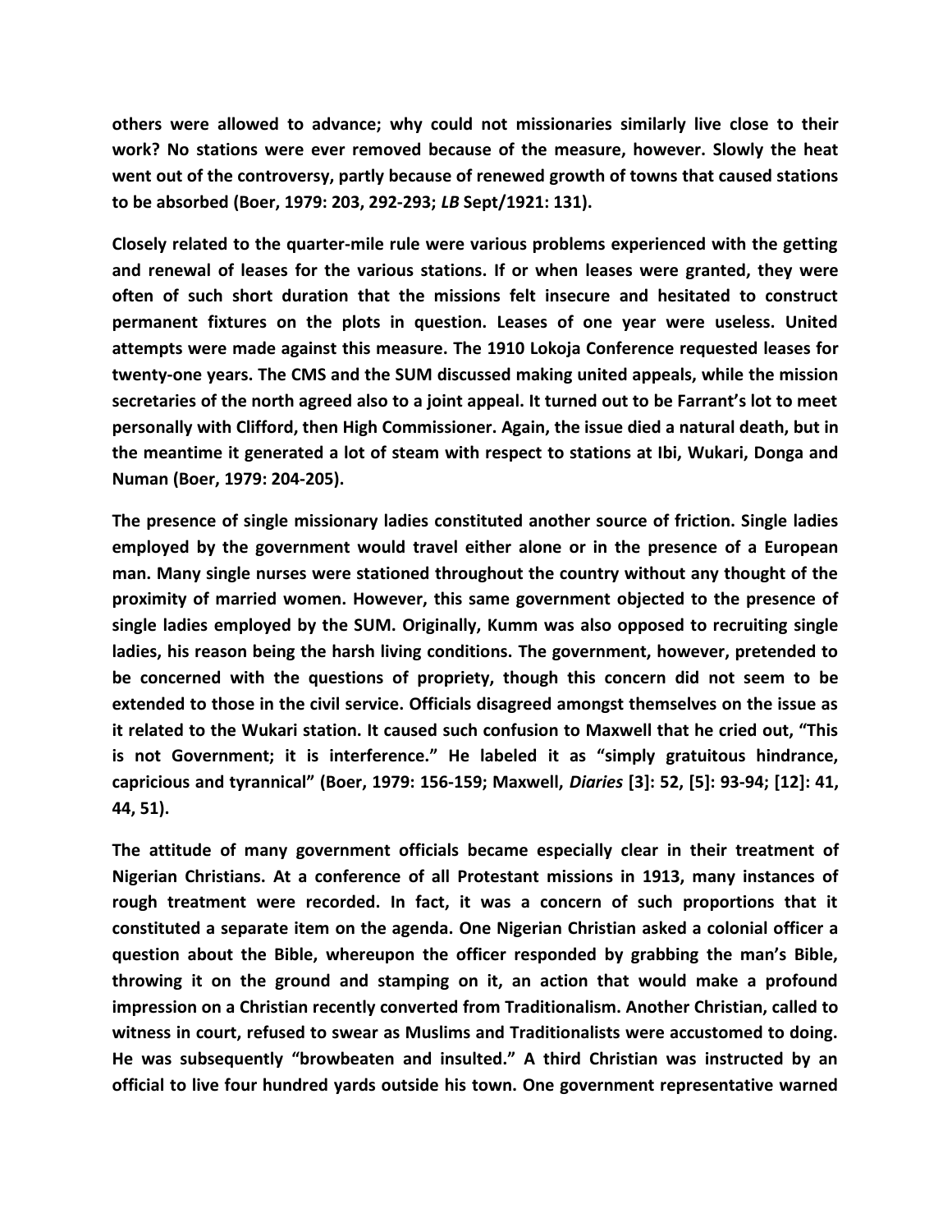**others were allowed to advance; why could not missionaries similarly live close to their work? No stations were ever removed because of the measure, however. Slowly the heat went out of the controversy, partly because of renewed growth of towns that caused stations to be absorbed (Boer, 1979: 203, 292-293; *LB* Sept/1921: 131).**

**Closely related to the quarter-mile rule were various problems experienced with the getting and renewal of leases for the various stations. If or when leases were granted, they were often of such short duration that the missions felt insecure and hesitated to construct permanent fixtures on the plots in question. Leases of one year were useless. United attempts were made against this measure. The 1910 Lokoja Conference requested leases for twenty-one years. The CMS and the SUM discussed making united appeals, while the mission secretaries of the north agreed also to a joint appeal. It turned out to be Farrant's lot to meet personally with Clifford, then High Commissioner. Again, the issue died a natural death, but in the meantime it generated a lot of steam with respect to stations at Ibi, Wukari, Donga and Numan (Boer, 1979: 204-205).**

**The presence of single missionary ladies constituted another source of friction. Single ladies employed by the government would travel either alone or in the presence of a European man. Many single nurses were stationed throughout the country without any thought of the proximity of married women. However, this same government objected to the presence of single ladies employed by the SUM. Originally, Kumm was also opposed to recruiting single ladies, his reason being the harsh living conditions. The government, however, pretended to be concerned with the questions of propriety, though this concern did not seem to be extended to those in the civil service. Officials disagreed amongst themselves on the issue as it related to the Wukari station. It caused such confusion to Maxwell that he cried out, "This is not Government; it is interference." He labeled it as "simply gratuitous hindrance, capricious and tyrannical" (Boer, 1979: 156-159; Maxwell, *Diaries* [3]: 52, [5]: 93-94; [12]: 41, 44, 51).**

**The attitude of many government officials became especially clear in their treatment of Nigerian Christians. At a conference of all Protestant missions in 1913, many instances of rough treatment were recorded. In fact, it was a concern of such proportions that it constituted a separate item on the agenda. One Nigerian Christian asked a colonial officer a question about the Bible, whereupon the officer responded by grabbing the man's Bible, throwing it on the ground and stamping on it, an action that would make a profound impression on a Christian recently converted from Traditionalism. Another Christian, called to witness in court, refused to swear as Muslims and Traditionalists were accustomed to doing. He was subsequently "browbeaten and insulted." A third Christian was instructed by an official to live four hundred yards outside his town. One government representative warned**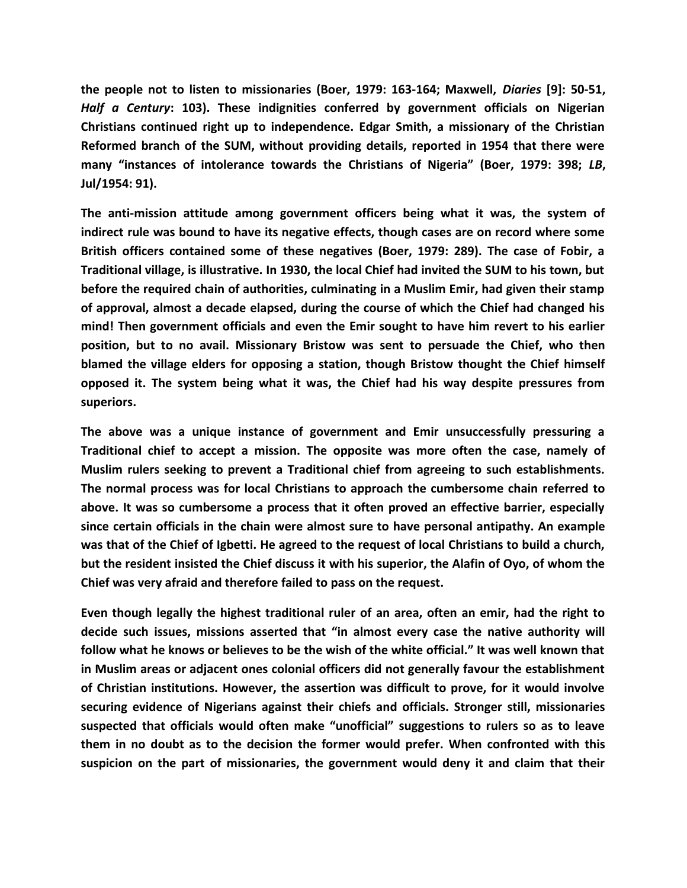**the people not to listen to missionaries (Boer, 1979: 163-164; Maxwell, *Diaries* [9]: 50-51, *Half a Century*: 103). These indignities conferred by government officials on Nigerian Christians continued right up to independence. Edgar Smith, a missionary of the Christian Reformed branch of the SUM, without providing details, reported in 1954 that there were many "instances of intolerance towards the Christians of Nigeria" (Boer, 1979: 398; *LB*, Jul/1954: 91).**

**The anti-mission attitude among government officers being what it was, the system of indirect rule was bound to have its negative effects, though cases are on record where some British officers contained some of these negatives (Boer, 1979: 289). The case of Fobir, a Traditional village, is illustrative. In 1930, the local Chief had invited the SUM to his town, but before the required chain of authorities, culminating in a Muslim Emir, had given their stamp of approval, almost a decade elapsed, during the course of which the Chief had changed his mind! Then government officials and even the Emir sought to have him revert to his earlier position, but to no avail. Missionary Bristow was sent to persuade the Chief, who then blamed the village elders for opposing a station, though Bristow thought the Chief himself opposed it. The system being what it was, the Chief had his way despite pressures from superiors.**

**The above was a unique instance of government and Emir unsuccessfully pressuring a Traditional chief to accept a mission. The opposite was more often the case, namely of Muslim rulers seeking to prevent a Traditional chief from agreeing to such establishments. The normal process was for local Christians to approach the cumbersome chain referred to above. It was so cumbersome a process that it often proved an effective barrier, especially since certain officials in the chain were almost sure to have personal antipathy. An example was that of the Chief of Igbetti. He agreed to the request of local Christians to build a church, but the resident insisted the Chief discuss it with his superior, the Alafin of Oyo, of whom the Chief was very afraid and therefore failed to pass on the request.**

**Even though legally the highest traditional ruler of an area, often an emir, had the right to decide such issues, missions asserted that "in almost every case the native authority will follow what he knows or believes to be the wish of the white official." It was well known that in Muslim areas or adjacent ones colonial officers did not generally favour the establishment of Christian institutions. However, the assertion was difficult to prove, for it would involve securing evidence of Nigerians against their chiefs and officials. Stronger still, missionaries suspected that officials would often make "unofficial" suggestions to rulers so as to leave them in no doubt as to the decision the former would prefer. When confronted with this suspicion on the part of missionaries, the government would deny it and claim that their**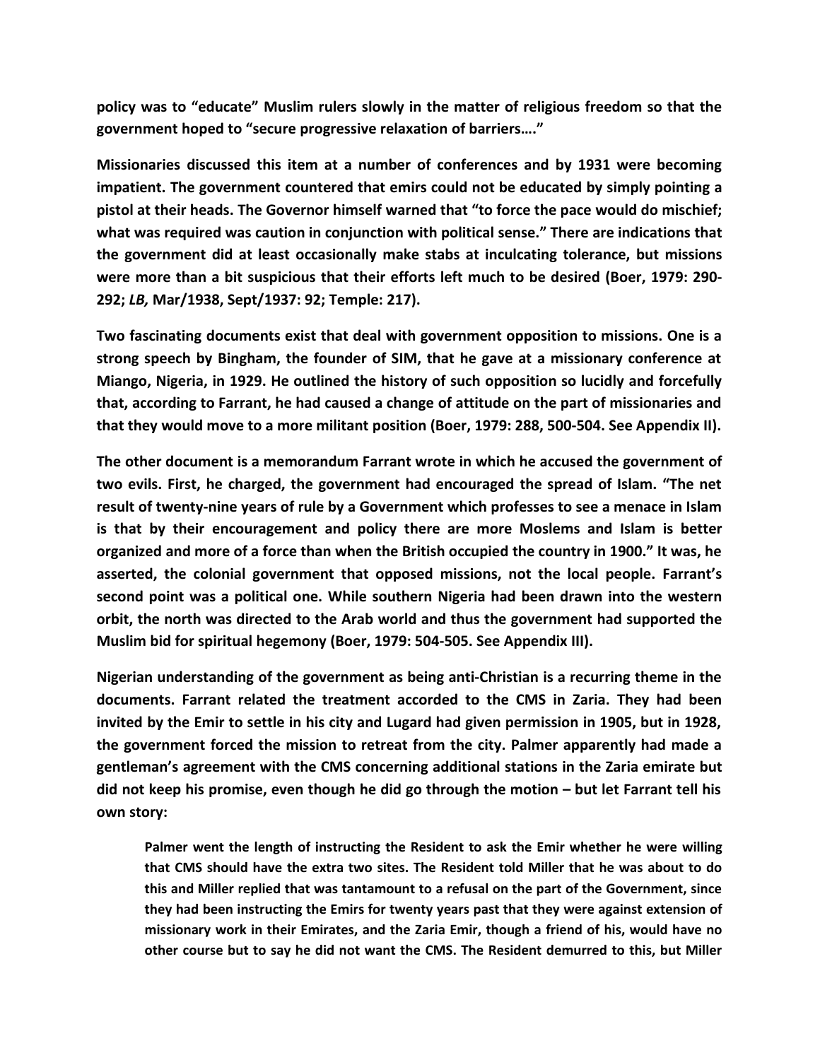**policy was to "educate" Muslim rulers slowly in the matter of religious freedom so that the government hoped to "secure progressive relaxation of barriers…."**

**Missionaries discussed this item at a number of conferences and by 1931 were becoming impatient. The government countered that emirs could not be educated by simply pointing a pistol at their heads. The Governor himself warned that "to force the pace would do mischief; what was required was caution in conjunction with political sense." There are indications that the government did at least occasionally make stabs at inculcating tolerance, but missions were more than a bit suspicious that their efforts left much to be desired (Boer, 1979: 290-292; *LB,* Mar/1938, Sept/1937: 92; Temple: 217).**

**Two fascinating documents exist that deal with government opposition to missions. One is a strong speech by Bingham, the founder of SIM, that he gave at a missionary conference at Miango, Nigeria, in 1929. He outlined the history of such opposition so lucidly and forcefully that, according to Farrant, he had caused a change of attitude on the part of missionaries and that they would move to a more militant position (Boer, 1979: 288, 500-504. See Appendix II).**

**The other document is a memorandum Farrant wrote in which he accused the government of two evils. First, he charged, the government had encouraged the spread of Islam. "The net result of twenty-nine years of rule by a Government which professes to see a menace in Islam is that by their encouragement and policy there are more Moslems and Islam is better organized and more of a force than when the British occupied the country in 1900." It was, he asserted, the colonial government that opposed missions, not the local people. Farrant's second point was a political one. While southern Nigeria had been drawn into the western orbit, the north was directed to the Arab world and thus the government had supported the Muslim bid for spiritual hegemony (Boer, 1979: 504-505. See Appendix III).**

**Nigerian understanding of the government as being anti-Christian is a recurring theme in the documents. Farrant related the treatment accorded to the CMS in Zaria. They had been invited by the Emir to settle in his city and Lugard had given permission in 1905, but in 1928, the government forced the mission to retreat from the city. Palmer apparently had made a gentleman's agreement with the CMS concerning additional stations in the Zaria emirate but did not keep his promise, even though he did go through the motion – but let Farrant tell his own story:**

> **Palmer went the length of instructing the Resident to ask the Emir whether he were willing that CMS should have the extra two sites. The Resident told Miller that he was about to do this and Miller replied that was tantamount to a refusal on the part of the Government, since they had been instructing the Emirs for twenty years past that they were against extension of missionary work in their Emirates, and the Zaria Emir, though a friend of his, would have no other course but to say he did not want the CMS. The Resident demurred to this, but Miller**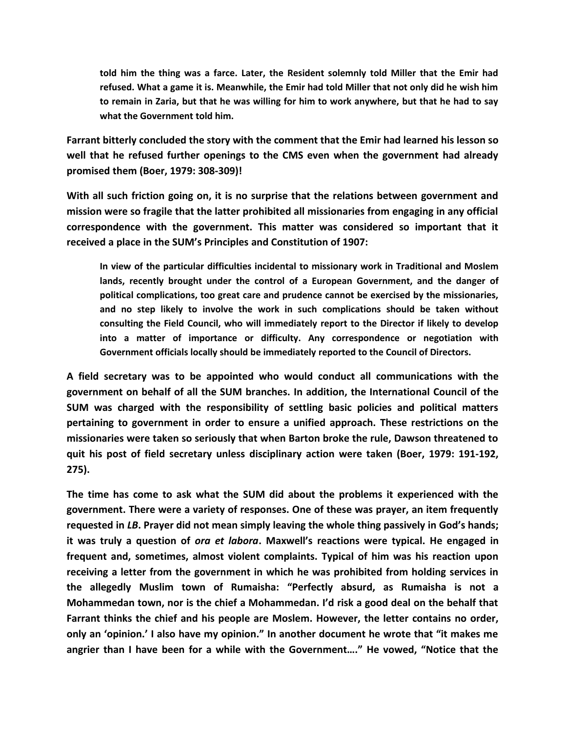> told him the thing was a farce. Later, the Resident solemnly told Miller that the Emir had refused. What a game it is. Meanwhile, the Emir had told Miller that not only did he wish him to remain in Zaria, but that he was willing for him to work anywhere, but that he had to say what the Government told him.

Farrant bitterly concluded the story with the comment that the Emir had learned his lesson so well that he refused further openings to the CMS even when the government had already promised them (Boer, 1979: 308-309)!

With all such friction going on, it is no surprise that the relations between government and mission were so fragile that the latter prohibited all missionaries from engaging in any official correspondence with the government. This matter was considered so important that it received a place in the SUM's Principles and Constitution of 1907:

> In view of the particular difficulties incidental to missionary work in Traditional and Moslem lands, recently brought under the control of a European Government, and the danger of political complications, too great care and prudence cannot be exercised by the missionaries, and no step likely to involve the work in such complications should be taken without consulting the Field Council, who will immediately report to the Director if likely to develop into a matter of importance or difficulty. Any correspondence or negotiation with Government officials locally should be immediately reported to the Council of Directors.

A field secretary was to be appointed who would conduct all communications with the government on behalf of all the SUM branches. In addition, the International Council of the SUM was charged with the responsibility of settling basic policies and political matters pertaining to government in order to ensure a unified approach. These restrictions on the missionaries were taken so seriously that when Barton broke the rule, Dawson threatened to quit his post of field secretary unless disciplinary action were taken (Boer, 1979: 191-192, 275).

The time has come to ask what the SUM did about the problems it experienced with the government. There were a variety of responses. One of these was prayer, an item frequently requested in *LB*. Prayer did not mean simply leaving the whole thing passively in God's hands; it was truly a question of *ora et labora*. Maxwell's reactions were typical. He engaged in frequent and, sometimes, almost violent complaints. Typical of him was his reaction upon receiving a letter from the government in which he was prohibited from holding services in the allegedly Muslim town of Rumaisha: "Perfectly absurd, as Rumaisha is not a Mohammedan town, nor is the chief a Mohammedan. I'd risk a good deal on the behalf that Farrant thinks the chief and his people are Moslem. However, the letter contains no order, only an 'opinion.' I also have my opinion." In another document he wrote that "it makes me angrier than I have been for a while with the Government…." He vowed, "Notice that the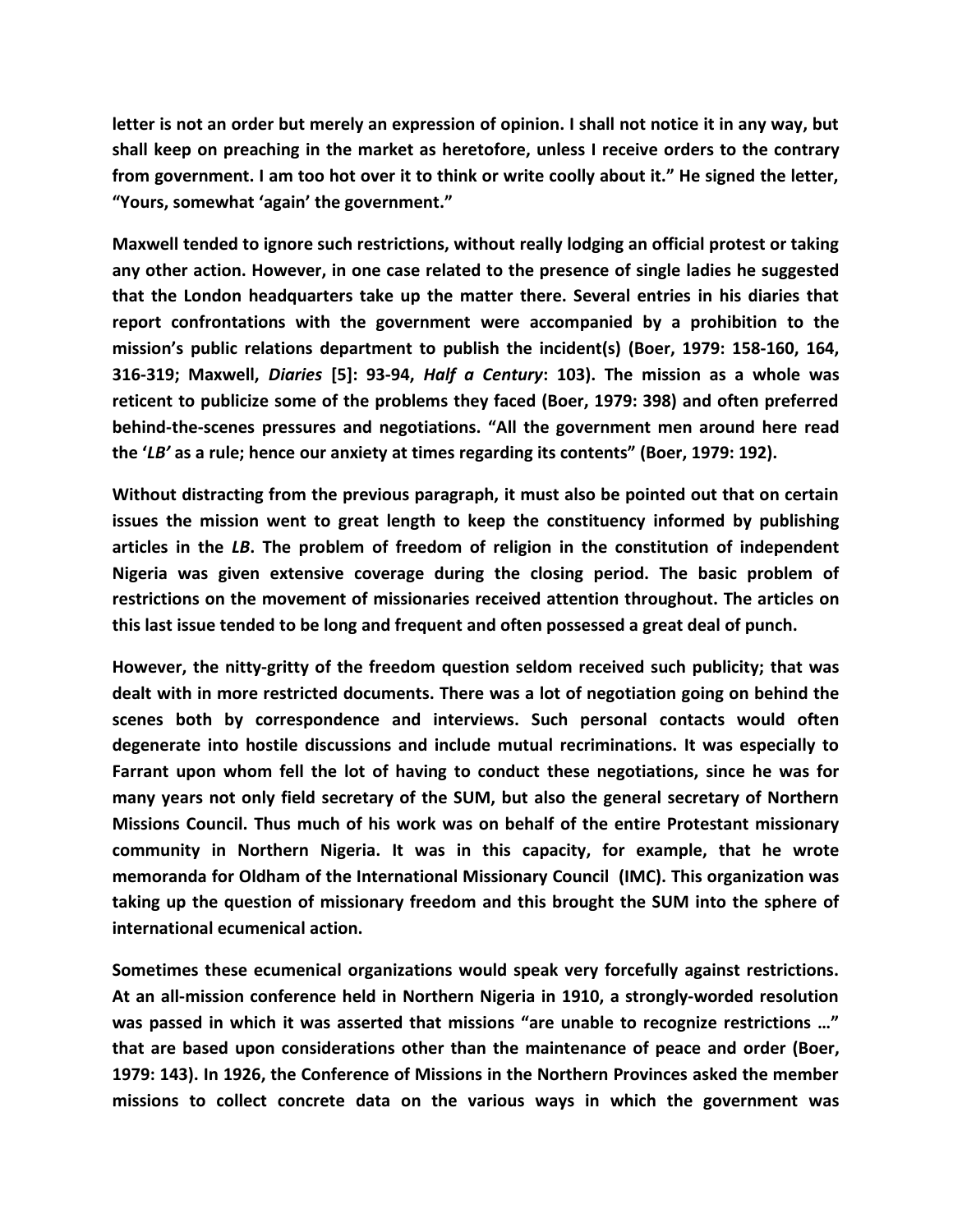letter is not an order but merely an expression of opinion. I shall not notice it in any way, but shall keep on preaching in the market as heretofore, unless I receive orders to the contrary from government. I am too hot over it to think or write coolly about it." He signed the letter, "Yours, somewhat 'again' the government."

Maxwell tended to ignore such restrictions, without really lodging an official protest or taking any other action. However, in one case related to the presence of single ladies he suggested that the London headquarters take up the matter there. Several entries in his diaries that report confrontations with the government were accompanied by a prohibition to the mission's public relations department to publish the incident(s) (Boer, 1979: 158-160, 164, 316-319; Maxwell, *Diaries* [5]: 93-94, *Half a Century*: 103). The mission as a whole was reticent to publicize some of the problems they faced (Boer, 1979: 398) and often preferred behind-the-scenes pressures and negotiations. "All the government men around here read the '*LB'* as a rule; hence our anxiety at times regarding its contents" (Boer, 1979: 192).

Without distracting from the previous paragraph, it must also be pointed out that on certain issues the mission went to great length to keep the constituency informed by publishing articles in the *LB*. The problem of freedom of religion in the constitution of independent Nigeria was given extensive coverage during the closing period. The basic problem of restrictions on the movement of missionaries received attention throughout. The articles on this last issue tended to be long and frequent and often possessed a great deal of punch.

However, the nitty-gritty of the freedom question seldom received such publicity; that was dealt with in more restricted documents. There was a lot of negotiation going on behind the scenes both by correspondence and interviews. Such personal contacts would often degenerate into hostile discussions and include mutual recriminations. It was especially to Farrant upon whom fell the lot of having to conduct these negotiations, since he was for many years not only field secretary of the SUM, but also the general secretary of Northern Missions Council. Thus much of his work was on behalf of the entire Protestant missionary community in Northern Nigeria. It was in this capacity, for example, that he wrote memoranda for Oldham of the International Missionary Council (IMC). This organization was taking up the question of missionary freedom and this brought the SUM into the sphere of international ecumenical action.

Sometimes these ecumenical organizations would speak very forcefully against restrictions. At an all-mission conference held in Northern Nigeria in 1910, a strongly-worded resolution was passed in which it was asserted that missions "are unable to recognize restrictions …" that are based upon considerations other than the maintenance of peace and order (Boer, 1979: 143). In 1926, the Conference of Missions in the Northern Provinces asked the member missions to collect concrete data on the various ways in which the government was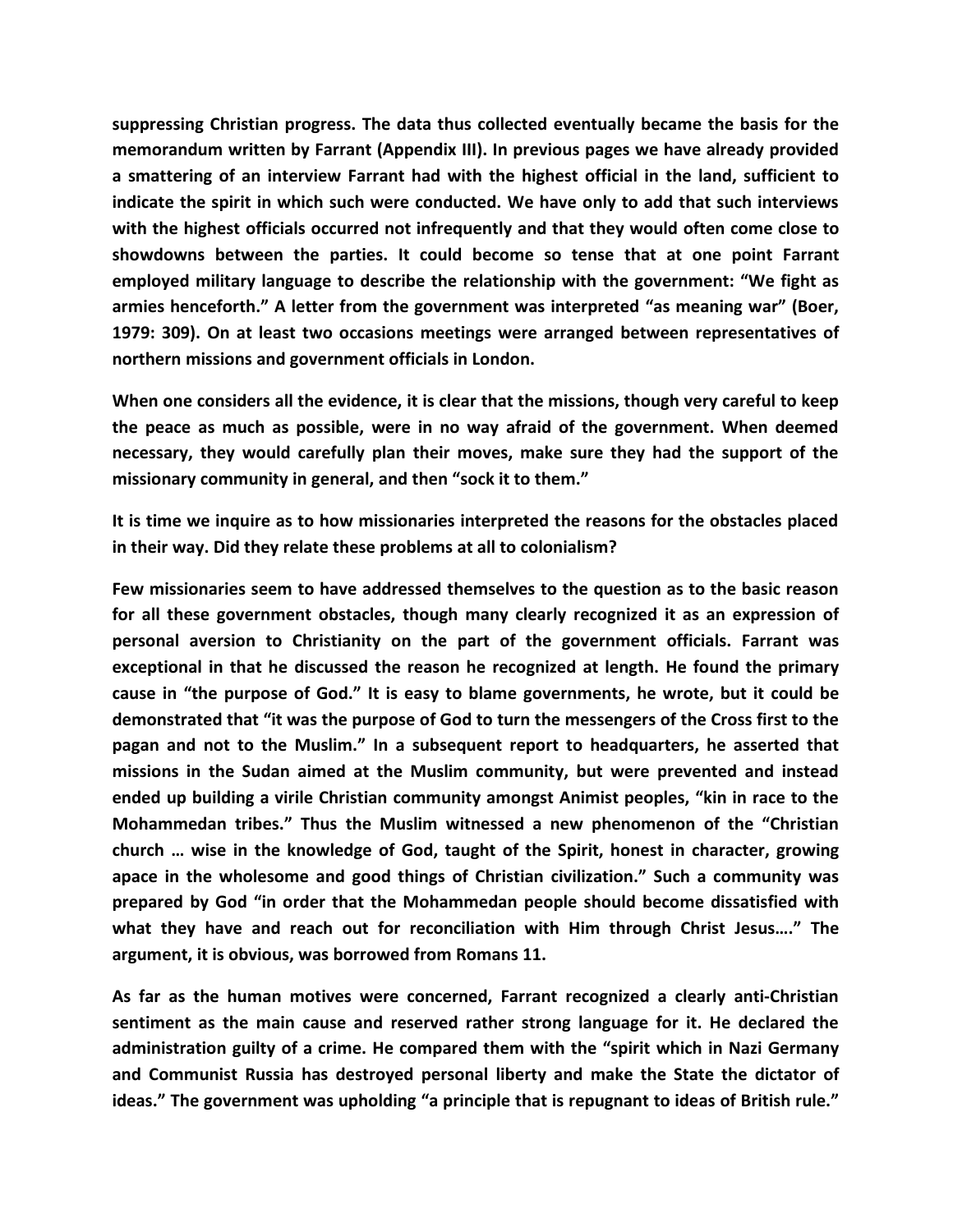suppressing Christian progress. The data thus collected eventually became the basis for the memorandum written by Farrant (Appendix III). In previous pages we have already provided a smattering of an interview Farrant had with the highest official in the land, sufficient to indicate the spirit in which such were conducted. We have only to add that such interviews with the highest officials occurred not infrequently and that they would often come close to showdowns between the parties. It could become so tense that at one point Farrant employed military language to describe the relationship with the government: "We fight as armies henceforth." A letter from the government was interpreted "as meaning war" (Boer, 1979: 309). On at least two occasions meetings were arranged between representatives of northern missions and government officials in London.

When one considers all the evidence, it is clear that the missions, though very careful to keep the peace as much as possible, were in no way afraid of the government. When deemed necessary, they would carefully plan their moves, make sure they had the support of the missionary community in general, and then "sock it to them."

It is time we inquire as to how missionaries interpreted the reasons for the obstacles placed in their way. Did they relate these problems at all to colonialism?

Few missionaries seem to have addressed themselves to the question as to the basic reason for all these government obstacles, though many clearly recognized it as an expression of personal aversion to Christianity on the part of the government officials. Farrant was exceptional in that he discussed the reason he recognized at length. He found the primary cause in "the purpose of God." It is easy to blame governments, he wrote, but it could be demonstrated that "it was the purpose of God to turn the messengers of the Cross first to the pagan and not to the Muslim." In a subsequent report to headquarters, he asserted that missions in the Sudan aimed at the Muslim community, but were prevented and instead ended up building a virile Christian community amongst Animist peoples, "kin in race to the Mohammedan tribes." Thus the Muslim witnessed a new phenomenon of the "Christian church … wise in the knowledge of God, taught of the Spirit, honest in character, growing apace in the wholesome and good things of Christian civilization." Such a community was prepared by God "in order that the Mohammedan people should become dissatisfied with what they have and reach out for reconciliation with Him through Christ Jesus…." The argument, it is obvious, was borrowed from Romans 11.

As far as the human motives were concerned, Farrant recognized a clearly anti-Christian sentiment as the main cause and reserved rather strong language for it. He declared the administration guilty of a crime. He compared them with the "spirit which in Nazi Germany and Communist Russia has destroyed personal liberty and make the State the dictator of ideas." The government was upholding "a principle that is repugnant to ideas of British rule."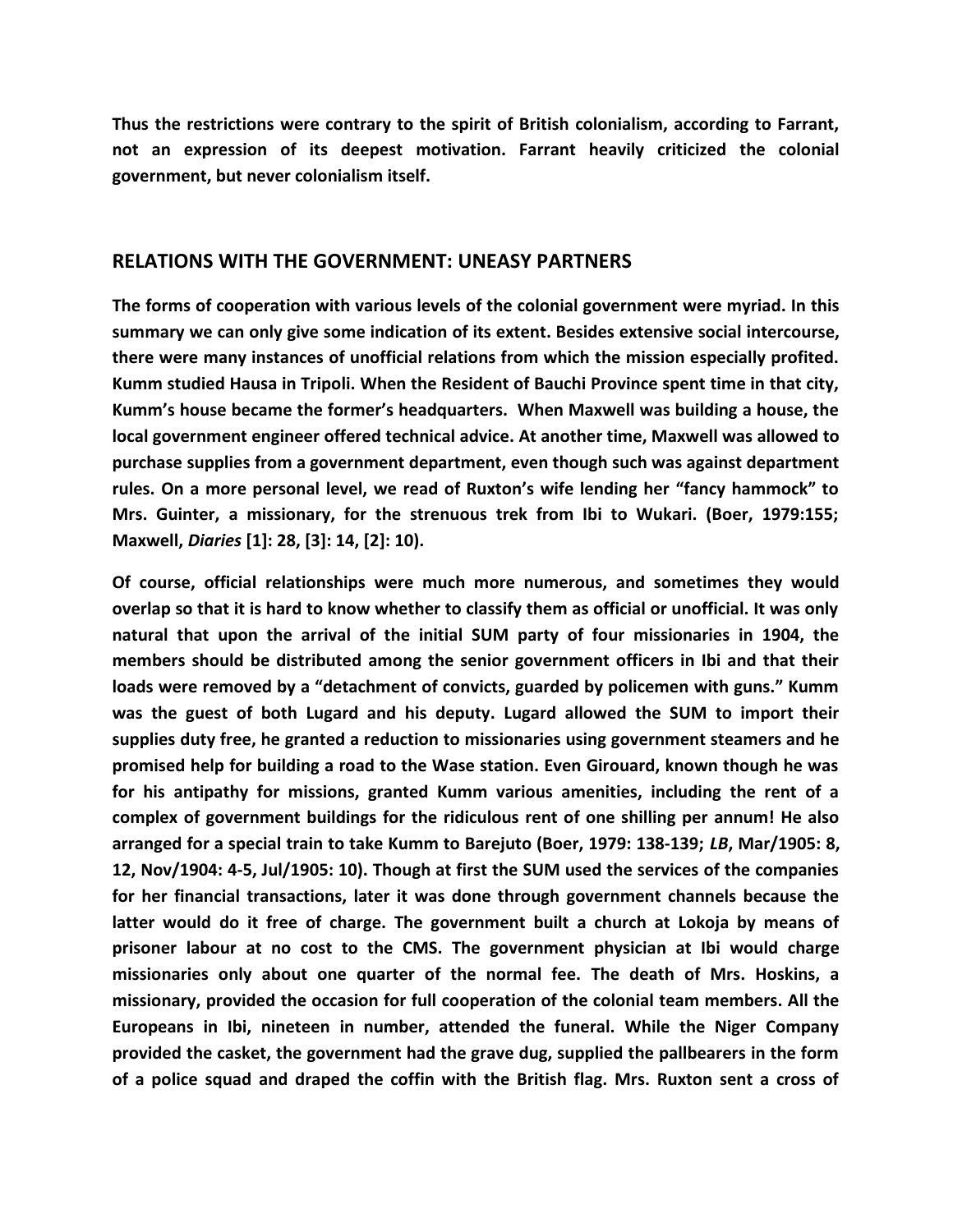**Thus the restrictions were contrary to the spirit of British colonialism, according to Farrant, not an expression of its deepest motivation. Farrant heavily criticized the colonial government, but never colonialism itself.**

## RELATIONS WITH THE GOVERNMENT: UNEASY PARTNERS

**The forms of cooperation with various levels of the colonial government were myriad. In this summary we can only give some indication of its extent. Besides extensive social intercourse, there were many instances of unofficial relations from which the mission especially profited. Kumm studied Hausa in Tripoli. When the Resident of Bauchi Province spent time in that city, Kumm's house became the former's headquarters. When Maxwell was building a house, the local government engineer offered technical advice. At another time, Maxwell was allowed to purchase supplies from a government department, even though such was against department rules. On a more personal level, we read of Ruxton's wife lending her "fancy hammock" to Mrs. Guinter, a missionary, for the strenuous trek from Ibi to Wukari. (Boer, 1979:155; Maxwell, *Diaries* [1]: 28, [3]: 14, [2]: 10).**

**Of course, official relationships were much more numerous, and sometimes they would overlap so that it is hard to know whether to classify them as official or unofficial. It was only natural that upon the arrival of the initial SUM party of four missionaries in 1904, the members should be distributed among the senior government officers in Ibi and that their loads were removed by a "detachment of convicts, guarded by policemen with guns." Kumm was the guest of both Lugard and his deputy. Lugard allowed the SUM to import their supplies duty free, he granted a reduction to missionaries using government steamers and he promised help for building a road to the Wase station. Even Girouard, known though he was for his antipathy for missions, granted Kumm various amenities, including the rent of a complex of government buildings for the ridiculous rent of one shilling per annum! He also arranged for a special train to take Kumm to Barejuto (Boer, 1979: 138-139; *LB*, Mar/1905: 8, 12, Nov/1904: 4-5, Jul/1905: 10). Though at first the SUM used the services of the companies for her financial transactions, later it was done through government channels because the latter would do it free of charge. The government built a church at Lokoja by means of prisoner labour at no cost to the CMS. The government physician at Ibi would charge missionaries only about one quarter of the normal fee. The death of Mrs. Hoskins, a missionary, provided the occasion for full cooperation of the colonial team members. All the Europeans in Ibi, nineteen in number, attended the funeral. While the Niger Company provided the casket, the government had the grave dug, supplied the pallbearers in the form of a police squad and draped the coffin with the British flag. Mrs. Ruxton sent a cross of**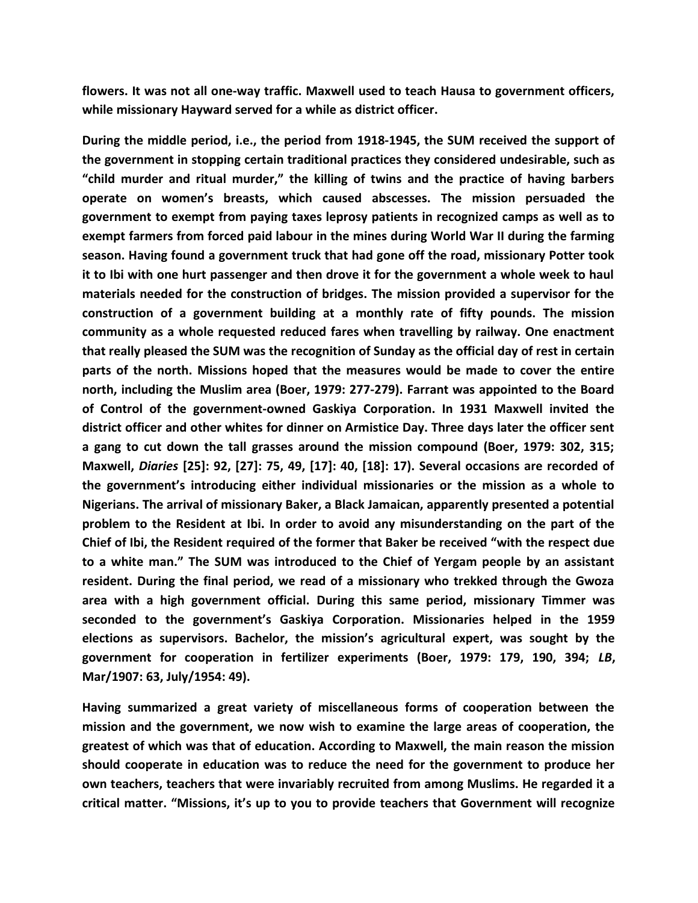flowers. It was not all one-way traffic. Maxwell used to teach Hausa to government officers, while missionary Hayward served for a while as district officer.

During the middle period, i.e., the period from 1918-1945, the SUM received the support of the government in stopping certain traditional practices they considered undesirable, such as "child murder and ritual murder," the killing of twins and the practice of having barbers operate on women's breasts, which caused abscesses. The mission persuaded the government to exempt from paying taxes leprosy patients in recognized camps as well as to exempt farmers from forced paid labour in the mines during World War II during the farming season. Having found a government truck that had gone off the road, missionary Potter took it to Ibi with one hurt passenger and then drove it for the government a whole week to haul materials needed for the construction of bridges. The mission provided a supervisor for the construction of a government building at a monthly rate of fifty pounds. The mission community as a whole requested reduced fares when travelling by railway. One enactment that really pleased the SUM was the recognition of Sunday as the official day of rest in certain parts of the north. Missions hoped that the measures would be made to cover the entire north, including the Muslim area (Boer, 1979: 277-279). Farrant was appointed to the Board of Control of the government-owned Gaskiya Corporation. In 1931 Maxwell invited the district officer and other whites for dinner on Armistice Day. Three days later the officer sent a gang to cut down the tall grasses around the mission compound (Boer, 1979: 302, 315; Maxwell, *Diaries* [25]: 92, [27]: 75, 49, [17]: 40, [18]: 17). Several occasions are recorded of the government's introducing either individual missionaries or the mission as a whole to Nigerians. The arrival of missionary Baker, a Black Jamaican, apparently presented a potential problem to the Resident at Ibi. In order to avoid any misunderstanding on the part of the Chief of Ibi, the Resident required of the former that Baker be received "with the respect due to a white man." The SUM was introduced to the Chief of Yergam people by an assistant resident. During the final period, we read of a missionary who trekked through the Gwoza area with a high government official. During this same period, missionary Timmer was seconded to the government's Gaskiya Corporation. Missionaries helped in the 1959 elections as supervisors. Bachelor, the mission's agricultural expert, was sought by the government for cooperation in fertilizer experiments (Boer, 1979: 179, 190, 394; *LB*, Mar/1907: 63, July/1954: 49).

Having summarized a great variety of miscellaneous forms of cooperation between the mission and the government, we now wish to examine the large areas of cooperation, the greatest of which was that of education. According to Maxwell, the main reason the mission should cooperate in education was to reduce the need for the government to produce her own teachers, teachers that were invariably recruited from among Muslims. He regarded it a critical matter. "Missions, it's up to you to provide teachers that Government will recognize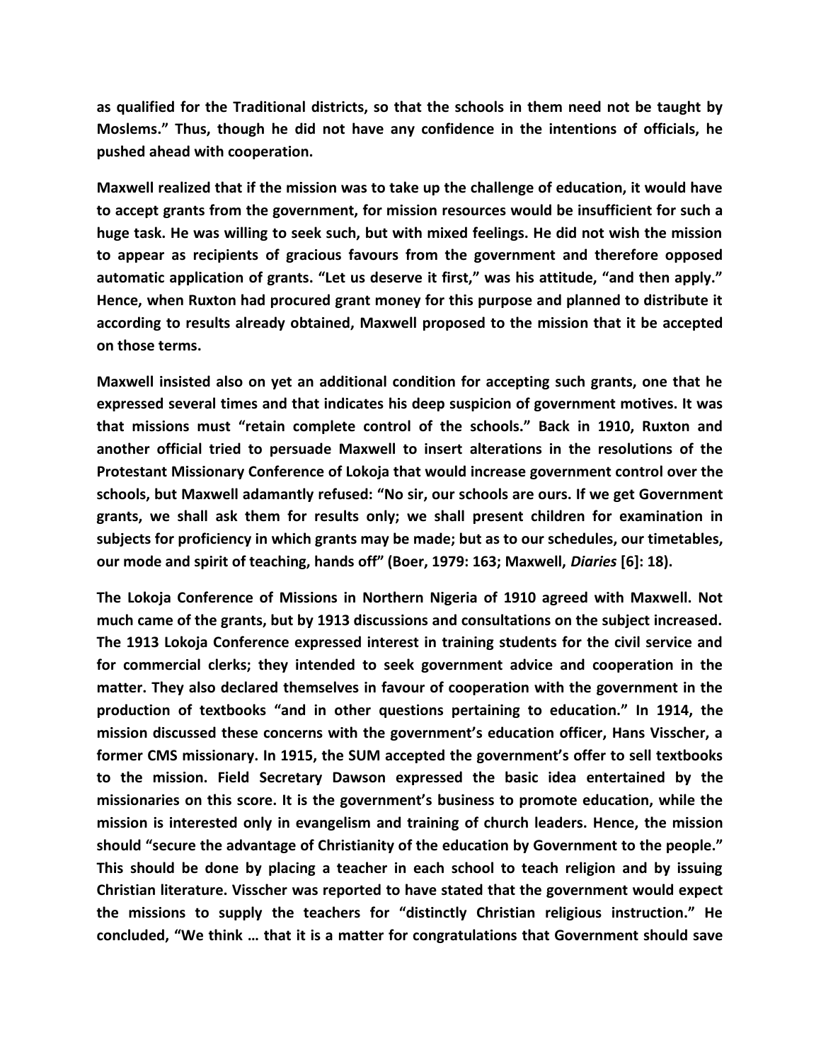as qualified for the Traditional districts, so that the schools in them need not be taught by Moslems." Thus, though he did not have any confidence in the intentions of officials, he pushed ahead with cooperation.

Maxwell realized that if the mission was to take up the challenge of education, it would have to accept grants from the government, for mission resources would be insufficient for such a huge task. He was willing to seek such, but with mixed feelings. He did not wish the mission to appear as recipients of gracious favours from the government and therefore opposed automatic application of grants. "Let us deserve it first," was his attitude, "and then apply." Hence, when Ruxton had procured grant money for this purpose and planned to distribute it according to results already obtained, Maxwell proposed to the mission that it be accepted on those terms.

Maxwell insisted also on yet an additional condition for accepting such grants, one that he expressed several times and that indicates his deep suspicion of government motives. It was that missions must "retain complete control of the schools." Back in 1910, Ruxton and another official tried to persuade Maxwell to insert alterations in the resolutions of the Protestant Missionary Conference of Lokoja that would increase government control over the schools, but Maxwell adamantly refused: "No sir, our schools are ours. If we get Government grants, we shall ask them for results only; we shall present children for examination in subjects for proficiency in which grants may be made; but as to our schedules, our timetables, our mode and spirit of teaching, hands off" (Boer, 1979: 163; Maxwell, *Diaries* [6]: 18).

The Lokoja Conference of Missions in Northern Nigeria of 1910 agreed with Maxwell. Not much came of the grants, but by 1913 discussions and consultations on the subject increased. The 1913 Lokoja Conference expressed interest in training students for the civil service and for commercial clerks; they intended to seek government advice and cooperation in the matter. They also declared themselves in favour of cooperation with the government in the production of textbooks "and in other questions pertaining to education." In 1914, the mission discussed these concerns with the government's education officer, Hans Visscher, a former CMS missionary. In 1915, the SUM accepted the government's offer to sell textbooks to the mission. Field Secretary Dawson expressed the basic idea entertained by the missionaries on this score. It is the government's business to promote education, while the mission is interested only in evangelism and training of church leaders. Hence, the mission should "secure the advantage of Christianity of the education by Government to the people." This should be done by placing a teacher in each school to teach religion and by issuing Christian literature. Visscher was reported to have stated that the government would expect the missions to supply the teachers for "distinctly Christian religious instruction." He concluded, "We think … that it is a matter for congratulations that Government should save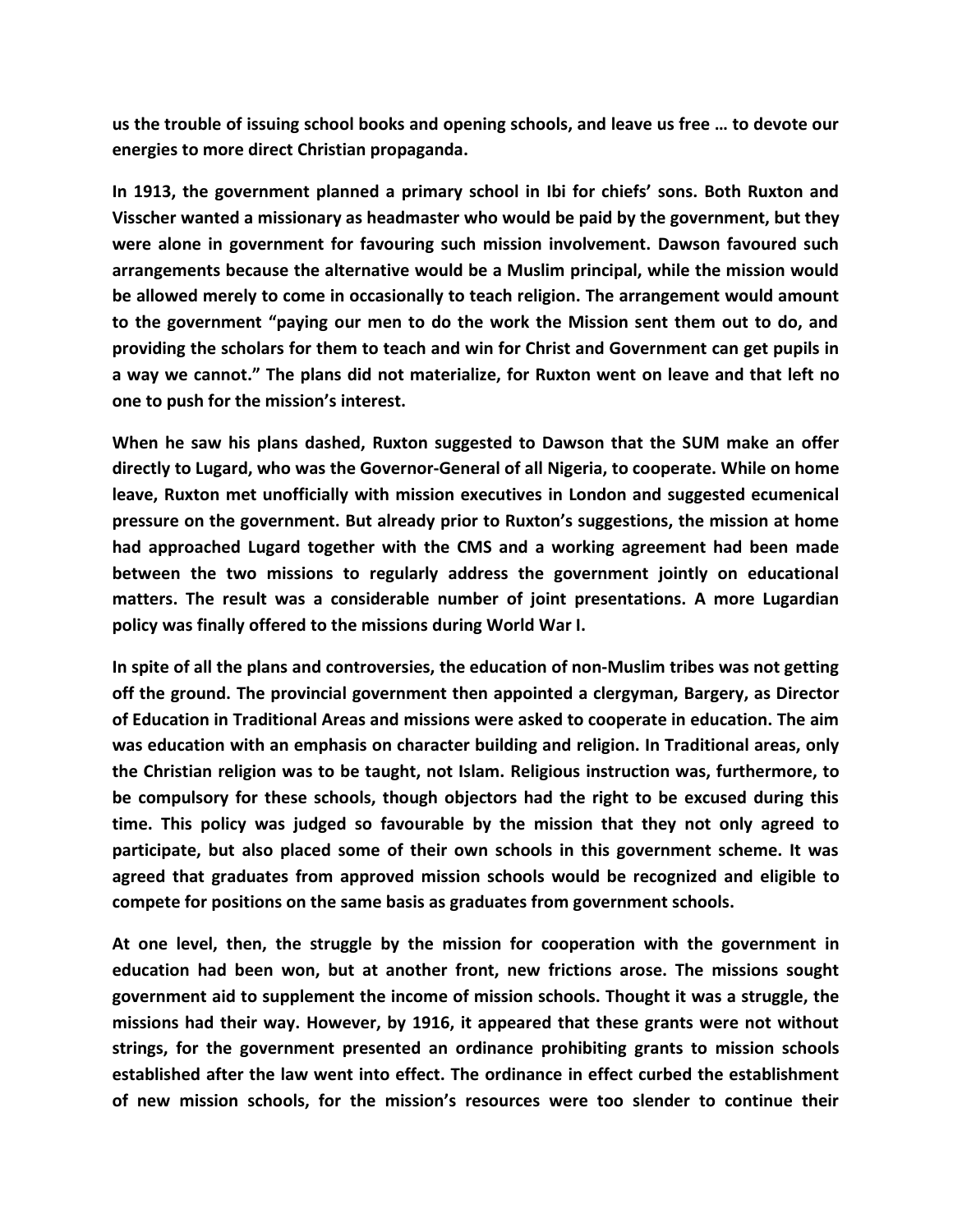**us the trouble of issuing school books and opening schools, and leave us free … to devote our energies to more direct Christian propaganda.**

**In 1913, the government planned a primary school in Ibi for chiefs' sons. Both Ruxton and Visscher wanted a missionary as headmaster who would be paid by the government, but they were alone in government for favouring such mission involvement. Dawson favoured such arrangements because the alternative would be a Muslim principal, while the mission would be allowed merely to come in occasionally to teach religion. The arrangement would amount to the government "paying our men to do the work the Mission sent them out to do, and providing the scholars for them to teach and win for Christ and Government can get pupils in a way we cannot." The plans did not materialize, for Ruxton went on leave and that left no one to push for the mission's interest.**

**When he saw his plans dashed, Ruxton suggested to Dawson that the SUM make an offer directly to Lugard, who was the Governor-General of all Nigeria, to cooperate. While on home leave, Ruxton met unofficially with mission executives in London and suggested ecumenical pressure on the government. But already prior to Ruxton's suggestions, the mission at home had approached Lugard together with the CMS and a working agreement had been made between the two missions to regularly address the government jointly on educational matters. The result was a considerable number of joint presentations. A more Lugardian policy was finally offered to the missions during World War I.**

**In spite of all the plans and controversies, the education of non-Muslim tribes was not getting off the ground. The provincial government then appointed a clergyman, Bargery, as Director of Education in Traditional Areas and missions were asked to cooperate in education. The aim was education with an emphasis on character building and religion. In Traditional areas, only the Christian religion was to be taught, not Islam. Religious instruction was, furthermore, to be compulsory for these schools, though objectors had the right to be excused during this time. This policy was judged so favourable by the mission that they not only agreed to participate, but also placed some of their own schools in this government scheme. It was agreed that graduates from approved mission schools would be recognized and eligible to compete for positions on the same basis as graduates from government schools.**

**At one level, then, the struggle by the mission for cooperation with the government in education had been won, but at another front, new frictions arose. The missions sought government aid to supplement the income of mission schools. Thought it was a struggle, the missions had their way. However, by 1916, it appeared that these grants were not without strings, for the government presented an ordinance prohibiting grants to mission schools established after the law went into effect. The ordinance in effect curbed the establishment of new mission schools, for the mission's resources were too slender to continue their**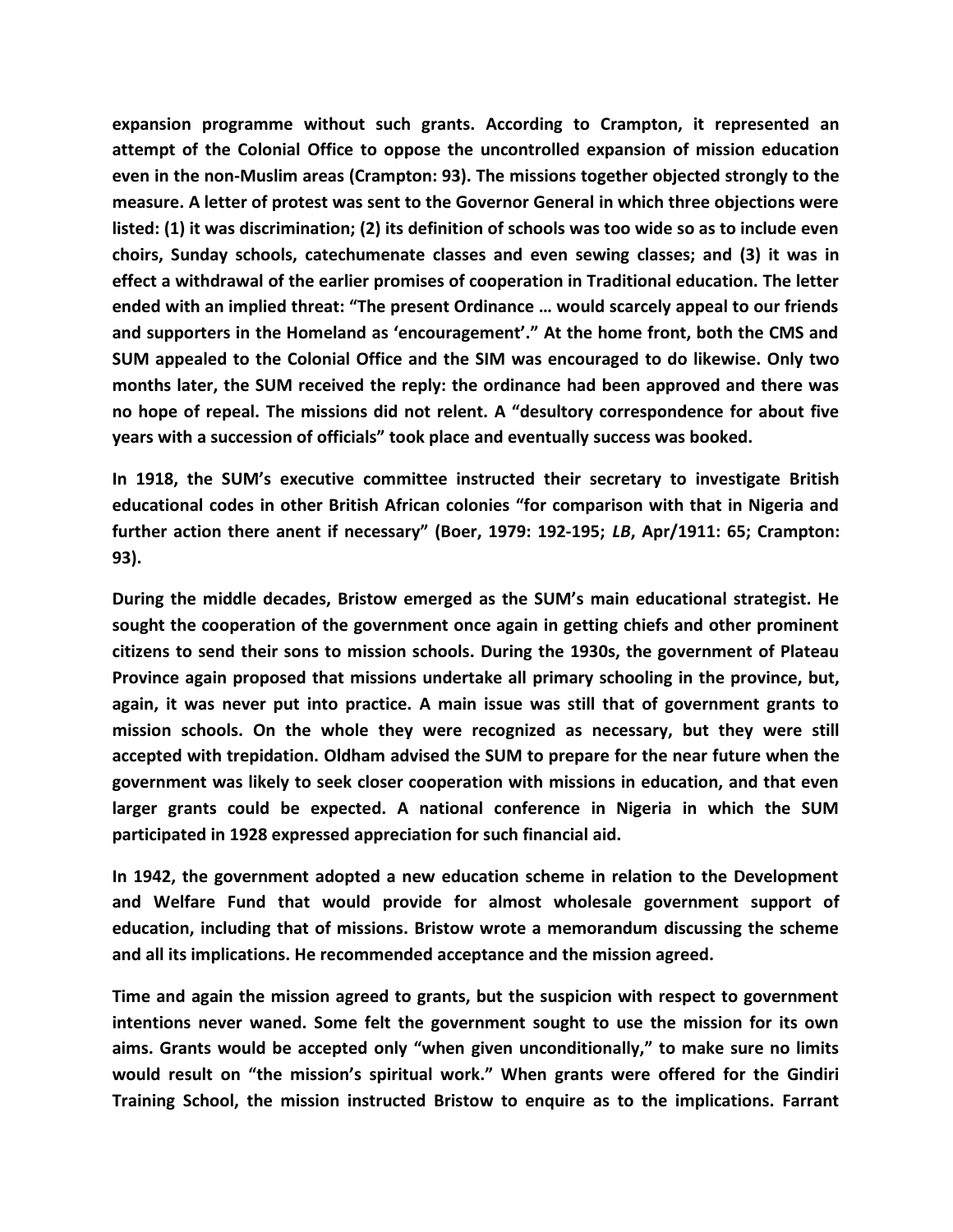**expansion programme without such grants. According to Crampton, it represented an attempt of the Colonial Office to oppose the uncontrolled expansion of mission education even in the non-Muslim areas (Crampton: 93). The missions together objected strongly to the measure. A letter of protest was sent to the Governor General in which three objections were listed: (1) it was discrimination; (2) its definition of schools was too wide so as to include even choirs, Sunday schools, catechumenate classes and even sewing classes; and (3) it was in effect a withdrawal of the earlier promises of cooperation in Traditional education. The letter ended with an implied threat: "The present Ordinance … would scarcely appeal to our friends and supporters in the Homeland as 'encouragement'." At the home front, both the CMS and SUM appealed to the Colonial Office and the SIM was encouraged to do likewise. Only two months later, the SUM received the reply: the ordinance had been approved and there was no hope of repeal. The missions did not relent. A "desultory correspondence for about five years with a succession of officials" took place and eventually success was booked.**

**In 1918, the SUM's executive committee instructed their secretary to investigate British educational codes in other British African colonies "for comparison with that in Nigeria and further action there anent if necessary" (Boer, 1979: 192-195; *LB*, Apr/1911: 65; Crampton: 93).**

**During the middle decades, Bristow emerged as the SUM's main educational strategist. He sought the cooperation of the government once again in getting chiefs and other prominent citizens to send their sons to mission schools. During the 1930s, the government of Plateau Province again proposed that missions undertake all primary schooling in the province, but, again, it was never put into practice. A main issue was still that of government grants to mission schools. On the whole they were recognized as necessary, but they were still accepted with trepidation. Oldham advised the SUM to prepare for the near future when the government was likely to seek closer cooperation with missions in education, and that even larger grants could be expected. A national conference in Nigeria in which the SUM participated in 1928 expressed appreciation for such financial aid.**

**In 1942, the government adopted a new education scheme in relation to the Development and Welfare Fund that would provide for almost wholesale government support of education, including that of missions. Bristow wrote a memorandum discussing the scheme and all its implications. He recommended acceptance and the mission agreed.**

**Time and again the mission agreed to grants, but the suspicion with respect to government intentions never waned. Some felt the government sought to use the mission for its own aims. Grants would be accepted only "when given unconditionally," to make sure no limits would result on "the mission's spiritual work." When grants were offered for the Gindiri Training School, the mission instructed Bristow to enquire as to the implications. Farrant**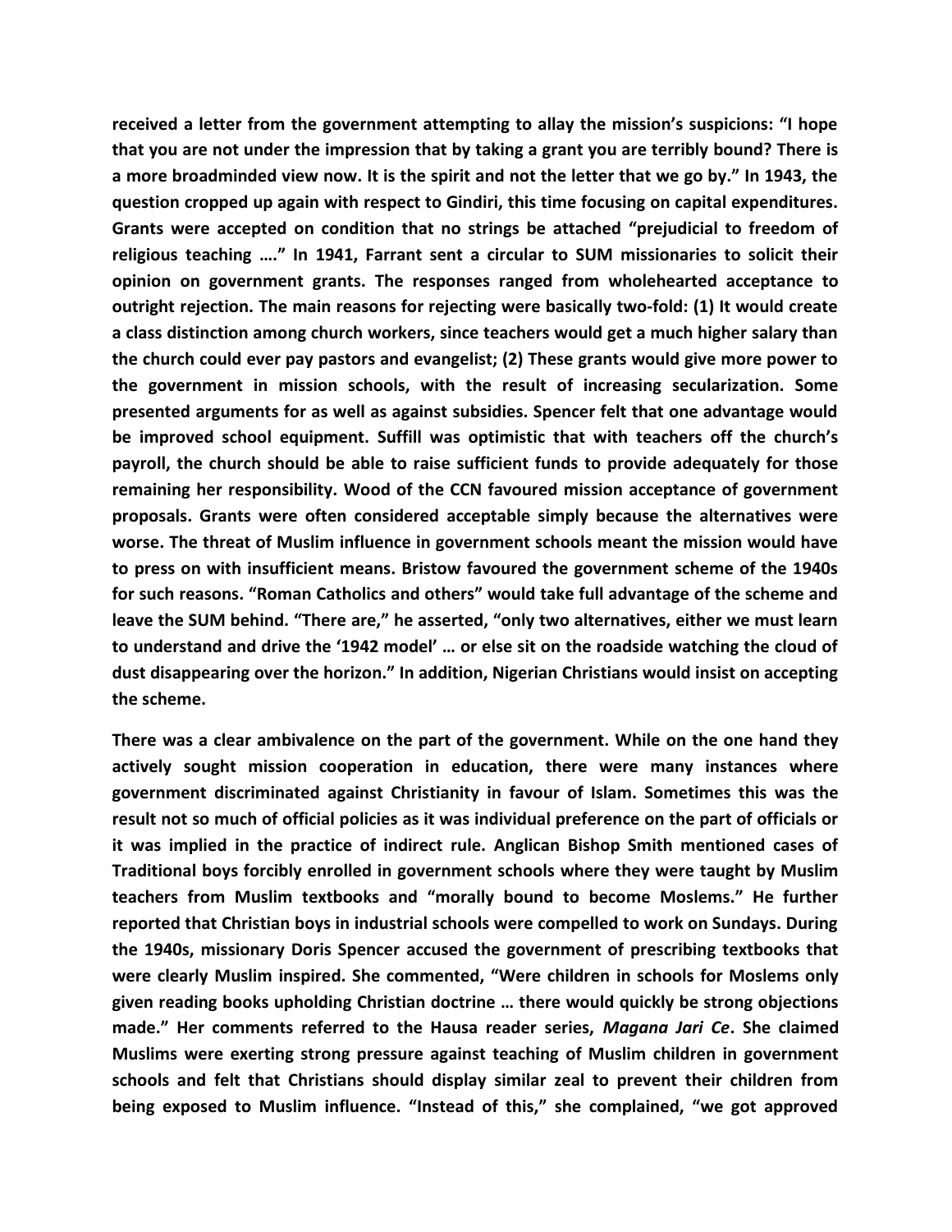received a letter from the government attempting to allay the mission's suspicions: "I hope that you are not under the impression that by taking a grant you are terribly bound? There is a more broadminded view now. It is the spirit and not the letter that we go by." In 1943, the question cropped up again with respect to Gindiri, this time focusing on capital expenditures. Grants were accepted on condition that no strings be attached "prejudicial to freedom of religious teaching …." In 1941, Farrant sent a circular to SUM missionaries to solicit their opinion on government grants. The responses ranged from wholehearted acceptance to outright rejection. The main reasons for rejecting were basically two-fold: (1) It would create a class distinction among church workers, since teachers would get a much higher salary than the church could ever pay pastors and evangelist; (2) These grants would give more power to the government in mission schools, with the result of increasing secularization. Some presented arguments for as well as against subsidies. Spencer felt that one advantage would be improved school equipment. Suffill was optimistic that with teachers off the church's payroll, the church should be able to raise sufficient funds to provide adequately for those remaining her responsibility. Wood of the CCN favoured mission acceptance of government proposals. Grants were often considered acceptable simply because the alternatives were worse. The threat of Muslim influence in government schools meant the mission would have to press on with insufficient means. Bristow favoured the government scheme of the 1940s for such reasons. "Roman Catholics and others" would take full advantage of the scheme and leave the SUM behind. "There are," he asserted, "only two alternatives, either we must learn to understand and drive the '1942 model' … or else sit on the roadside watching the cloud of dust disappearing over the horizon." In addition, Nigerian Christians would insist on accepting the scheme.

There was a clear ambivalence on the part of the government. While on the one hand they actively sought mission cooperation in education, there were many instances where government discriminated against Christianity in favour of Islam. Sometimes this was the result not so much of official policies as it was individual preference on the part of officials or it was implied in the practice of indirect rule. Anglican Bishop Smith mentioned cases of Traditional boys forcibly enrolled in government schools where they were taught by Muslim teachers from Muslim textbooks and "morally bound to become Moslems." He further reported that Christian boys in industrial schools were compelled to work on Sundays. During the 1940s, missionary Doris Spencer accused the government of prescribing textbooks that were clearly Muslim inspired. She commented, "Were children in schools for Moslems only given reading books upholding Christian doctrine … there would quickly be strong objections made." Her comments referred to the Hausa reader series, *Magana Jari Ce*. She claimed Muslims were exerting strong pressure against teaching of Muslim children in government schools and felt that Christians should display similar zeal to prevent their children from being exposed to Muslim influence. "Instead of this," she complained, "we got approved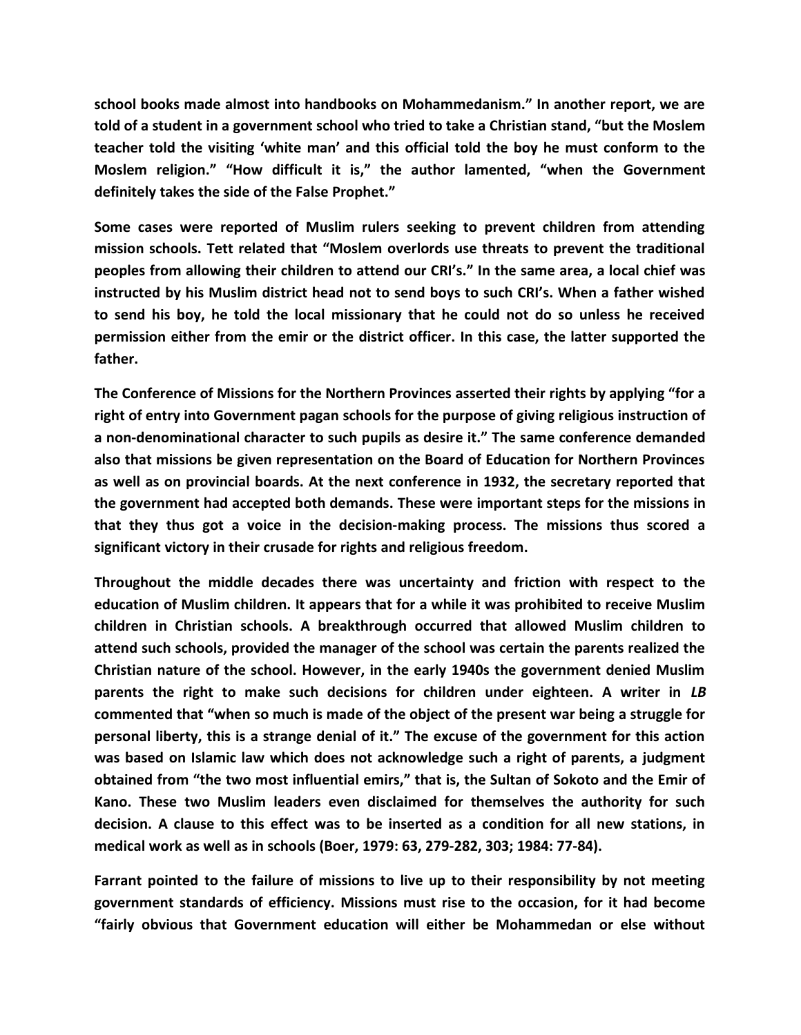school books made almost into handbooks on Mohammedanism." In another report, we are told of a student in a government school who tried to take a Christian stand, "but the Moslem teacher told the visiting 'white man' and this official told the boy he must conform to the Moslem religion." "How difficult it is," the author lamented, "when the Government definitely takes the side of the False Prophet."

Some cases were reported of Muslim rulers seeking to prevent children from attending mission schools. Tett related that "Moslem overlords use threats to prevent the traditional peoples from allowing their children to attend our CRI's." In the same area, a local chief was instructed by his Muslim district head not to send boys to such CRI's. When a father wished to send his boy, he told the local missionary that he could not do so unless he received permission either from the emir or the district officer. In this case, the latter supported the father.

The Conference of Missions for the Northern Provinces asserted their rights by applying "for a right of entry into Government pagan schools for the purpose of giving religious instruction of a non-denominational character to such pupils as desire it." The same conference demanded also that missions be given representation on the Board of Education for Northern Provinces as well as on provincial boards. At the next conference in 1932, the secretary reported that the government had accepted both demands. These were important steps for the missions in that they thus got a voice in the decision-making process. The missions thus scored a significant victory in their crusade for rights and religious freedom.

Throughout the middle decades there was uncertainty and friction with respect to the education of Muslim children. It appears that for a while it was prohibited to receive Muslim children in Christian schools. A breakthrough occurred that allowed Muslim children to attend such schools, provided the manager of the school was certain the parents realized the Christian nature of the school. However, in the early 1940s the government denied Muslim parents the right to make such decisions for children under eighteen. A writer in *LB* commented that "when so much is made of the object of the present war being a struggle for personal liberty, this is a strange denial of it." The excuse of the government for this action was based on Islamic law which does not acknowledge such a right of parents, a judgment obtained from "the two most influential emirs," that is, the Sultan of Sokoto and the Emir of Kano. These two Muslim leaders even disclaimed for themselves the authority for such decision. A clause to this effect was to be inserted as a condition for all new stations, in medical work as well as in schools (Boer, 1979: 63, 279-282, 303; 1984: 77-84).

Farrant pointed to the failure of missions to live up to their responsibility by not meeting government standards of efficiency. Missions must rise to the occasion, for it had become "fairly obvious that Government education will either be Mohammedan or else without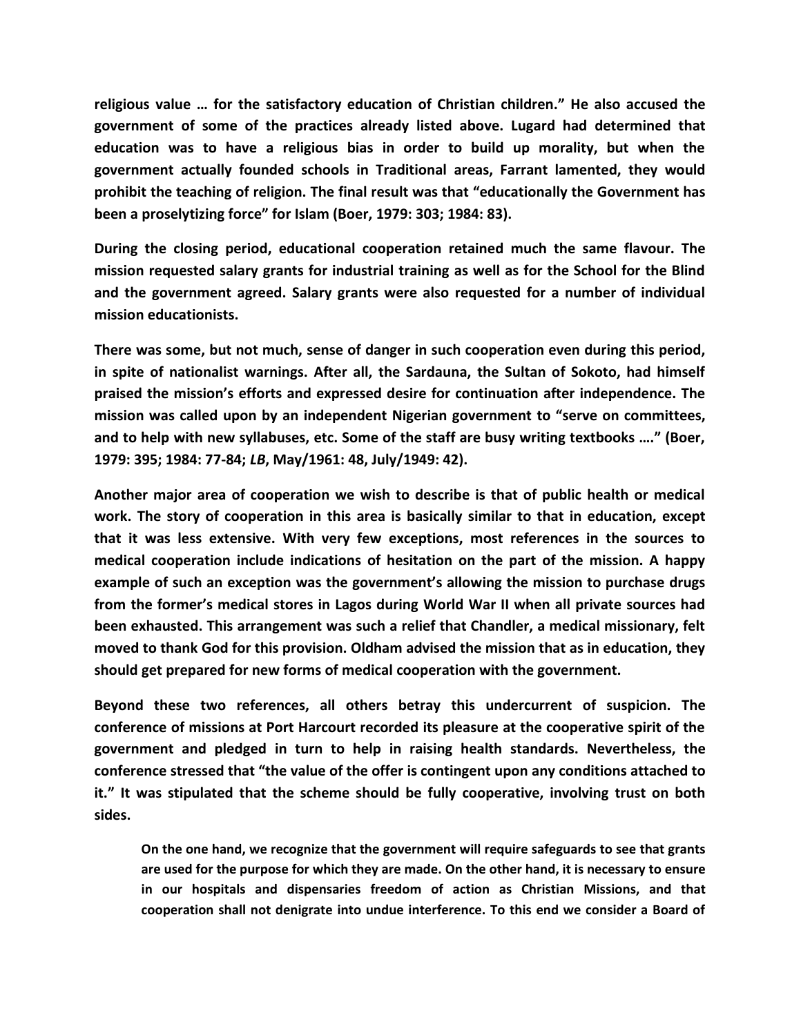religious value … for the satisfactory education of Christian children." He also accused the government of some of the practices already listed above. Lugard had determined that education was to have a religious bias in order to build up morality, but when the government actually founded schools in Traditional areas, Farrant lamented, they would prohibit the teaching of religion. The final result was that "educationally the Government has been a proselytizing force" for Islam (Boer, 1979: 303; 1984: 83).

During the closing period, educational cooperation retained much the same flavour. The mission requested salary grants for industrial training as well as for the School for the Blind and the government agreed. Salary grants were also requested for a number of individual mission educationists.

There was some, but not much, sense of danger in such cooperation even during this period, in spite of nationalist warnings. After all, the Sardauna, the Sultan of Sokoto, had himself praised the mission's efforts and expressed desire for continuation after independence. The mission was called upon by an independent Nigerian government to "serve on committees, and to help with new syllabuses, etc. Some of the staff are busy writing textbooks …." (Boer, 1979: 395; 1984: 77-84; *LB*, May/1961: 48, July/1949: 42).

Another major area of cooperation we wish to describe is that of public health or medical work. The story of cooperation in this area is basically similar to that in education, except that it was less extensive. With very few exceptions, most references in the sources to medical cooperation include indications of hesitation on the part of the mission. A happy example of such an exception was the government's allowing the mission to purchase drugs from the former's medical stores in Lagos during World War II when all private sources had been exhausted. This arrangement was such a relief that Chandler, a medical missionary, felt moved to thank God for this provision. Oldham advised the mission that as in education, they should get prepared for new forms of medical cooperation with the government.

Beyond these two references, all others betray this undercurrent of suspicion. The conference of missions at Port Harcourt recorded its pleasure at the cooperative spirit of the government and pledged in turn to help in raising health standards. Nevertheless, the conference stressed that "the value of the offer is contingent upon any conditions attached to it." It was stipulated that the scheme should be fully cooperative, involving trust on both sides.

> On the one hand, we recognize that the government will require safeguards to see that grants are used for the purpose for which they are made. On the other hand, it is necessary to ensure in our hospitals and dispensaries freedom of action as Christian Missions, and that cooperation shall not denigrate into undue interference. To this end we consider a Board of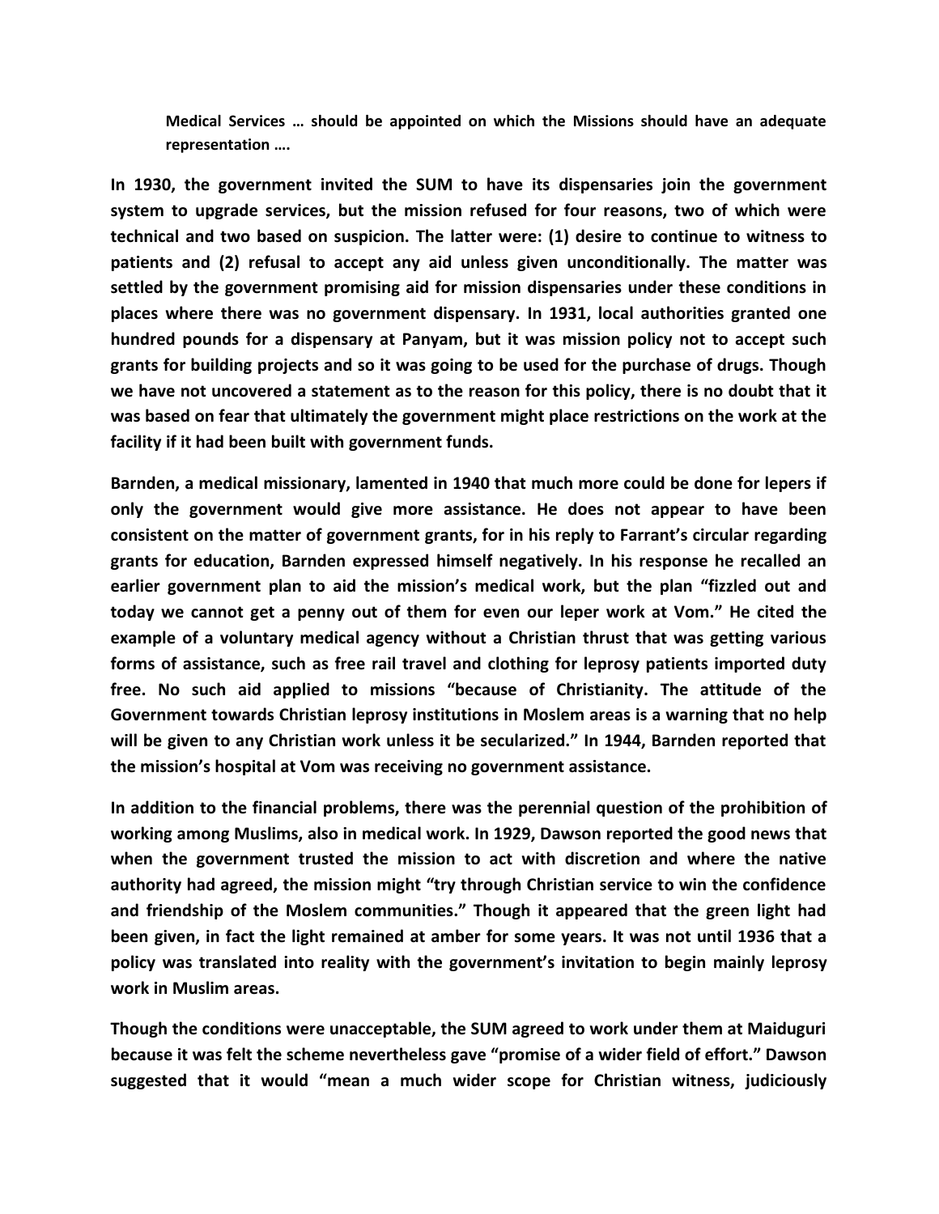> **Medical Services … should be appointed on which the Missions should have an adequate representation ….**

**In 1930, the government invited the SUM to have its dispensaries join the government system to upgrade services, but the mission refused for four reasons, two of which were technical and two based on suspicion. The latter were: (1) desire to continue to witness to patients and (2) refusal to accept any aid unless given unconditionally. The matter was settled by the government promising aid for mission dispensaries under these conditions in places where there was no government dispensary. In 1931, local authorities granted one hundred pounds for a dispensary at Panyam, but it was mission policy not to accept such grants for building projects and so it was going to be used for the purchase of drugs. Though we have not uncovered a statement as to the reason for this policy, there is no doubt that it was based on fear that ultimately the government might place restrictions on the work at the facility if it had been built with government funds.**

**Barnden, a medical missionary, lamented in 1940 that much more could be done for lepers if only the government would give more assistance. He does not appear to have been consistent on the matter of government grants, for in his reply to Farrant's circular regarding grants for education, Barnden expressed himself negatively. In his response he recalled an earlier government plan to aid the mission's medical work, but the plan "fizzled out and today we cannot get a penny out of them for even our leper work at Vom." He cited the example of a voluntary medical agency without a Christian thrust that was getting various forms of assistance, such as free rail travel and clothing for leprosy patients imported duty free. No such aid applied to missions "because of Christianity. The attitude of the Government towards Christian leprosy institutions in Moslem areas is a warning that no help will be given to any Christian work unless it be secularized." In 1944, Barnden reported that the mission's hospital at Vom was receiving no government assistance.**

**In addition to the financial problems, there was the perennial question of the prohibition of working among Muslims, also in medical work. In 1929, Dawson reported the good news that when the government trusted the mission to act with discretion and where the native authority had agreed, the mission might "try through Christian service to win the confidence and friendship of the Moslem communities." Though it appeared that the green light had been given, in fact the light remained at amber for some years. It was not until 1936 that a policy was translated into reality with the government's invitation to begin mainly leprosy work in Muslim areas.**

**Though the conditions were unacceptable, the SUM agreed to work under them at Maiduguri because it was felt the scheme nevertheless gave "promise of a wider field of effort." Dawson suggested that it would "mean a much wider scope for Christian witness, judiciously**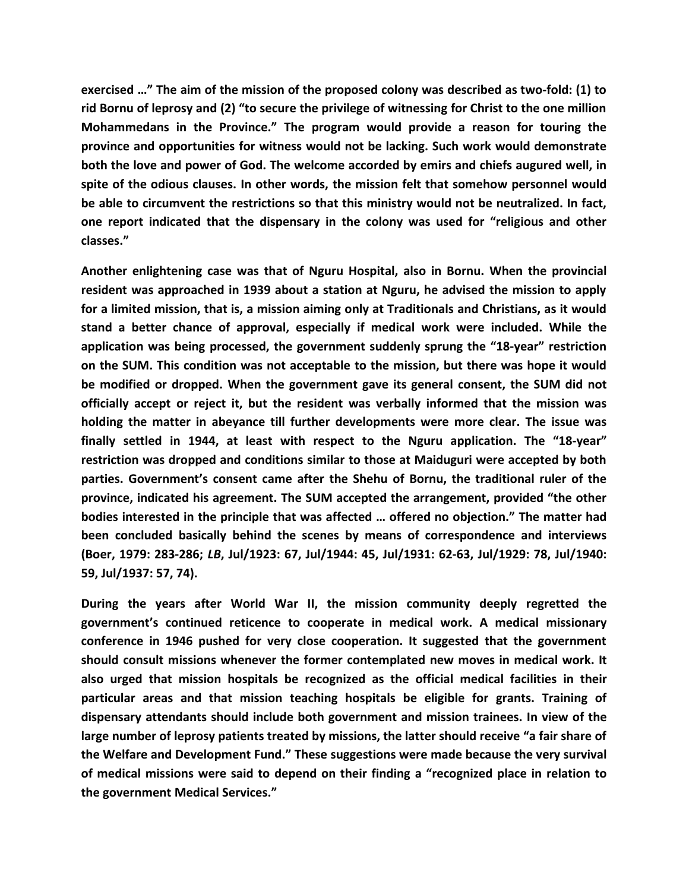exercised …" The aim of the mission of the proposed colony was described as two-fold: (1) to rid Bornu of leprosy and (2) "to secure the privilege of witnessing for Christ to the one million Mohammedans in the Province." The program would provide a reason for touring the province and opportunities for witness would not be lacking. Such work would demonstrate both the love and power of God. The welcome accorded by emirs and chiefs augured well, in spite of the odious clauses. In other words, the mission felt that somehow personnel would be able to circumvent the restrictions so that this ministry would not be neutralized. In fact, one report indicated that the dispensary in the colony was used for "religious and other classes."

Another enlightening case was that of Nguru Hospital, also in Bornu. When the provincial resident was approached in 1939 about a station at Nguru, he advised the mission to apply for a limited mission, that is, a mission aiming only at Traditionals and Christians, as it would stand a better chance of approval, especially if medical work were included. While the application was being processed, the government suddenly sprung the "18-year" restriction on the SUM. This condition was not acceptable to the mission, but there was hope it would be modified or dropped. When the government gave its general consent, the SUM did not officially accept or reject it, but the resident was verbally informed that the mission was holding the matter in abeyance till further developments were more clear. The issue was finally settled in 1944, at least with respect to the Nguru application. The "18-year" restriction was dropped and conditions similar to those at Maiduguri were accepted by both parties. Government's consent came after the Shehu of Bornu, the traditional ruler of the province, indicated his agreement. The SUM accepted the arrangement, provided "the other bodies interested in the principle that was affected … offered no objection." The matter had been concluded basically behind the scenes by means of correspondence and interviews (Boer, 1979: 283-286; *LB*, Jul/1923: 67, Jul/1944: 45, Jul/1931: 62-63, Jul/1929: 78, Jul/1940: 59, Jul/1937: 57, 74).

During the years after World War II, the mission community deeply regretted the government's continued reticence to cooperate in medical work. A medical missionary conference in 1946 pushed for very close cooperation. It suggested that the government should consult missions whenever the former contemplated new moves in medical work. It also urged that mission hospitals be recognized as the official medical facilities in their particular areas and that mission teaching hospitals be eligible for grants. Training of dispensary attendants should include both government and mission trainees. In view of the large number of leprosy patients treated by missions, the latter should receive "a fair share of the Welfare and Development Fund." These suggestions were made because the very survival of medical missions were said to depend on their finding a "recognized place in relation to the government Medical Services."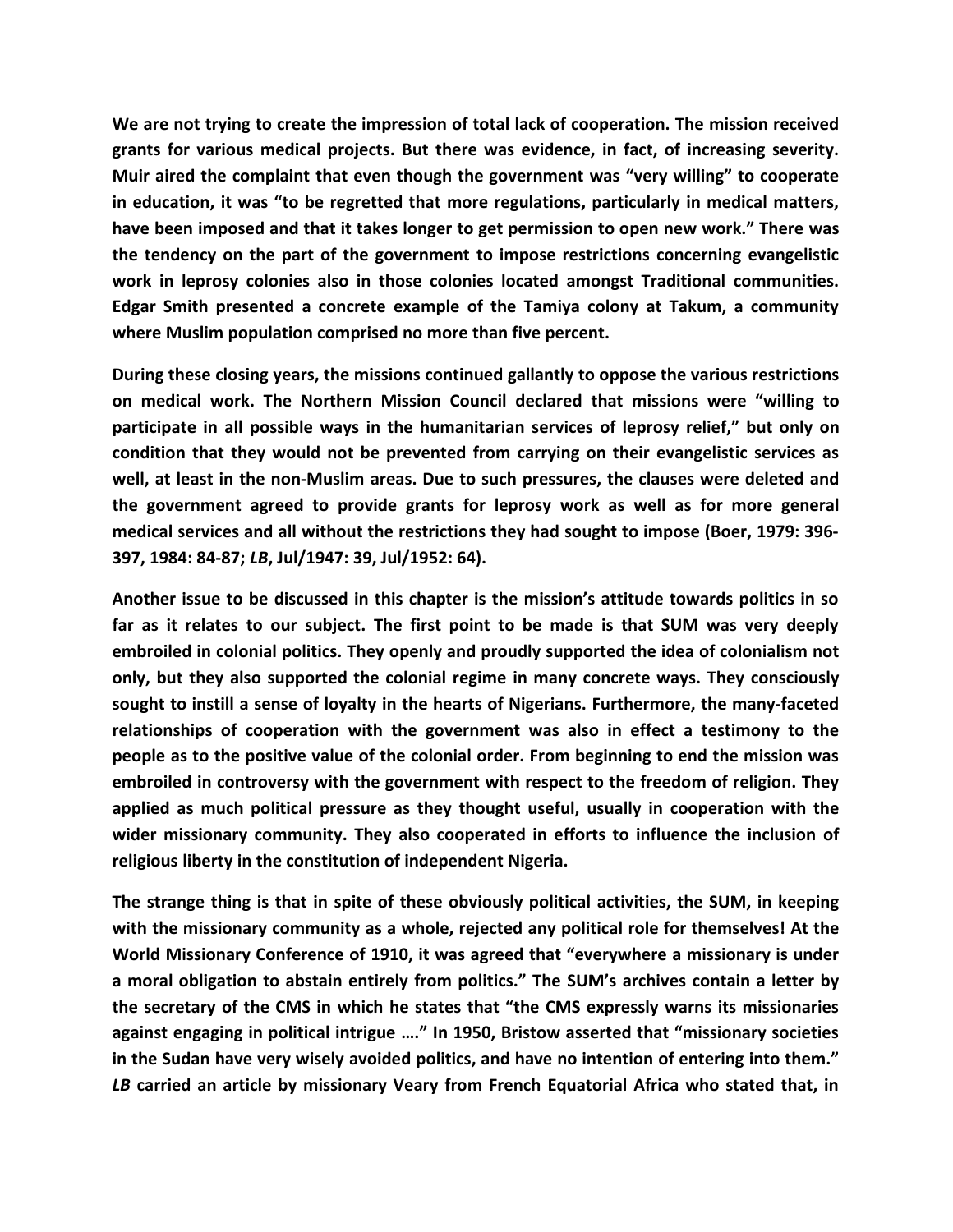**We are not trying to create the impression of total lack of cooperation. The mission received grants for various medical projects. But there was evidence, in fact, of increasing severity. Muir aired the complaint that even though the government was "very willing" to cooperate in education, it was "to be regretted that more regulations, particularly in medical matters, have been imposed and that it takes longer to get permission to open new work." There was the tendency on the part of the government to impose restrictions concerning evangelistic work in leprosy colonies also in those colonies located amongst Traditional communities. Edgar Smith presented a concrete example of the Tamiya colony at Takum, a community where Muslim population comprised no more than five percent.**

**During these closing years, the missions continued gallantly to oppose the various restrictions on medical work. The Northern Mission Council declared that missions were "willing to participate in all possible ways in the humanitarian services of leprosy relief," but only on condition that they would not be prevented from carrying on their evangelistic services as well, at least in the non-Muslim areas. Due to such pressures, the clauses were deleted and the government agreed to provide grants for leprosy work as well as for more general medical services and all without the restrictions they had sought to impose (Boer, 1979: 396-397, 1984: 84-87; *LB*, Jul/1947: 39, Jul/1952: 64).**

**Another issue to be discussed in this chapter is the mission's attitude towards politics in so far as it relates to our subject. The first point to be made is that SUM was very deeply embroiled in colonial politics. They openly and proudly supported the idea of colonialism not only, but they also supported the colonial regime in many concrete ways. They consciously sought to instill a sense of loyalty in the hearts of Nigerians. Furthermore, the many-faceted relationships of cooperation with the government was also in effect a testimony to the people as to the positive value of the colonial order. From beginning to end the mission was embroiled in controversy with the government with respect to the freedom of religion. They applied as much political pressure as they thought useful, usually in cooperation with the wider missionary community. They also cooperated in efforts to influence the inclusion of religious liberty in the constitution of independent Nigeria.**

**The strange thing is that in spite of these obviously political activities, the SUM, in keeping with the missionary community as a whole, rejected any political role for themselves! At the World Missionary Conference of 1910, it was agreed that "everywhere a missionary is under a moral obligation to abstain entirely from politics." The SUM's archives contain a letter by the secretary of the CMS in which he states that "the CMS expressly warns its missionaries against engaging in political intrigue …." In 1950, Bristow asserted that "missionary societies in the Sudan have very wisely avoided politics, and have no intention of entering into them." *LB* carried an article by missionary Veary from French Equatorial Africa who stated that, in**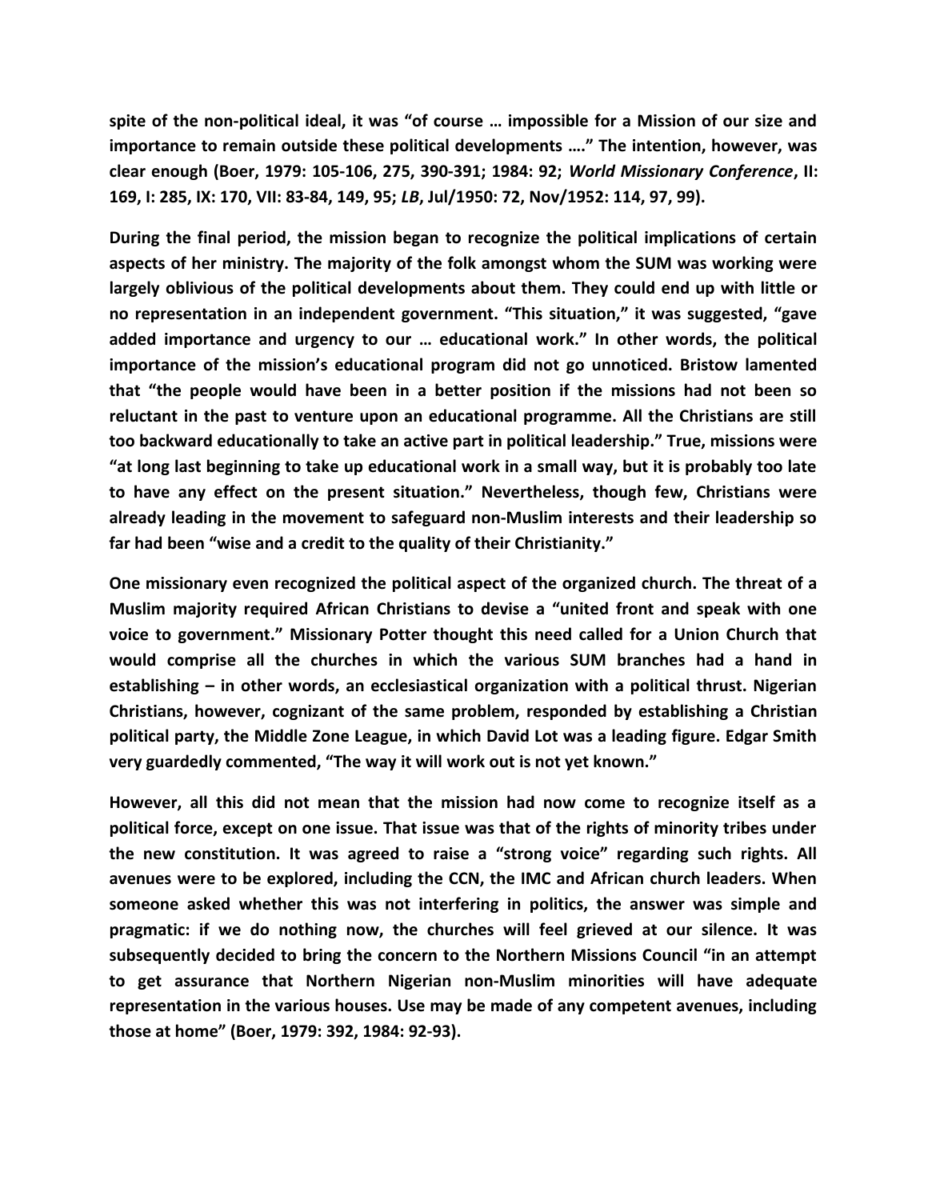spite of the non-political ideal, it was "of course … impossible for a Mission of our size and importance to remain outside these political developments …." The intention, however, was clear enough (Boer, 1979: 105-106, 275, 390-391; 1984: 92; *World Missionary Conference*, II: 169, I: 285, IX: 170, VII: 83-84, 149, 95; *LB*, Jul/1950: 72, Nov/1952: 114, 97, 99).

During the final period, the mission began to recognize the political implications of certain aspects of her ministry. The majority of the folk amongst whom the SUM was working were largely oblivious of the political developments about them. They could end up with little or no representation in an independent government. "This situation," it was suggested, "gave added importance and urgency to our … educational work." In other words, the political importance of the mission's educational program did not go unnoticed. Bristow lamented that "the people would have been in a better position if the missions had not been so reluctant in the past to venture upon an educational programme. All the Christians are still too backward educationally to take an active part in political leadership." True, missions were "at long last beginning to take up educational work in a small way, but it is probably too late to have any effect on the present situation." Nevertheless, though few, Christians were already leading in the movement to safeguard non-Muslim interests and their leadership so far had been "wise and a credit to the quality of their Christianity."

One missionary even recognized the political aspect of the organized church. The threat of a Muslim majority required African Christians to devise a "united front and speak with one voice to government." Missionary Potter thought this need called for a Union Church that would comprise all the churches in which the various SUM branches had a hand in establishing – in other words, an ecclesiastical organization with a political thrust. Nigerian Christians, however, cognizant of the same problem, responded by establishing a Christian political party, the Middle Zone League, in which David Lot was a leading figure. Edgar Smith very guardedly commented, "The way it will work out is not yet known."

However, all this did not mean that the mission had now come to recognize itself as a political force, except on one issue. That issue was that of the rights of minority tribes under the new constitution. It was agreed to raise a "strong voice" regarding such rights. All avenues were to be explored, including the CCN, the IMC and African church leaders. When someone asked whether this was not interfering in politics, the answer was simple and pragmatic: if we do nothing now, the churches will feel grieved at our silence. It was subsequently decided to bring the concern to the Northern Missions Council "in an attempt to get assurance that Northern Nigerian non-Muslim minorities will have adequate representation in the various houses. Use may be made of any competent avenues, including those at home" (Boer, 1979: 392, 1984: 92-93).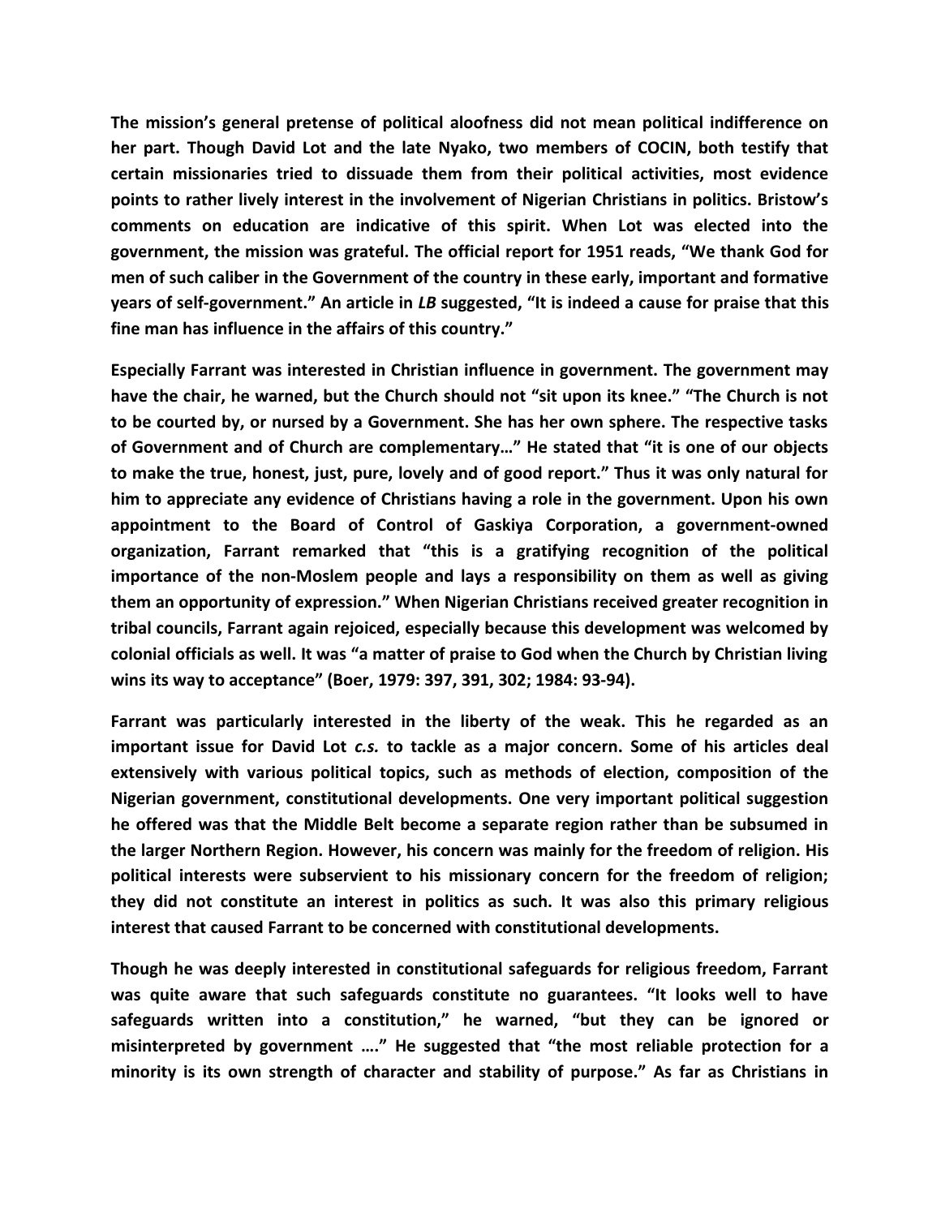The mission's general pretense of political aloofness did not mean political indifference on her part. Though David Lot and the late Nyako, two members of COCIN, both testify that certain missionaries tried to dissuade them from their political activities, most evidence points to rather lively interest in the involvement of Nigerian Christians in politics. Bristow's comments on education are indicative of this spirit. When Lot was elected into the government, the mission was grateful. The official report for 1951 reads, "We thank God for men of such caliber in the Government of the country in these early, important and formative years of self-government." An article in *LB* suggested, "It is indeed a cause for praise that this fine man has influence in the affairs of this country."

Especially Farrant was interested in Christian influence in government. The government may have the chair, he warned, but the Church should not "sit upon its knee." "The Church is not to be courted by, or nursed by a Government. She has her own sphere. The respective tasks of Government and of Church are complementary…" He stated that "it is one of our objects to make the true, honest, just, pure, lovely and of good report." Thus it was only natural for him to appreciate any evidence of Christians having a role in the government. Upon his own appointment to the Board of Control of Gaskiya Corporation, a government-owned organization, Farrant remarked that "this is a gratifying recognition of the political importance of the non-Moslem people and lays a responsibility on them as well as giving them an opportunity of expression." When Nigerian Christians received greater recognition in tribal councils, Farrant again rejoiced, especially because this development was welcomed by colonial officials as well. It was "a matter of praise to God when the Church by Christian living wins its way to acceptance" (Boer, 1979: 397, 391, 302; 1984: 93-94).

Farrant was particularly interested in the liberty of the weak. This he regarded as an important issue for David Lot *c.s.* to tackle as a major concern. Some of his articles deal extensively with various political topics, such as methods of election, composition of the Nigerian government, constitutional developments. One very important political suggestion he offered was that the Middle Belt become a separate region rather than be subsumed in the larger Northern Region. However, his concern was mainly for the freedom of religion. His political interests were subservient to his missionary concern for the freedom of religion; they did not constitute an interest in politics as such. It was also this primary religious interest that caused Farrant to be concerned with constitutional developments.

Though he was deeply interested in constitutional safeguards for religious freedom, Farrant was quite aware that such safeguards constitute no guarantees. "It looks well to have safeguards written into a constitution," he warned, "but they can be ignored or misinterpreted by government …." He suggested that "the most reliable protection for a minority is its own strength of character and stability of purpose." As far as Christians in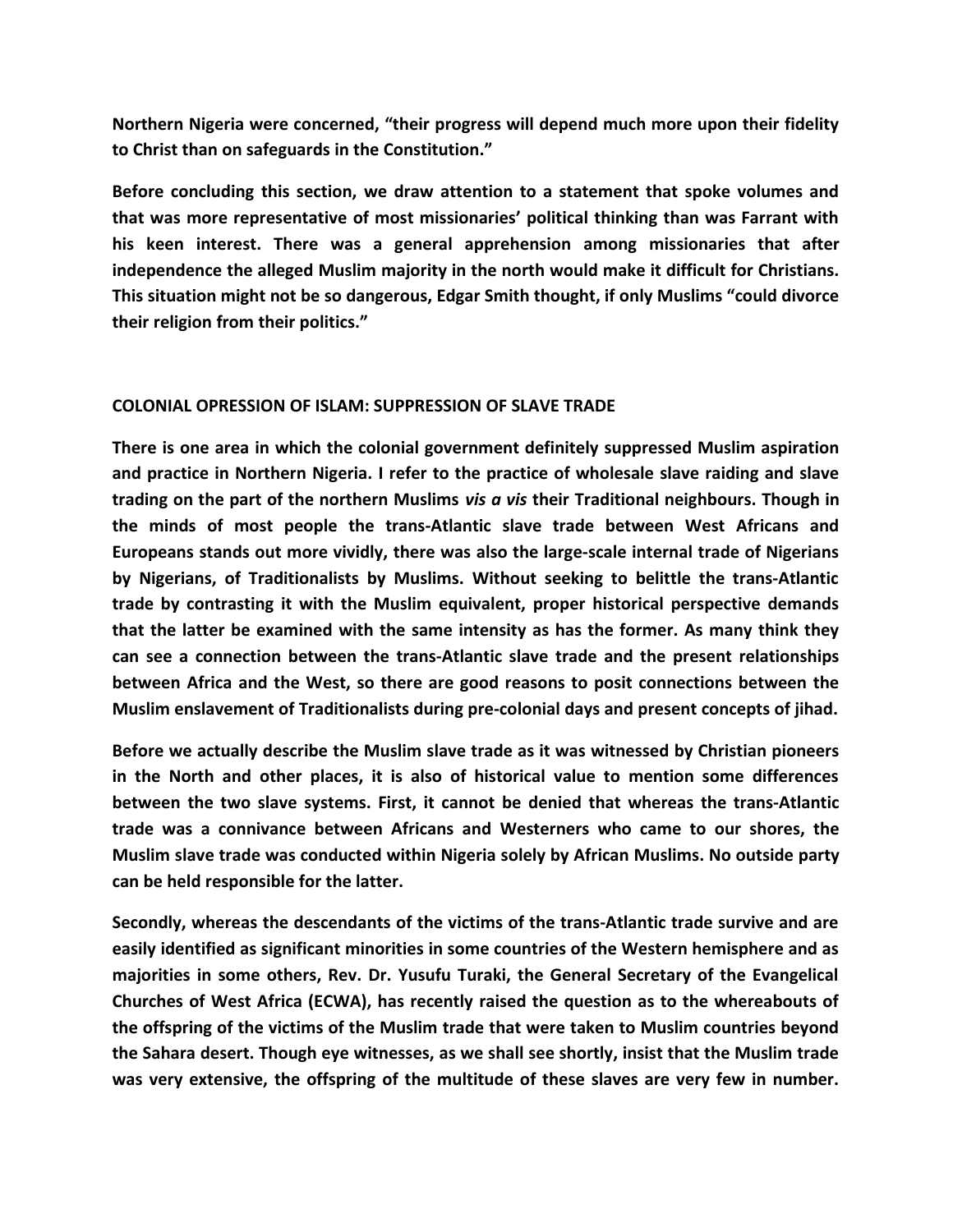**Northern Nigeria were concerned, “their progress will depend much more upon their fidelity to Christ than on safeguards in the Constitution.”**

**Before concluding this section, we draw attention to a statement that spoke volumes and that was more representative of most missionaries’ political thinking than was Farrant with his keen interest. There was a general apprehension among missionaries that after independence the alleged Muslim majority in the north would make it difficult for Christians. This situation might not be so dangerous, Edgar Smith thought, if only Muslims “could divorce their religion from their politics.”**

## COLONIAL OPRESSION OF ISLAM: SUPPRESSION OF SLAVE TRADE

**There is one area in which the colonial government definitely suppressed Muslim aspiration and practice in Northern Nigeria. I refer to the practice of wholesale slave raiding and slave trading on the part of the northern Muslims *vis a vis* their Traditional neighbours. Though in the minds of most people the trans-Atlantic slave trade between West Africans and Europeans stands out more vividly, there was also the large-scale internal trade of Nigerians by Nigerians, of Traditionalists by Muslims. Without seeking to belittle the trans-Atlantic trade by contrasting it with the Muslim equivalent, proper historical perspective demands that the latter be examined with the same intensity as has the former. As many think they can see a connection between the trans-Atlantic slave trade and the present relationships between Africa and the West, so there are good reasons to posit connections between the Muslim enslavement of Traditionalists during pre-colonial days and present concepts of jihad.**

**Before we actually describe the Muslim slave trade as it was witnessed by Christian pioneers in the North and other places, it is also of historical value to mention some differences between the two slave systems. First, it cannot be denied that whereas the trans-Atlantic trade was a connivance between Africans and Westerners who came to our shores, the Muslim slave trade was conducted within Nigeria solely by African Muslims. No outside party can be held responsible for the latter.**

**Secondly, whereas the descendants of the victims of the trans-Atlantic trade survive and are easily identified as significant minorities in some countries of the Western hemisphere and as majorities in some others, Rev. Dr. Yusufu Turaki, the General Secretary of the Evangelical Churches of West Africa (ECWA), has recently raised the question as to the whereabouts of the offspring of the victims of the Muslim trade that were taken to Muslim countries beyond the Sahara desert. Though eye witnesses, as we shall see shortly, insist that the Muslim trade was very extensive, the offspring of the multitude of these slaves are very few in number.**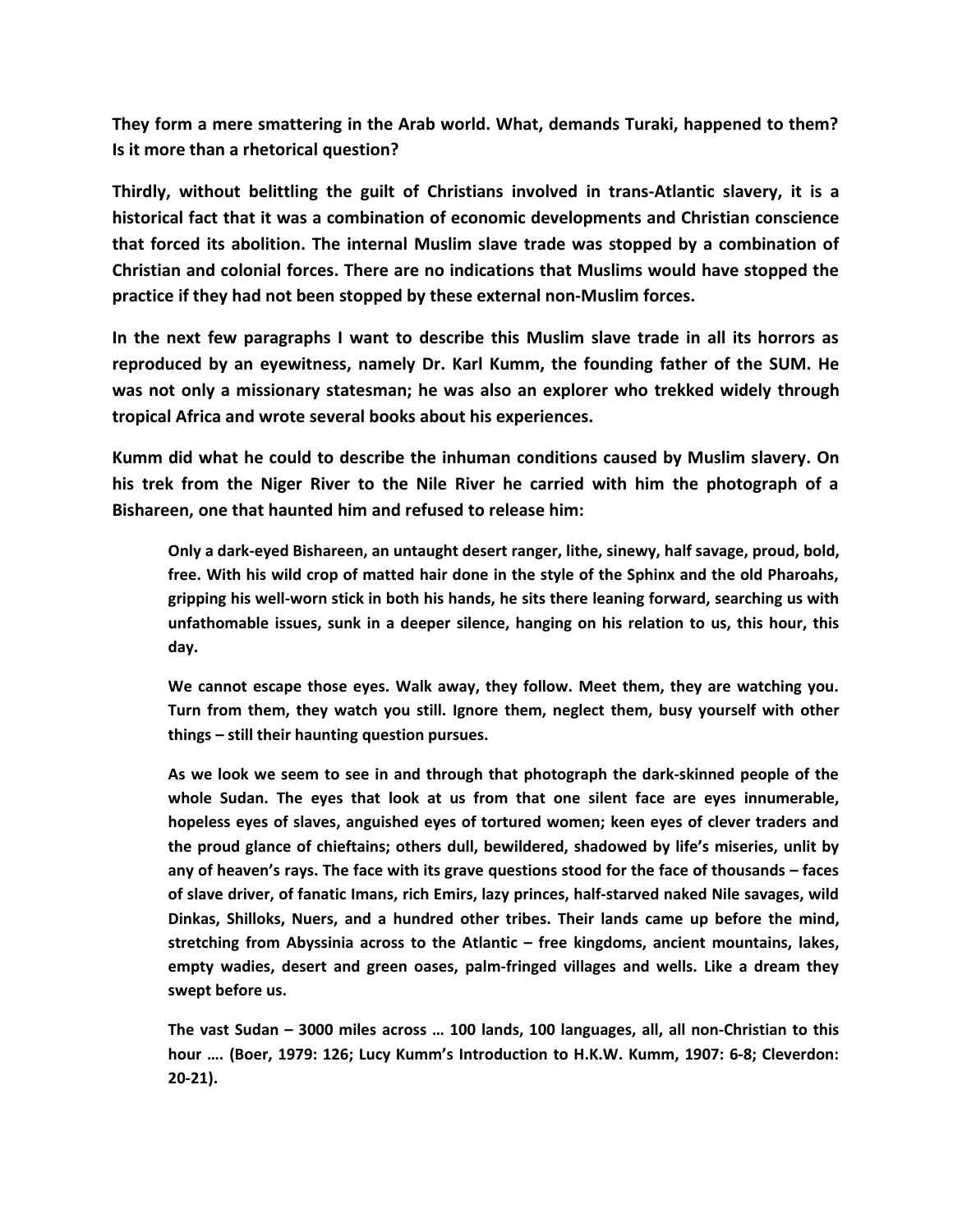**They form a mere smattering in the Arab world. What, demands Turaki, happened to them? Is it more than a rhetorical question?**

**Thirdly, without belittling the guilt of Christians involved in trans-Atlantic slavery, it is a historical fact that it was a combination of economic developments and Christian conscience that forced its abolition. The internal Muslim slave trade was stopped by a combination of Christian and colonial forces. There are no indications that Muslims would have stopped the practice if they had not been stopped by these external non-Muslim forces.**

**In the next few paragraphs I want to describe this Muslim slave trade in all its horrors as reproduced by an eyewitness, namely Dr. Karl Kumm, the founding father of the SUM. He was not only a missionary statesman; he was also an explorer who trekked widely through tropical Africa and wrote several books about his experiences.**

**Kumm did what he could to describe the inhuman conditions caused by Muslim slavery. On his trek from the Niger River to the Nile River he carried with him the photograph of a Bishareen, one that haunted him and refused to release him:**

> **Only a dark-eyed Bishareen, an untaught desert ranger, lithe, sinewy, half savage, proud, bold, free. With his wild crop of matted hair done in the style of the Sphinx and the old Pharoahs, gripping his well-worn stick in both his hands, he sits there leaning forward, searching us with unfathomable issues, sunk in a deeper silence, hanging on his relation to us, this hour, this day.**
>
> **We cannot escape those eyes. Walk away, they follow. Meet them, they are watching you. Turn from them, they watch you still. Ignore them, neglect them, busy yourself with other things – still their haunting question pursues.**
>
> **As we look we seem to see in and through that photograph the dark-skinned people of the whole Sudan. The eyes that look at us from that one silent face are eyes innumerable, hopeless eyes of slaves, anguished eyes of tortured women; keen eyes of clever traders and the proud glance of chieftains; others dull, bewildered, shadowed by life's miseries, unlit by any of heaven's rays. The face with its grave questions stood for the face of thousands – faces of slave driver, of fanatic Imans, rich Emirs, lazy princes, half-starved naked Nile savages, wild Dinkas, Shilloks, Nuers, and a hundred other tribes. Their lands came up before the mind, stretching from Abyssinia across to the Atlantic – free kingdoms, ancient mountains, lakes, empty wadies, desert and green oases, palm-fringed villages and wells. Like a dream they swept before us.**
>
> **The vast Sudan – 3000 miles across … 100 lands, 100 languages, all, all non-Christian to this hour …. (Boer, 1979: 126; Lucy Kumm's Introduction to H.K.W. Kumm, 1907: 6-8; Cleverdon: 20-21).**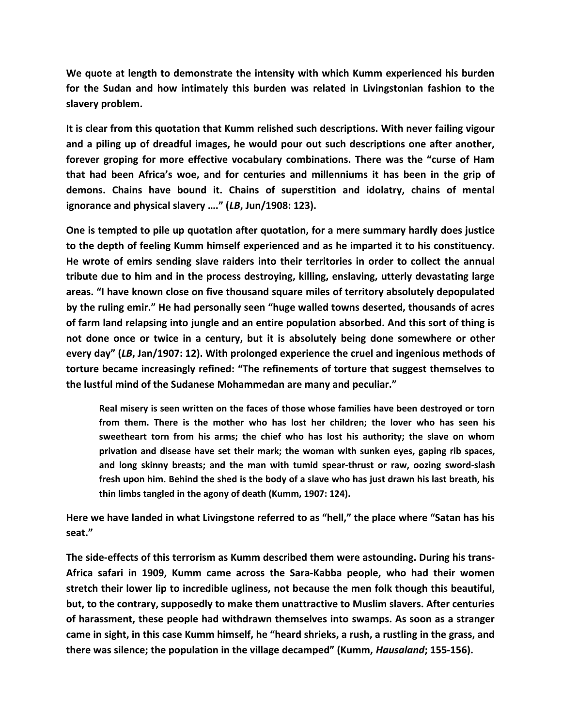We quote at length to demonstrate the intensity with which Kumm experienced his burden for the Sudan and how intimately this burden was related in Livingstonian fashion to the slavery problem.

It is clear from this quotation that Kumm relished such descriptions. With never failing vigour and a piling up of dreadful images, he would pour out such descriptions one after another, forever groping for more effective vocabulary combinations. There was the "curse of Ham that had been Africa's woe, and for centuries and millenniums it has been in the grip of demons. Chains have bound it. Chains of superstition and idolatry, chains of mental ignorance and physical slavery …." (*LB*, Jun/1908: 123).

One is tempted to pile up quotation after quotation, for a mere summary hardly does justice to the depth of feeling Kumm himself experienced and as he imparted it to his constituency. He wrote of emirs sending slave raiders into their territories in order to collect the annual tribute due to him and in the process destroying, killing, enslaving, utterly devastating large areas. "I have known close on five thousand square miles of territory absolutely depopulated by the ruling emir." He had personally seen "huge walled towns deserted, thousands of acres of farm land relapsing into jungle and an entire population absorbed. And this sort of thing is not done once or twice in a century, but it is absolutely being done somewhere or other every day" (*LB*, Jan/1907: 12). With prolonged experience the cruel and ingenious methods of torture became increasingly refined: "The refinements of torture that suggest themselves to the lustful mind of the Sudanese Mohammedan are many and peculiar."

> Real misery is seen written on the faces of those whose families have been destroyed or torn from them. There is the mother who has lost her children; the lover who has seen his sweetheart torn from his arms; the chief who has lost his authority; the slave on whom privation and disease have set their mark; the woman with sunken eyes, gaping rib spaces, and long skinny breasts; and the man with tumid spear-thrust or raw, oozing sword-slash fresh upon him. Behind the shed is the body of a slave who has just drawn his last breath, his thin limbs tangled in the agony of death (Kumm, 1907: 124).

Here we have landed in what Livingstone referred to as "hell," the place where "Satan has his seat."

The side-effects of this terrorism as Kumm described them were astounding. During his trans-Africa safari in 1909, Kumm came across the Sara-Kabba people, who had their women stretch their lower lip to incredible ugliness, not because the men folk though this beautiful, but, to the contrary, supposedly to make them unattractive to Muslim slavers. After centuries of harassment, these people had withdrawn themselves into swamps. As soon as a stranger came in sight, in this case Kumm himself, he "heard shrieks, a rush, a rustling in the grass, and there was silence; the population in the village decamped" (Kumm, *Hausaland*; 155-156).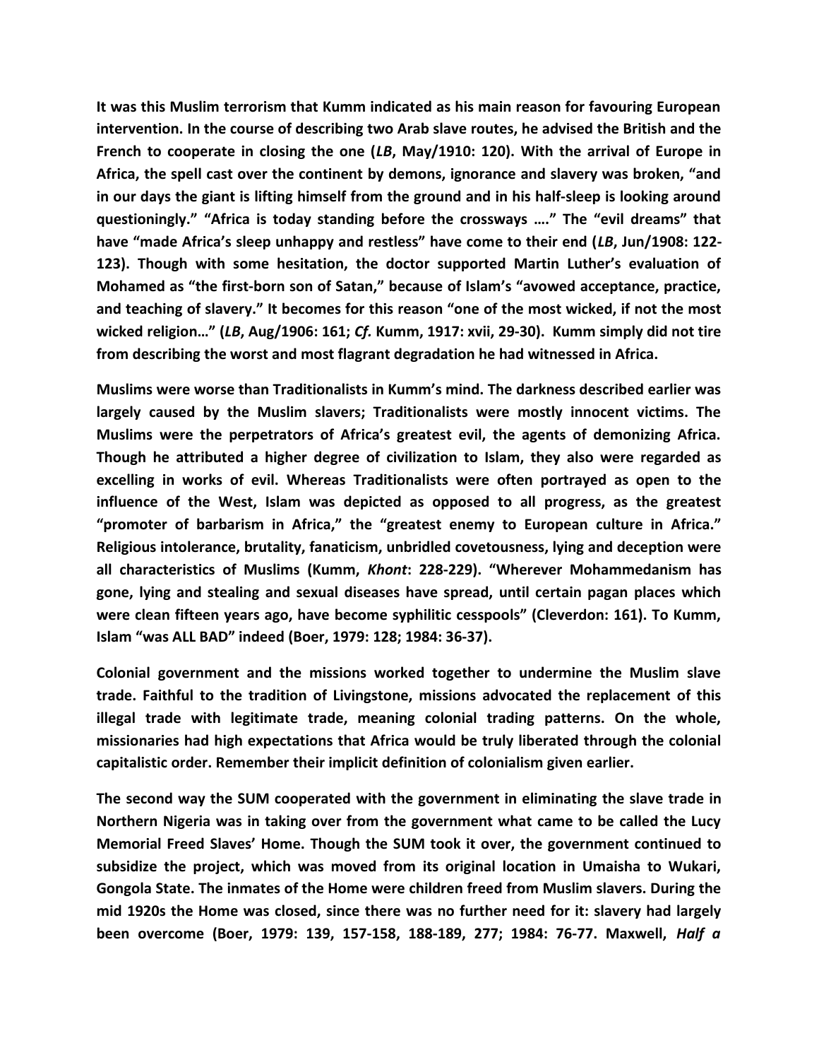It was this Muslim terrorism that Kumm indicated as his main reason for favouring European intervention. In the course of describing two Arab slave routes, he advised the British and the French to cooperate in closing the one (*LB*, May/1910: 120). With the arrival of Europe in Africa, the spell cast over the continent by demons, ignorance and slavery was broken, "and in our days the giant is lifting himself from the ground and in his half-sleep is looking around questioningly." "Africa is today standing before the crossways …." The "evil dreams" that have "made Africa's sleep unhappy and restless" have come to their end (*LB*, Jun/1908: 122-123). Though with some hesitation, the doctor supported Martin Luther's evaluation of Mohamed as "the first-born son of Satan," because of Islam's "avowed acceptance, practice, and teaching of slavery." It becomes for this reason "one of the most wicked, if not the most wicked religion…" (*LB*, Aug/1906: 161; *Cf.* Kumm, 1917: xvii, 29-30). Kumm simply did not tire from describing the worst and most flagrant degradation he had witnessed in Africa.

Muslims were worse than Traditionalists in Kumm's mind. The darkness described earlier was largely caused by the Muslim slavers; Traditionalists were mostly innocent victims. The Muslims were the perpetrators of Africa's greatest evil, the agents of demonizing Africa. Though he attributed a higher degree of civilization to Islam, they also were regarded as excelling in works of evil. Whereas Traditionalists were often portrayed as open to the influence of the West, Islam was depicted as opposed to all progress, as the greatest "promoter of barbarism in Africa," the "greatest enemy to European culture in Africa." Religious intolerance, brutality, fanaticism, unbridled covetousness, lying and deception were all characteristics of Muslims (Kumm, *Khont*: 228-229). "Wherever Mohammedanism has gone, lying and stealing and sexual diseases have spread, until certain pagan places which were clean fifteen years ago, have become syphilitic cesspools" (Cleverdon: 161). To Kumm, Islam "was ALL BAD" indeed (Boer, 1979: 128; 1984: 36-37).

Colonial government and the missions worked together to undermine the Muslim slave trade. Faithful to the tradition of Livingstone, missions advocated the replacement of this illegal trade with legitimate trade, meaning colonial trading patterns. On the whole, missionaries had high expectations that Africa would be truly liberated through the colonial capitalistic order. Remember their implicit definition of colonialism given earlier.

The second way the SUM cooperated with the government in eliminating the slave trade in Northern Nigeria was in taking over from the government what came to be called the Lucy Memorial Freed Slaves' Home. Though the SUM took it over, the government continued to subsidize the project, which was moved from its original location in Umaisha to Wukari, Gongola State. The inmates of the Home were children freed from Muslim slavers. During the mid 1920s the Home was closed, since there was no further need for it: slavery had largely been overcome (Boer, 1979: 139, 157-158, 188-189, 277; 1984: 76-77. Maxwell, *Half a*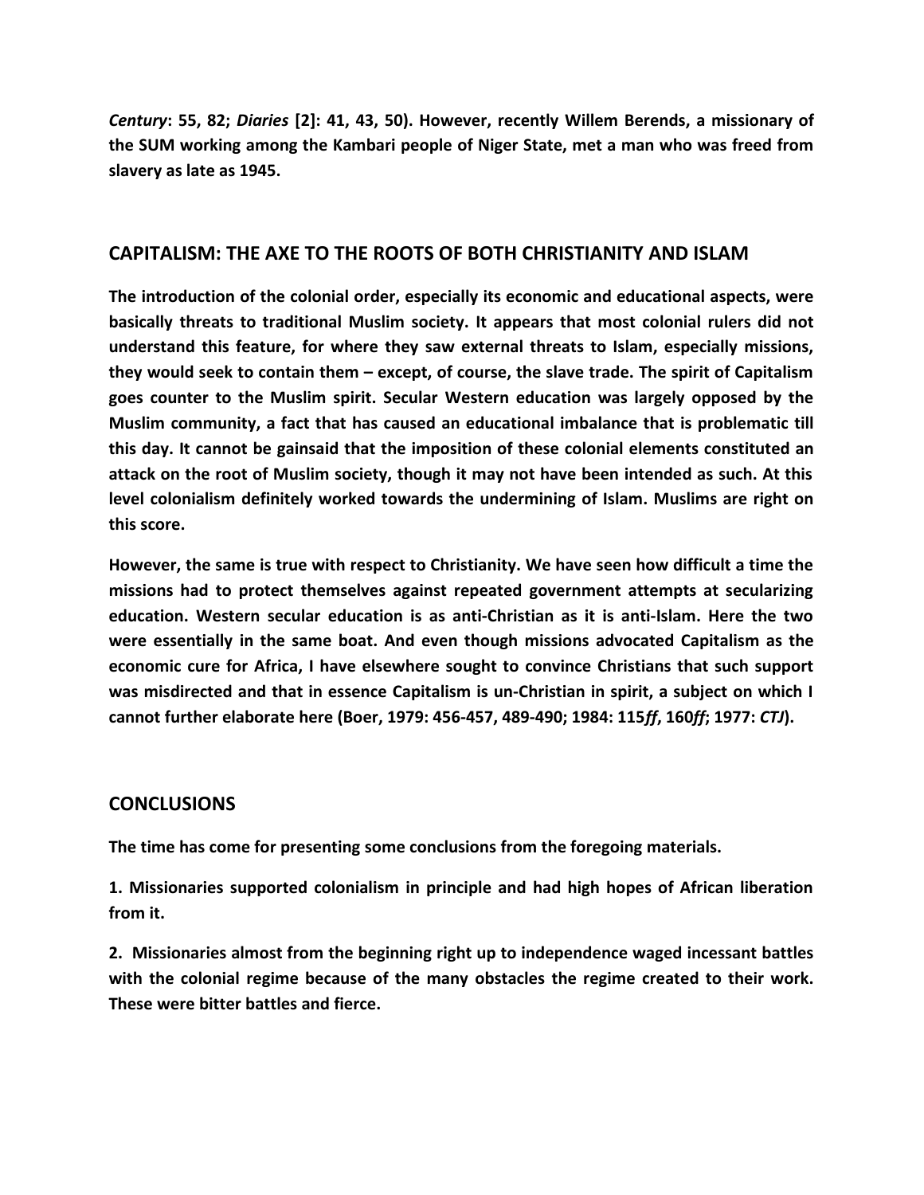*Century*: 55, 82; *Diaries* [2]: 41, 43, 50). However, recently Willem Berends, a missionary of the SUM working among the Kambari people of Niger State, met a man who was freed from slavery as late as 1945.

## CAPITALISM: THE AXE TO THE ROOTS OF BOTH CHRISTIANITY AND ISLAM

The introduction of the colonial order, especially its economic and educational aspects, were basically threats to traditional Muslim society. It appears that most colonial rulers did not understand this feature, for where they saw external threats to Islam, especially missions, they would seek to contain them – except, of course, the slave trade. The spirit of Capitalism goes counter to the Muslim spirit. Secular Western education was largely opposed by the Muslim community, a fact that has caused an educational imbalance that is problematic till this day. It cannot be gainsaid that the imposition of these colonial elements constituted an attack on the root of Muslim society, though it may not have been intended as such. At this level colonialism definitely worked towards the undermining of Islam. Muslims are right on this score.

However, the same is true with respect to Christianity. We have seen how difficult a time the missions had to protect themselves against repeated government attempts at secularizing education. Western secular education is as anti-Christian as it is anti-Islam. Here the two were essentially in the same boat. And even though missions advocated Capitalism as the economic cure for Africa, I have elsewhere sought to convince Christians that such support was misdirected and that in essence Capitalism is un-Christian in spirit, a subject on which I cannot further elaborate here (Boer, 1979: 456-457, 489-490; 1984: 115*ff*, 160*ff*; 1977: *CTJ*).

## CONCLUSIONS

The time has come for presenting some conclusions from the foregoing materials.

1. Missionaries supported colonialism in principle and had high hopes of African liberation from it.

2. Missionaries almost from the beginning right up to independence waged incessant battles with the colonial regime because of the many obstacles the regime created to their work. These were bitter battles and fierce.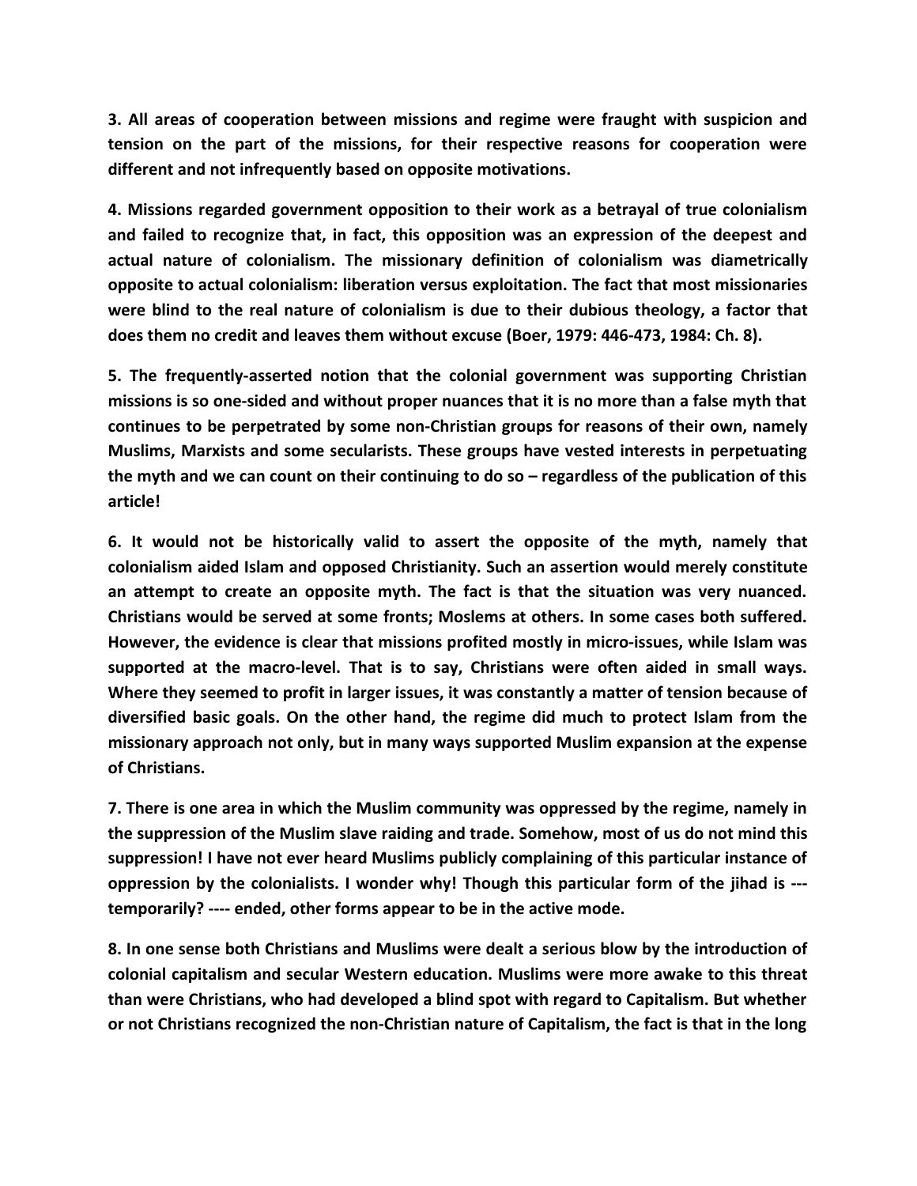**3. All areas of cooperation between missions and regime were fraught with suspicion and tension on the part of the missions, for their respective reasons for cooperation were different and not infrequently based on opposite motivations.**

**4. Missions regarded government opposition to their work as a betrayal of true colonialism and failed to recognize that, in fact, this opposition was an expression of the deepest and actual nature of colonialism. The missionary definition of colonialism was diametrically opposite to actual colonialism: liberation versus exploitation. The fact that most missionaries were blind to the real nature of colonialism is due to their dubious theology, a factor that does them no credit and leaves them without excuse (Boer, 1979: 446-473, 1984: Ch. 8).**

**5. The frequently-asserted notion that the colonial government was supporting Christian missions is so one-sided and without proper nuances that it is no more than a false myth that continues to be perpetrated by some non-Christian groups for reasons of their own, namely Muslims, Marxists and some secularists. These groups have vested interests in perpetuating the myth and we can count on their continuing to do so – regardless of the publication of this article!**

**6. It would not be historically valid to assert the opposite of the myth, namely that colonialism aided Islam and opposed Christianity. Such an assertion would merely constitute an attempt to create an opposite myth. The fact is that the situation was very nuanced. Christians would be served at some fronts; Moslems at others. In some cases both suffered. However, the evidence is clear that missions profited mostly in micro-issues, while Islam was supported at the macro-level. That is to say, Christians were often aided in small ways. Where they seemed to profit in larger issues, it was constantly a matter of tension because of diversified basic goals. On the other hand, the regime did much to protect Islam from the missionary approach not only, but in many ways supported Muslim expansion at the expense of Christians.**

**7. There is one area in which the Muslim community was oppressed by the regime, namely in the suppression of the Muslim slave raiding and trade. Somehow, most of us do not mind this suppression! I have not ever heard Muslims publicly complaining of this particular instance of oppression by the colonialists. I wonder why! Though this particular form of the jihad is --- temporarily? ---- ended, other forms appear to be in the active mode.**

**8. In one sense both Christians and Muslims were dealt a serious blow by the introduction of colonial capitalism and secular Western education. Muslims were more awake to this threat than were Christians, who had developed a blind spot with regard to Capitalism. But whether or not Christians recognized the non-Christian nature of Capitalism, the fact is that in the long**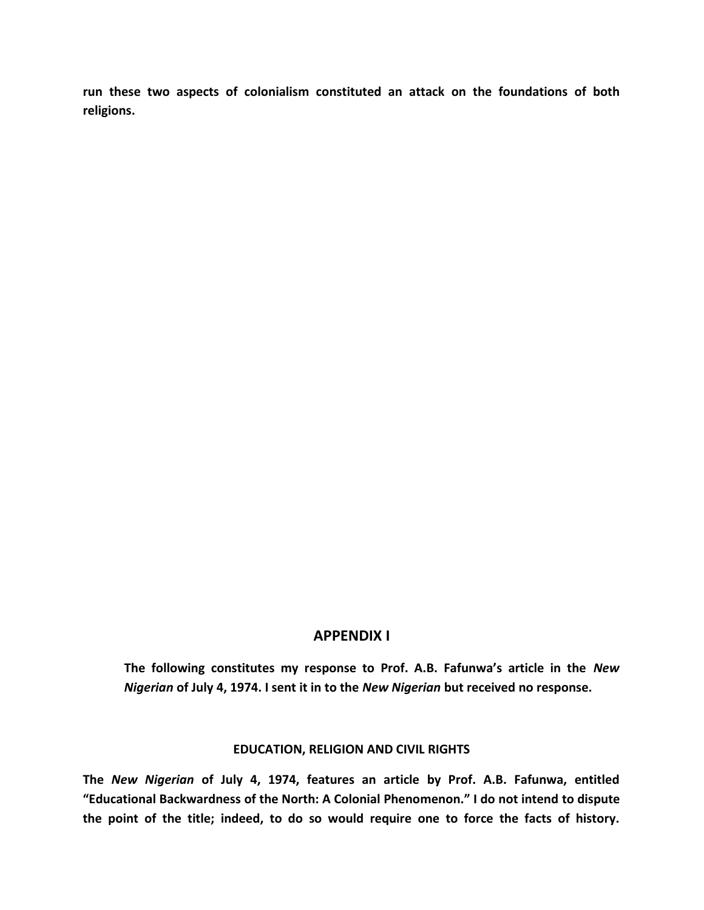**run these two aspects of colonialism constituted an attack on the foundations of both religions.**

## APPENDIX I

**The following constitutes my response to Prof. A.B. Fafunwa's article in the *New Nigerian* of July 4, 1974. I sent it in to the *New Nigerian* but received no response.**

### EDUCATION, RELIGION AND CIVIL RIGHTS

**The *New Nigerian* of July 4, 1974, features an article by Prof. A.B. Fafunwa, entitled "Educational Backwardness of the North: A Colonial Phenomenon." I do not intend to dispute the point of the title; indeed, to do so would require one to force the facts of history.**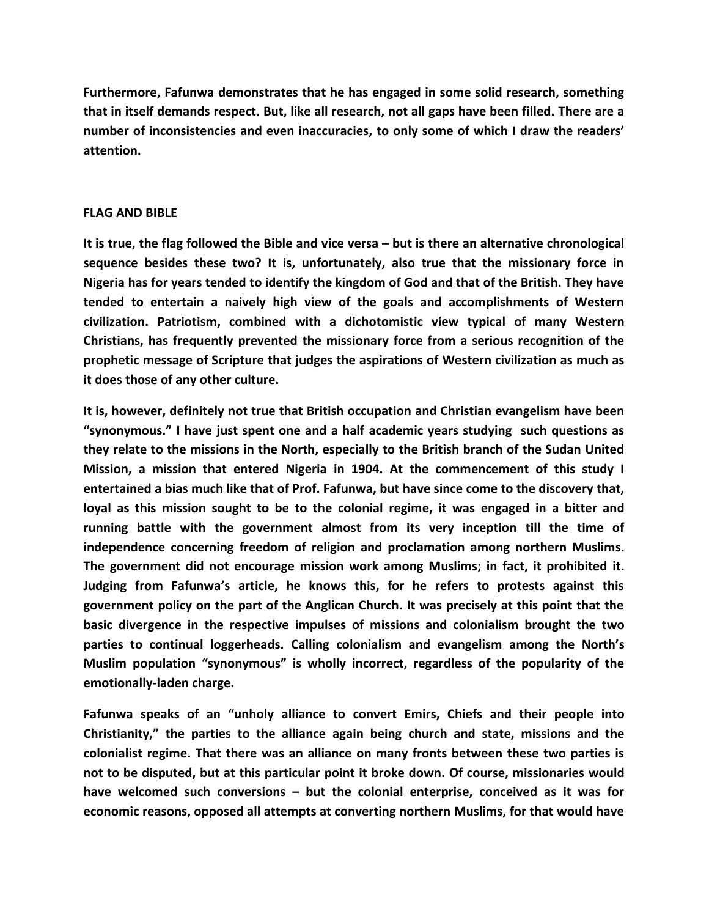**Furthermore, Fafunwa demonstrates that he has engaged in some solid research, something that in itself demands respect. But, like all research, not all gaps have been filled. There are a number of inconsistencies and even inaccuracies, to only some of which I draw the readers' attention.**

## FLAG AND BIBLE

**It is true, the flag followed the Bible and vice versa – but is there an alternative chronological sequence besides these two? It is, unfortunately, also true that the missionary force in Nigeria has for years tended to identify the kingdom of God and that of the British. They have tended to entertain a naively high view of the goals and accomplishments of Western civilization. Patriotism, combined with a dichotomistic view typical of many Western Christians, has frequently prevented the missionary force from a serious recognition of the prophetic message of Scripture that judges the aspirations of Western civilization as much as it does those of any other culture.**

**It is, however, definitely not true that British occupation and Christian evangelism have been "synonymous." I have just spent one and a half academic years studying such questions as they relate to the missions in the North, especially to the British branch of the Sudan United Mission, a mission that entered Nigeria in 1904. At the commencement of this study I entertained a bias much like that of Prof. Fafunwa, but have since come to the discovery that, loyal as this mission sought to be to the colonial regime, it was engaged in a bitter and running battle with the government almost from its very inception till the time of independence concerning freedom of religion and proclamation among northern Muslims. The government did not encourage mission work among Muslims; in fact, it prohibited it. Judging from Fafunwa's article, he knows this, for he refers to protests against this government policy on the part of the Anglican Church. It was precisely at this point that the basic divergence in the respective impulses of missions and colonialism brought the two parties to continual loggerheads. Calling colonialism and evangelism among the North's Muslim population "synonymous" is wholly incorrect, regardless of the popularity of the emotionally-laden charge.**

**Fafunwa speaks of an "unholy alliance to convert Emirs, Chiefs and their people into Christianity," the parties to the alliance again being church and state, missions and the colonialist regime. That there was an alliance on many fronts between these two parties is not to be disputed, but at this particular point it broke down. Of course, missionaries would have welcomed such conversions – but the colonial enterprise, conceived as it was for economic reasons, opposed all attempts at converting northern Muslims, for that would have**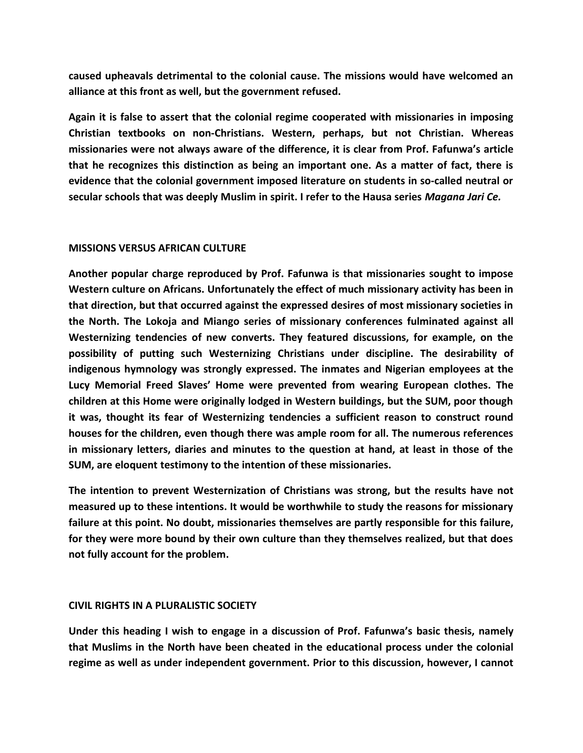**caused upheavals detrimental to the colonial cause. The missions would have welcomed an alliance at this front as well, but the government refused.**

**Again it is false to assert that the colonial regime cooperated with missionaries in imposing Christian textbooks on non-Christians. Western, perhaps, but not Christian. Whereas missionaries were not always aware of the difference, it is clear from Prof. Fafunwa's article that he recognizes this distinction as being an important one. As a matter of fact, there is evidence that the colonial government imposed literature on students in so-called neutral or secular schools that was deeply Muslim in spirit. I refer to the Hausa series *Magana Jari Ce.***

## MISSIONS VERSUS AFRICAN CULTURE

**Another popular charge reproduced by Prof. Fafunwa is that missionaries sought to impose Western culture on Africans. Unfortunately the effect of much missionary activity has been in that direction, but that occurred against the expressed desires of most missionary societies in the North. The Lokoja and Miango series of missionary conferences fulminated against all Westernizing tendencies of new converts. They featured discussions, for example, on the possibility of putting such Westernizing Christians under discipline. The desirability of indigenous hymnology was strongly expressed. The inmates and Nigerian employees at the Lucy Memorial Freed Slaves' Home were prevented from wearing European clothes. The children at this Home were originally lodged in Western buildings, but the SUM, poor though it was, thought its fear of Westernizing tendencies a sufficient reason to construct round houses for the children, even though there was ample room for all. The numerous references in missionary letters, diaries and minutes to the question at hand, at least in those of the SUM, are eloquent testimony to the intention of these missionaries.**

**The intention to prevent Westernization of Christians was strong, but the results have not measured up to these intentions. It would be worthwhile to study the reasons for missionary failure at this point. No doubt, missionaries themselves are partly responsible for this failure, for they were more bound by their own culture than they themselves realized, but that does not fully account for the problem.**

## CIVIL RIGHTS IN A PLURALISTIC SOCIETY

**Under this heading I wish to engage in a discussion of Prof. Fafunwa's basic thesis, namely that Muslims in the North have been cheated in the educational process under the colonial regime as well as under independent government. Prior to this discussion, however, I cannot**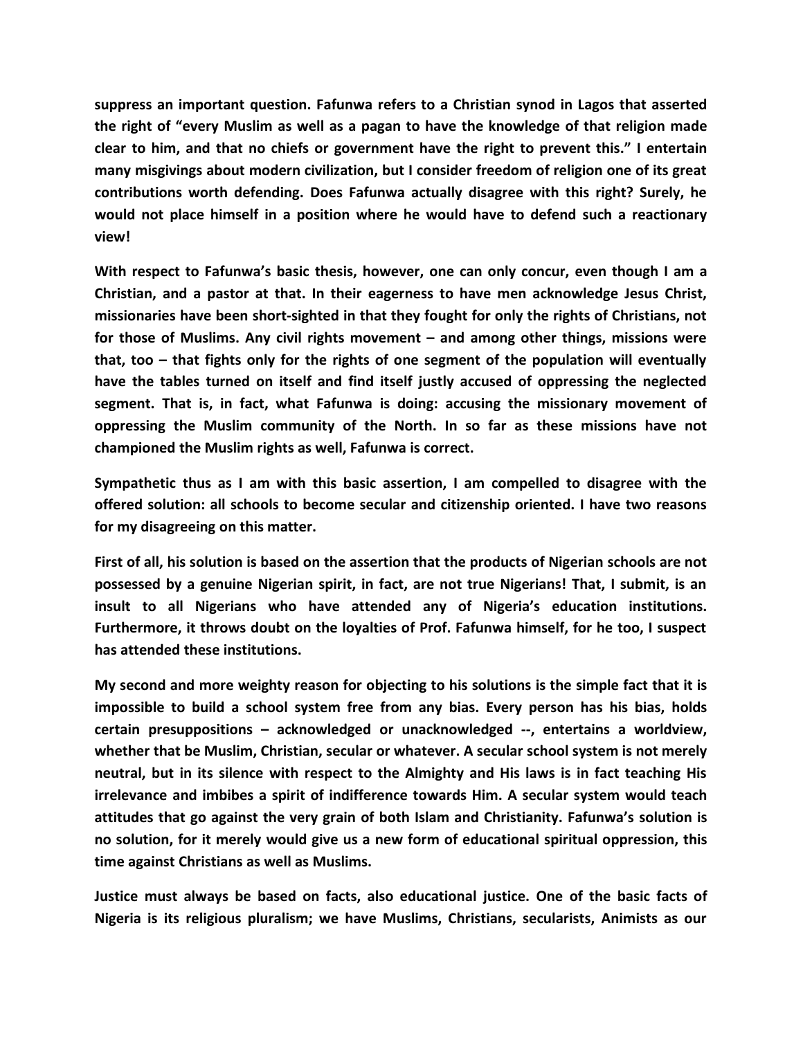**suppress an important question. Fafunwa refers to a Christian synod in Lagos that asserted the right of "every Muslim as well as a pagan to have the knowledge of that religion made clear to him, and that no chiefs or government have the right to prevent this." I entertain many misgivings about modern civilization, but I consider freedom of religion one of its great contributions worth defending. Does Fafunwa actually disagree with this right? Surely, he would not place himself in a position where he would have to defend such a reactionary view!**

**With respect to Fafunwa's basic thesis, however, one can only concur, even though I am a Christian, and a pastor at that. In their eagerness to have men acknowledge Jesus Christ, missionaries have been short-sighted in that they fought for only the rights of Christians, not for those of Muslims. Any civil rights movement – and among other things, missions were that, too – that fights only for the rights of one segment of the population will eventually have the tables turned on itself and find itself justly accused of oppressing the neglected segment. That is, in fact, what Fafunwa is doing: accusing the missionary movement of oppressing the Muslim community of the North. In so far as these missions have not championed the Muslim rights as well, Fafunwa is correct.**

**Sympathetic thus as I am with this basic assertion, I am compelled to disagree with the offered solution: all schools to become secular and citizenship oriented. I have two reasons for my disagreeing on this matter.**

**First of all, his solution is based on the assertion that the products of Nigerian schools are not possessed by a genuine Nigerian spirit, in fact, are not true Nigerians! That, I submit, is an insult to all Nigerians who have attended any of Nigeria's education institutions. Furthermore, it throws doubt on the loyalties of Prof. Fafunwa himself, for he too, I suspect has attended these institutions.**

**My second and more weighty reason for objecting to his solutions is the simple fact that it is impossible to build a school system free from any bias. Every person has his bias, holds certain presuppositions – acknowledged or unacknowledged --, entertains a worldview, whether that be Muslim, Christian, secular or whatever. A secular school system is not merely neutral, but in its silence with respect to the Almighty and His laws is in fact teaching His irrelevance and imbibes a spirit of indifference towards Him. A secular system would teach attitudes that go against the very grain of both Islam and Christianity. Fafunwa's solution is no solution, for it merely would give us a new form of educational spiritual oppression, this time against Christians as well as Muslims.**

**Justice must always be based on facts, also educational justice. One of the basic facts of Nigeria is its religious pluralism; we have Muslims, Christians, secularists, Animists as our**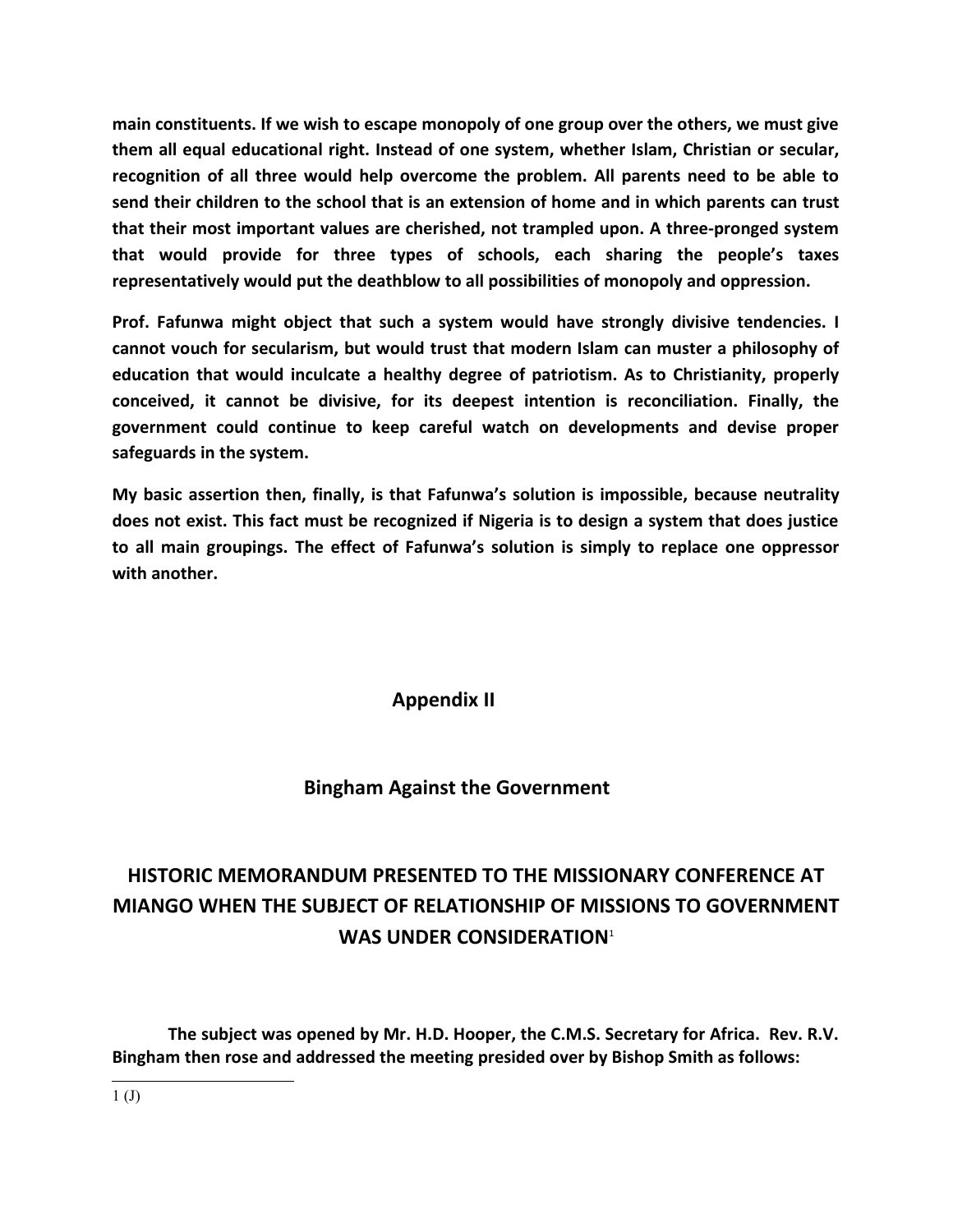**main constituents. If we wish to escape monopoly of one group over the others, we must give them all equal educational right. Instead of one system, whether Islam, Christian or secular, recognition of all three would help overcome the problem. All parents need to be able to send their children to the school that is an extension of home and in which parents can trust that their most important values are cherished, not trampled upon. A three-pronged system that would provide for three types of schools, each sharing the people's taxes representatively would put the deathblow to all possibilities of monopoly and oppression.**

**Prof. Fafunwa might object that such a system would have strongly divisive tendencies. I cannot vouch for secularism, but would trust that modern Islam can muster a philosophy of education that would inculcate a healthy degree of patriotism. As to Christianity, properly conceived, it cannot be divisive, for its deepest intention is reconciliation. Finally, the government could continue to keep careful watch on developments and devise proper safeguards in the system.**

**My basic assertion then, finally, is that Fafunwa's solution is impossible, because neutrality does not exist. This fact must be recognized if Nigeria is to design a system that does justice to all main groupings. The effect of Fafunwa's solution is simply to replace one oppressor with another.**

## Appendix II

### Bingham Against the Government

## HISTORIC MEMORANDUM PRESENTED TO THE MISSIONARY CONFERENCE AT MIANGO WHEN THE SUBJECT OF RELATIONSHIP OF MISSIONS TO GOVERNMENT WAS UNDER CONSIDERATION[1]

**The subject was opened by Mr. H.D. Hooper, the C.M.S. Secretary for Africa. Rev. R.V. Bingham then rose and addressed the meeting presided over by Bishop Smith as follows:**

---

1 (J)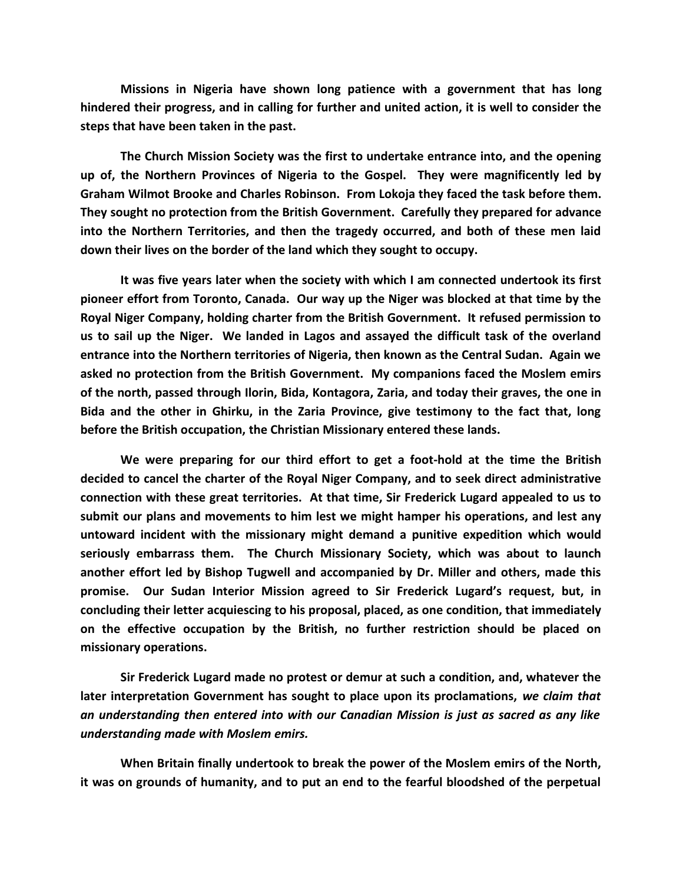**Missions in Nigeria have shown long patience with a government that has long hindered their progress, and in calling for further and united action, it is well to consider the steps that have been taken in the past.**

**The Church Mission Society was the first to undertake entrance into, and the opening up of, the Northern Provinces of Nigeria to the Gospel. They were magnificently led by Graham Wilmot Brooke and Charles Robinson. From Lokoja they faced the task before them. They sought no protection from the British Government. Carefully they prepared for advance into the Northern Territories, and then the tragedy occurred, and both of these men laid down their lives on the border of the land which they sought to occupy.**

**It was five years later when the society with which I am connected undertook its first pioneer effort from Toronto, Canada. Our way up the Niger was blocked at that time by the Royal Niger Company, holding charter from the British Government. It refused permission to us to sail up the Niger. We landed in Lagos and assayed the difficult task of the overland entrance into the Northern territories of Nigeria, then known as the Central Sudan. Again we asked no protection from the British Government. My companions faced the Moslem emirs of the north, passed through Ilorin, Bida, Kontagora, Zaria, and today their graves, the one in Bida and the other in Ghirku, in the Zaria Province, give testimony to the fact that, long before the British occupation, the Christian Missionary entered these lands.**

**We were preparing for our third effort to get a foot-hold at the time the British decided to cancel the charter of the Royal Niger Company, and to seek direct administrative connection with these great territories. At that time, Sir Frederick Lugard appealed to us to submit our plans and movements to him lest we might hamper his operations, and lest any untoward incident with the missionary might demand a punitive expedition which would seriously embarrass them. The Church Missionary Society, which was about to launch another effort led by Bishop Tugwell and accompanied by Dr. Miller and others, made this promise. Our Sudan Interior Mission agreed to Sir Frederick Lugard's request, but, in concluding their letter acquiescing to his proposal, placed, as one condition, that immediately on the effective occupation by the British, no further restriction should be placed on missionary operations.**

**Sir Frederick Lugard made no protest or demur at such a condition, and, whatever the later interpretation Government has sought to place upon its proclamations, *we claim that an understanding then entered into with our Canadian Mission is just as sacred as any like understanding made with Moslem emirs.***

**When Britain finally undertook to break the power of the Moslem emirs of the North, it was on grounds of humanity, and to put an end to the fearful bloodshed of the perpetual**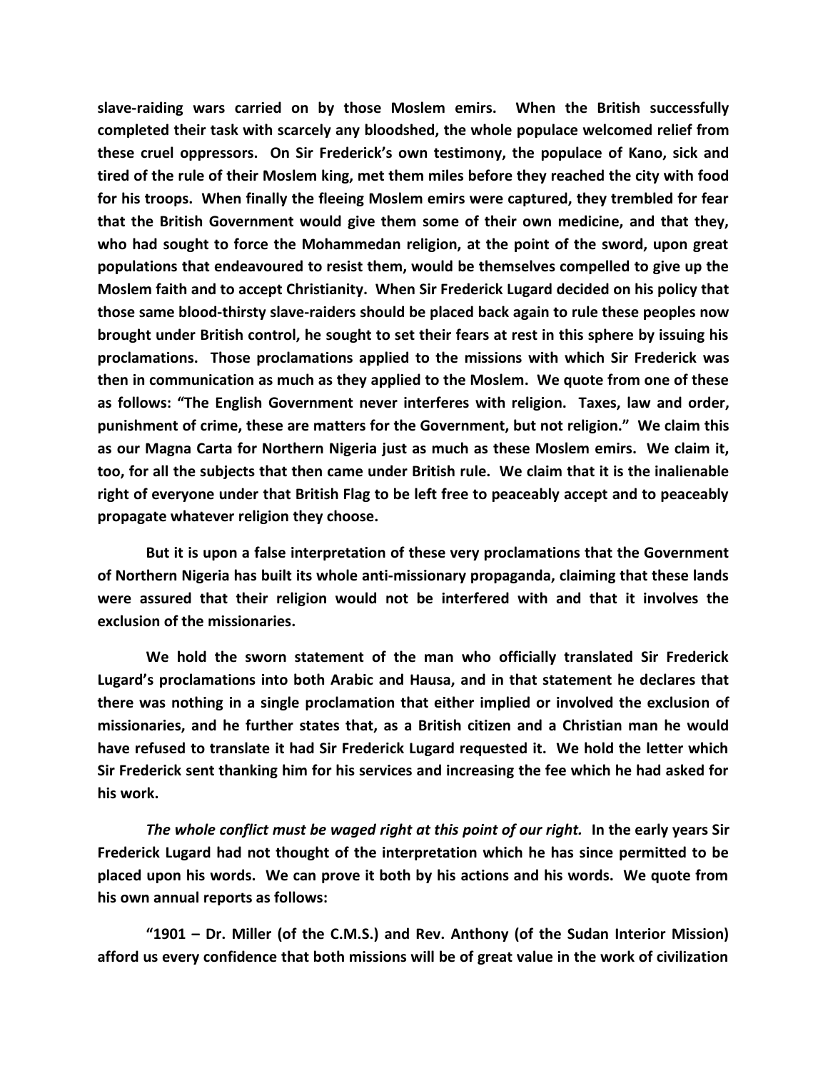**slave-raiding wars carried on by those Moslem emirs. When the British successfully completed their task with scarcely any bloodshed, the whole populace welcomed relief from these cruel oppressors. On Sir Frederick's own testimony, the populace of Kano, sick and tired of the rule of their Moslem king, met them miles before they reached the city with food for his troops. When finally the fleeing Moslem emirs were captured, they trembled for fear that the British Government would give them some of their own medicine, and that they, who had sought to force the Mohammedan religion, at the point of the sword, upon great populations that endeavoured to resist them, would be themselves compelled to give up the Moslem faith and to accept Christianity. When Sir Frederick Lugard decided on his policy that those same blood-thirsty slave-raiders should be placed back again to rule these peoples now brought under British control, he sought to set their fears at rest in this sphere by issuing his proclamations. Those proclamations applied to the missions with which Sir Frederick was then in communication as much as they applied to the Moslem. We quote from one of these as follows: "The English Government never interferes with religion. Taxes, law and order, punishment of crime, these are matters for the Government, but not religion." We claim this as our Magna Carta for Northern Nigeria just as much as these Moslem emirs. We claim it, too, for all the subjects that then came under British rule. We claim that it is the inalienable right of everyone under that British Flag to be left free to peaceably accept and to peaceably propagate whatever religion they choose.**

**But it is upon a false interpretation of these very proclamations that the Government of Northern Nigeria has built its whole anti-missionary propaganda, claiming that these lands were assured that their religion would not be interfered with and that it involves the exclusion of the missionaries.**

**We hold the sworn statement of the man who officially translated Sir Frederick Lugard's proclamations into both Arabic and Hausa, and in that statement he declares that there was nothing in a single proclamation that either implied or involved the exclusion of missionaries, and he further states that, as a British citizen and a Christian man he would have refused to translate it had Sir Frederick Lugard requested it. We hold the letter which Sir Frederick sent thanking him for his services and increasing the fee which he had asked for his work.**

***The whole conflict must be waged right at this point of our right.*** **In the early years Sir Frederick Lugard had not thought of the interpretation which he has since permitted to be placed upon his words. We can prove it both by his actions and his words. We quote from his own annual reports as follows:**

**"1901 – Dr. Miller (of the C.M.S.) and Rev. Anthony (of the Sudan Interior Mission) afford us every confidence that both missions will be of great value in the work of civilization**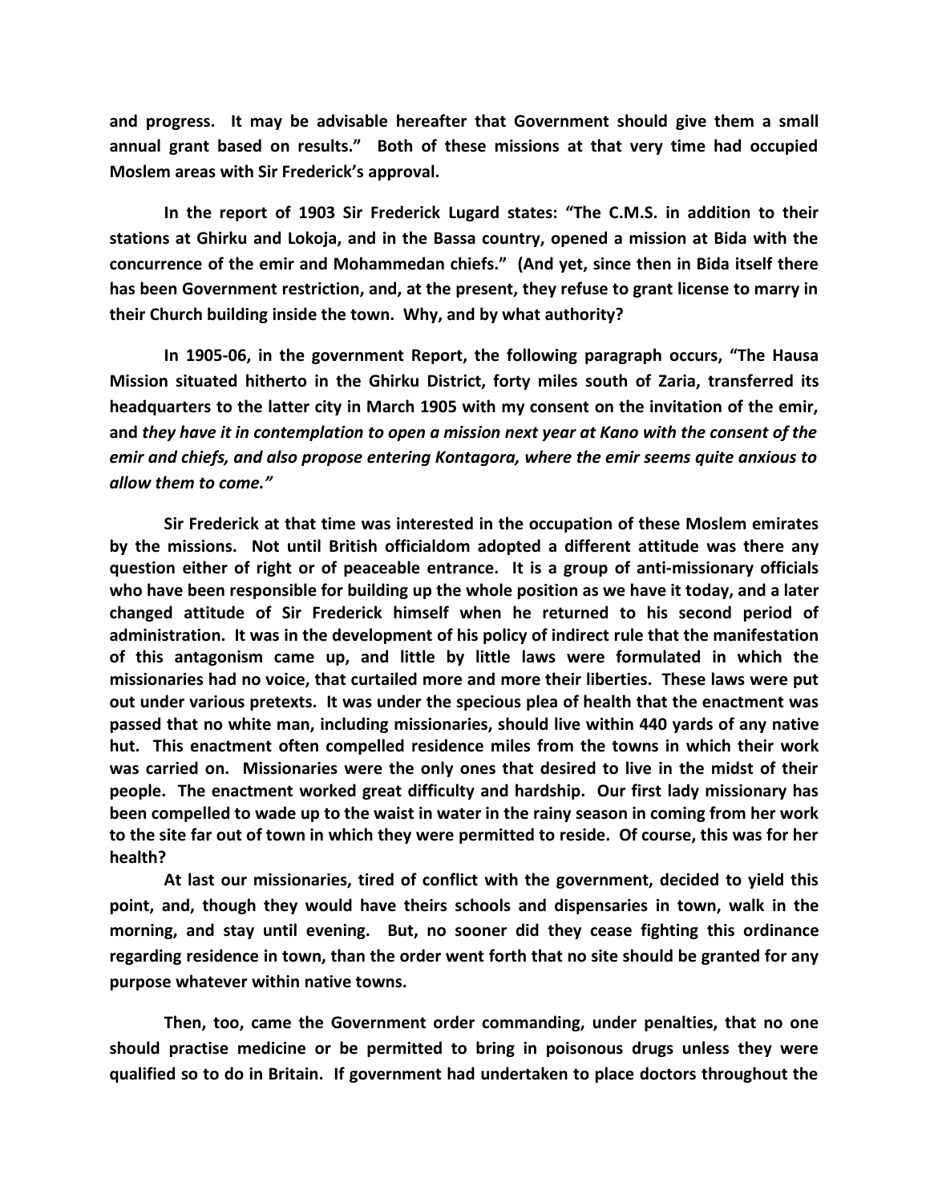**and progress. It may be advisable hereafter that Government should give them a small annual grant based on results." Both of these missions at that very time had occupied Moslem areas with Sir Frederick's approval.**

**In the report of 1903 Sir Frederick Lugard states: "The C.M.S. in addition to their stations at Ghirku and Lokoja, and in the Bassa country, opened a mission at Bida with the concurrence of the emir and Mohammedan chiefs." (And yet, since then in Bida itself there has been Government restriction, and, at the present, they refuse to grant license to marry in their Church building inside the town. Why, and by what authority?**

**In 1905-06, in the government Report, the following paragraph occurs, "The Hausa Mission situated hitherto in the Ghirku District, forty miles south of Zaria, transferred its headquarters to the latter city in March 1905 with my consent on the invitation of the emir, and *they have it in contemplation to open a mission next year at Kano with the consent of the emir and chiefs, and also propose entering Kontagora, where the emir seems quite anxious to allow them to come."***

**Sir Frederick at that time was interested in the occupation of these Moslem emirates by the missions. Not until British officialdom adopted a different attitude was there any question either of right or of peaceable entrance. It is a group of anti-missionary officials who have been responsible for building up the whole position as we have it today, and a later changed attitude of Sir Frederick himself when he returned to his second period of administration. It was in the development of his policy of indirect rule that the manifestation of this antagonism came up, and little by little laws were formulated in which the missionaries had no voice, that curtailed more and more their liberties. These laws were put out under various pretexts. It was under the specious plea of health that the enactment was passed that no white man, including missionaries, should live within 440 yards of any native hut. This enactment often compelled residence miles from the towns in which their work was carried on. Missionaries were the only ones that desired to live in the midst of their people. The enactment worked great difficulty and hardship. Our first lady missionary has been compelled to wade up to the waist in water in the rainy season in coming from her work to the site far out of town in which they were permitted to reside. Of course, this was for her health?**

**At last our missionaries, tired of conflict with the government, decided to yield this point, and, though they would have theirs schools and dispensaries in town, walk in the morning, and stay until evening. But, no sooner did they cease fighting this ordinance regarding residence in town, than the order went forth that no site should be granted for any purpose whatever within native towns.**

**Then, too, came the Government order commanding, under penalties, that no one should practise medicine or be permitted to bring in poisonous drugs unless they were qualified so to do in Britain. If government had undertaken to place doctors throughout the**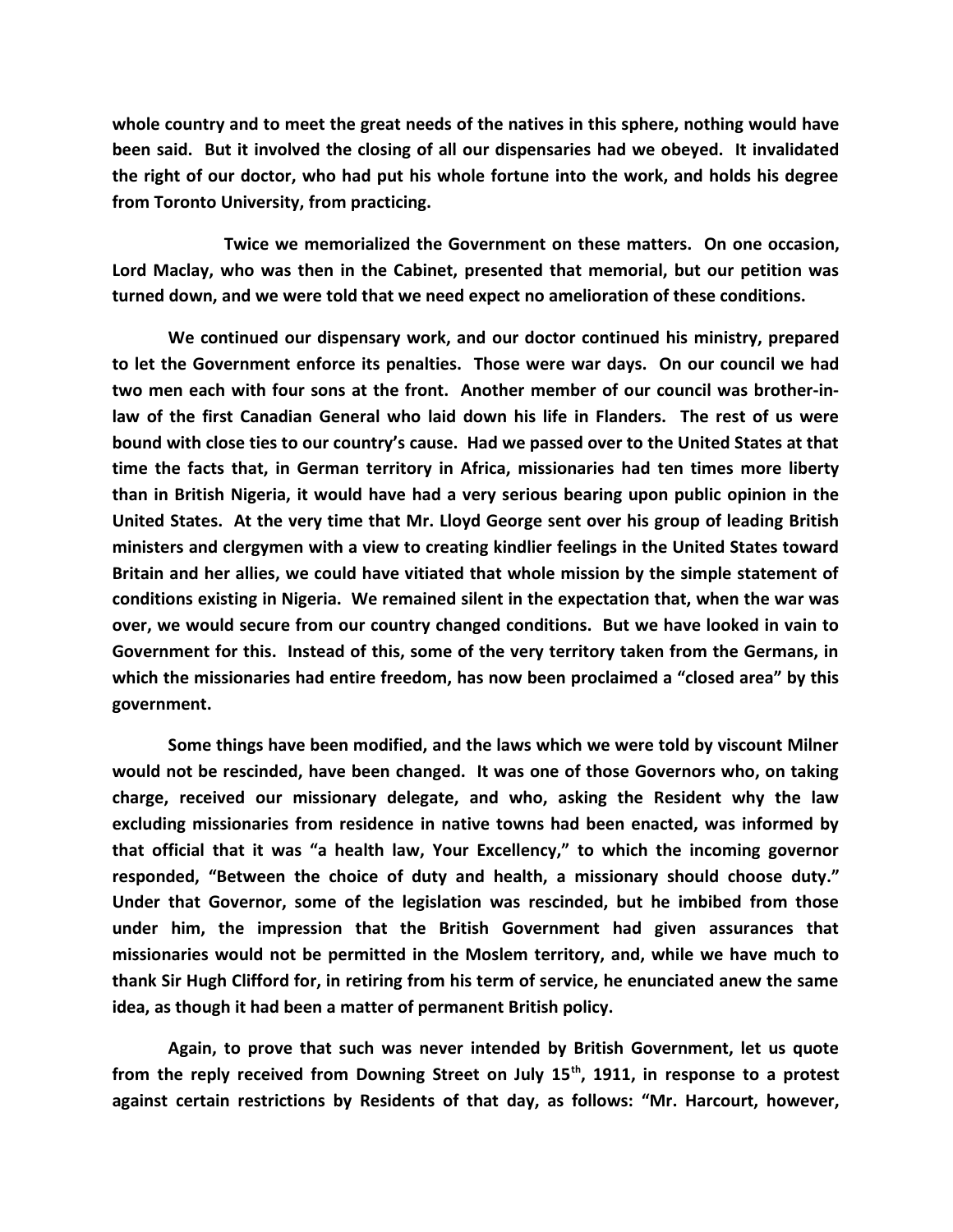**whole country and to meet the great needs of the natives in this sphere, nothing would have been said. But it involved the closing of all our dispensaries had we obeyed. It invalidated the right of our doctor, who had put his whole fortune into the work, and holds his degree from Toronto University, from practicing.**

**Twice we memorialized the Government on these matters. On one occasion, Lord Maclay, who was then in the Cabinet, presented that memorial, but our petition was turned down, and we were told that we need expect no amelioration of these conditions.**

**We continued our dispensary work, and our doctor continued his ministry, prepared to let the Government enforce its penalties. Those were war days. On our council we had two men each with four sons at the front. Another member of our council was brother-in-law of the first Canadian General who laid down his life in Flanders. The rest of us were bound with close ties to our country's cause. Had we passed over to the United States at that time the facts that, in German territory in Africa, missionaries had ten times more liberty than in British Nigeria, it would have had a very serious bearing upon public opinion in the United States. At the very time that Mr. Lloyd George sent over his group of leading British ministers and clergymen with a view to creating kindlier feelings in the United States toward Britain and her allies, we could have vitiated that whole mission by the simple statement of conditions existing in Nigeria. We remained silent in the expectation that, when the war was over, we would secure from our country changed conditions. But we have looked in vain to Government for this. Instead of this, some of the very territory taken from the Germans, in which the missionaries had entire freedom, has now been proclaimed a "closed area" by this government.**

**Some things have been modified, and the laws which we were told by viscount Milner would not be rescinded, have been changed. It was one of those Governors who, on taking charge, received our missionary delegate, and who, asking the Resident why the law excluding missionaries from residence in native towns had been enacted, was informed by that official that it was "a health law, Your Excellency," to which the incoming governor responded, "Between the choice of duty and health, a missionary should choose duty." Under that Governor, some of the legislation was rescinded, but he imbibed from those under him, the impression that the British Government had given assurances that missionaries would not be permitted in the Moslem territory, and, while we have much to thank Sir Hugh Clifford for, in retiring from his term of service, he enunciated anew the same idea, as though it had been a matter of permanent British policy.**

**Again, to prove that such was never intended by British Government, let us quote from the reply received from Downing Street on July 15th, 1911, in response to a protest against certain restrictions by Residents of that day, as follows: "Mr. Harcourt, however,**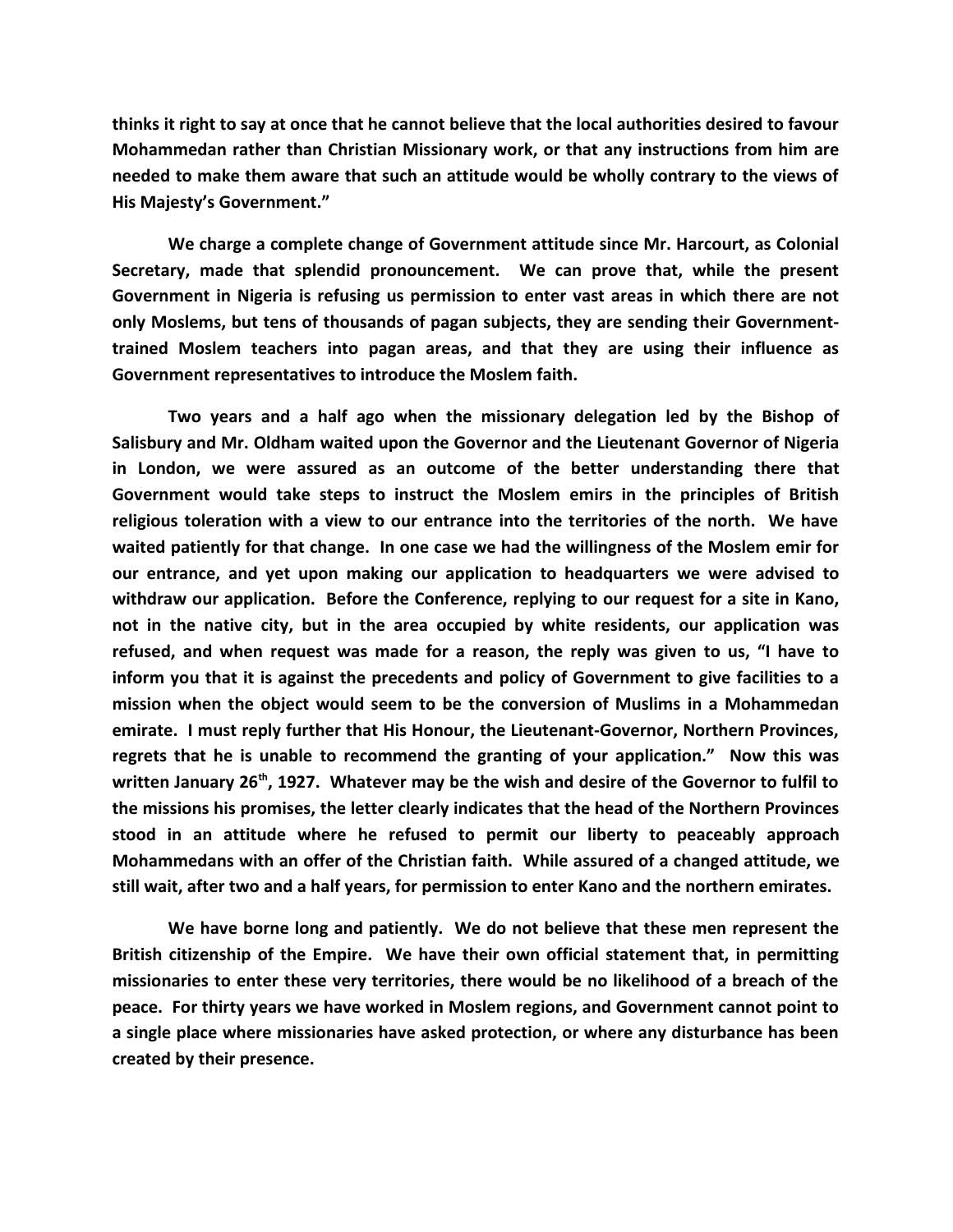**thinks it right to say at once that he cannot believe that the local authorities desired to favour Mohammedan rather than Christian Missionary work, or that any instructions from him are needed to make them aware that such an attitude would be wholly contrary to the views of His Majesty's Government."**

**We charge a complete change of Government attitude since Mr. Harcourt, as Colonial Secretary, made that splendid pronouncement. We can prove that, while the present Government in Nigeria is refusing us permission to enter vast areas in which there are not only Moslems, but tens of thousands of pagan subjects, they are sending their Government-trained Moslem teachers into pagan areas, and that they are using their influence as Government representatives to introduce the Moslem faith.**

**Two years and a half ago when the missionary delegation led by the Bishop of Salisbury and Mr. Oldham waited upon the Governor and the Lieutenant Governor of Nigeria in London, we were assured as an outcome of the better understanding there that Government would take steps to instruct the Moslem emirs in the principles of British religious toleration with a view to our entrance into the territories of the north. We have waited patiently for that change. In one case we had the willingness of the Moslem emir for our entrance, and yet upon making our application to headquarters we were advised to withdraw our application. Before the Conference, replying to our request for a site in Kano, not in the native city, but in the area occupied by white residents, our application was refused, and when request was made for a reason, the reply was given to us, "I have to inform you that it is against the precedents and policy of Government to give facilities to a mission when the object would seem to be the conversion of Muslims in a Mohammedan emirate. I must reply further that His Honour, the Lieutenant-Governor, Northern Provinces, regrets that he is unable to recommend the granting of your application." Now this was written January 26th, 1927. Whatever may be the wish and desire of the Governor to fulfil to the missions his promises, the letter clearly indicates that the head of the Northern Provinces stood in an attitude where he refused to permit our liberty to peaceably approach Mohammedans with an offer of the Christian faith. While assured of a changed attitude, we still wait, after two and a half years, for permission to enter Kano and the northern emirates.**

**We have borne long and patiently. We do not believe that these men represent the British citizenship of the Empire. We have their own official statement that, in permitting missionaries to enter these very territories, there would be no likelihood of a breach of the peace. For thirty years we have worked in Moslem regions, and Government cannot point to a single place where missionaries have asked protection, or where any disturbance has been created by their presence.**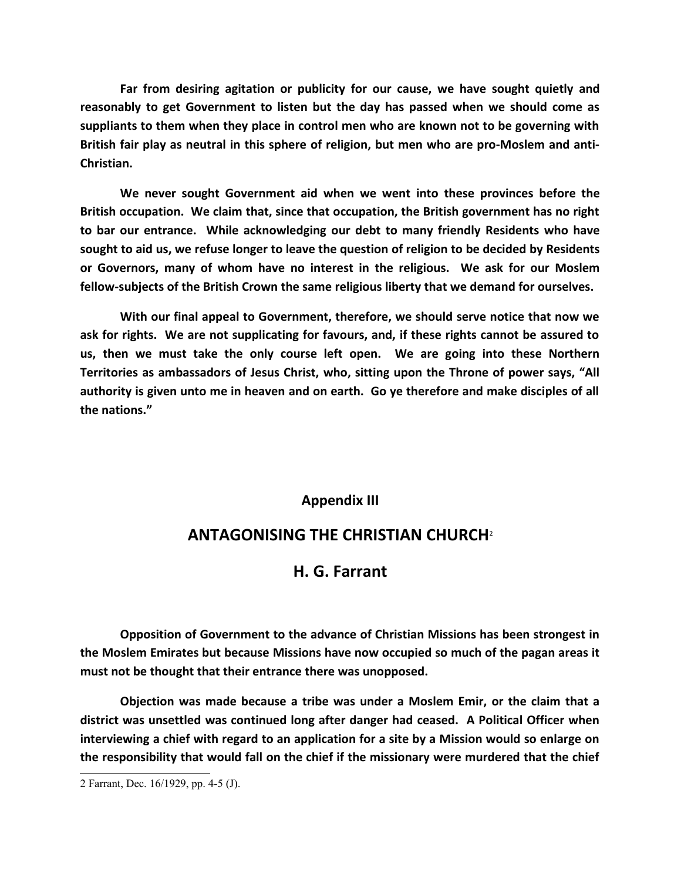**Far from desiring agitation or publicity for our cause, we have sought quietly and reasonably to get Government to listen but the day has passed when we should come as suppliants to them when they place in control men who are known not to be governing with British fair play as neutral in this sphere of religion, but men who are pro-Moslem and anti-Christian.**

**We never sought Government aid when we went into these provinces before the British occupation. We claim that, since that occupation, the British government has no right to bar our entrance. While acknowledging our debt to many friendly Residents who have sought to aid us, we refuse longer to leave the question of religion to be decided by Residents or Governors, many of whom have no interest in the religious. We ask for our Moslem fellow-subjects of the British Crown the same religious liberty that we demand for ourselves.**

**With our final appeal to Government, therefore, we should serve notice that now we ask for rights. We are not supplicating for favours, and, if these rights cannot be assured to us, then we must take the only course left open. We are going into these Northern Territories as ambassadors of Jesus Christ, who, sitting upon the Throne of power says, "All authority is given unto me in heaven and on earth. Go ye therefore and make disciples of all the nations."**

## Appendix III

# ANTAGONISING THE CHRISTIAN CHURCH[2]

## H. G. Farrant

**Opposition of Government to the advance of Christian Missions has been strongest in the Moslem Emirates but because Missions have now occupied so much of the pagan areas it must not be thought that their entrance there was unopposed.**

**Objection was made because a tribe was under a Moslem Emir, or the claim that a district was unsettled was continued long after danger had ceased. A Political Officer when interviewing a chief with regard to an application for a site by a Mission would so enlarge on the responsibility that would fall on the chief if the missionary were murdered that the chief**

---

2 Farrant, Dec. 16/1929, pp. 4-5 (J).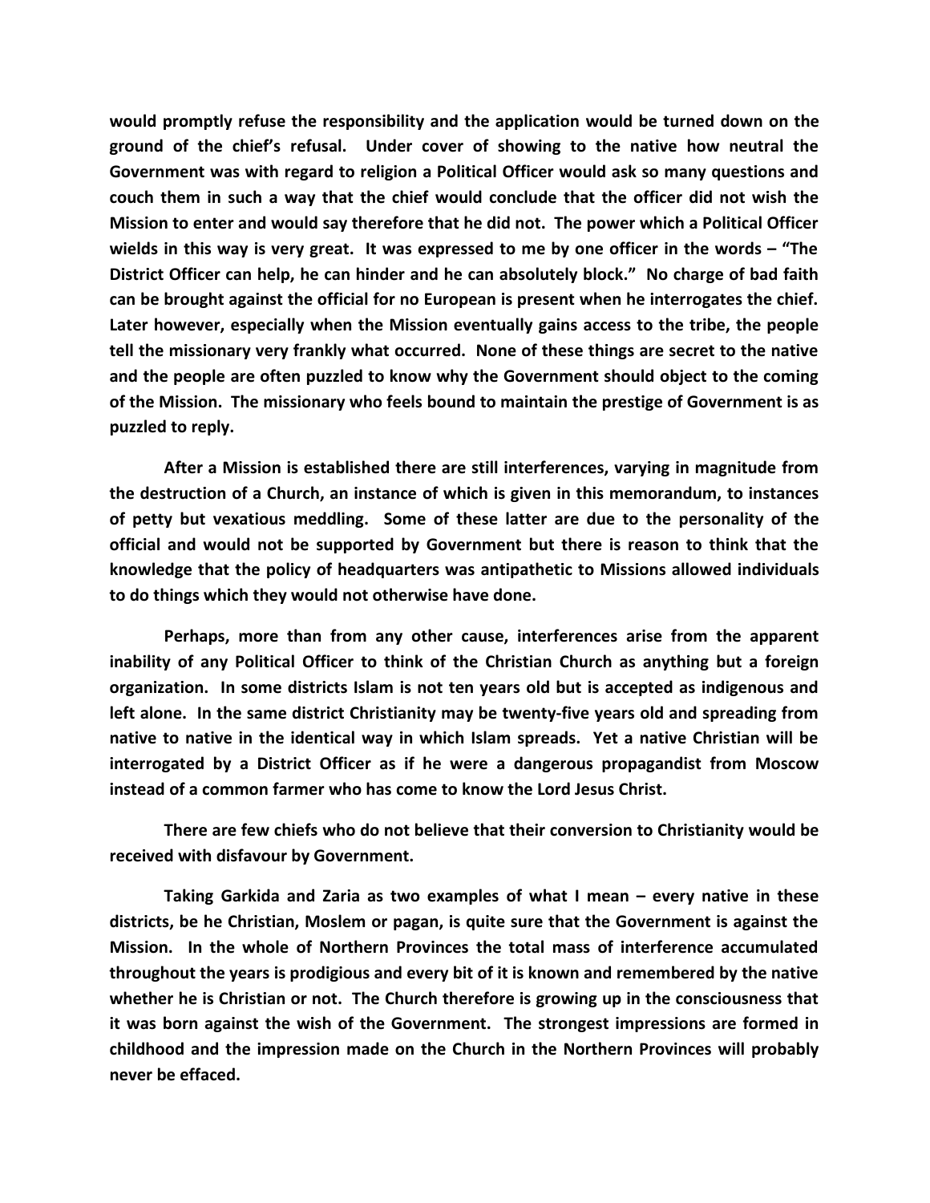**would promptly refuse the responsibility and the application would be turned down on the ground of the chief's refusal. Under cover of showing to the native how neutral the Government was with regard to religion a Political Officer would ask so many questions and couch them in such a way that the chief would conclude that the officer did not wish the Mission to enter and would say therefore that he did not. The power which a Political Officer wields in this way is very great. It was expressed to me by one officer in the words – "The District Officer can help, he can hinder and he can absolutely block." No charge of bad faith can be brought against the official for no European is present when he interrogates the chief. Later however, especially when the Mission eventually gains access to the tribe, the people tell the missionary very frankly what occurred. None of these things are secret to the native and the people are often puzzled to know why the Government should object to the coming of the Mission. The missionary who feels bound to maintain the prestige of Government is as puzzled to reply.**

**After a Mission is established there are still interferences, varying in magnitude from the destruction of a Church, an instance of which is given in this memorandum, to instances of petty but vexatious meddling. Some of these latter are due to the personality of the official and would not be supported by Government but there is reason to think that the knowledge that the policy of headquarters was antipathetic to Missions allowed individuals to do things which they would not otherwise have done.**

**Perhaps, more than from any other cause, interferences arise from the apparent inability of any Political Officer to think of the Christian Church as anything but a foreign organization. In some districts Islam is not ten years old but is accepted as indigenous and left alone. In the same district Christianity may be twenty-five years old and spreading from native to native in the identical way in which Islam spreads. Yet a native Christian will be interrogated by a District Officer as if he were a dangerous propagandist from Moscow instead of a common farmer who has come to know the Lord Jesus Christ.**

**There are few chiefs who do not believe that their conversion to Christianity would be received with disfavour by Government.**

**Taking Garkida and Zaria as two examples of what I mean – every native in these districts, be he Christian, Moslem or pagan, is quite sure that the Government is against the Mission. In the whole of Northern Provinces the total mass of interference accumulated throughout the years is prodigious and every bit of it is known and remembered by the native whether he is Christian or not. The Church therefore is growing up in the consciousness that it was born against the wish of the Government. The strongest impressions are formed in childhood and the impression made on the Church in the Northern Provinces will probably never be effaced.**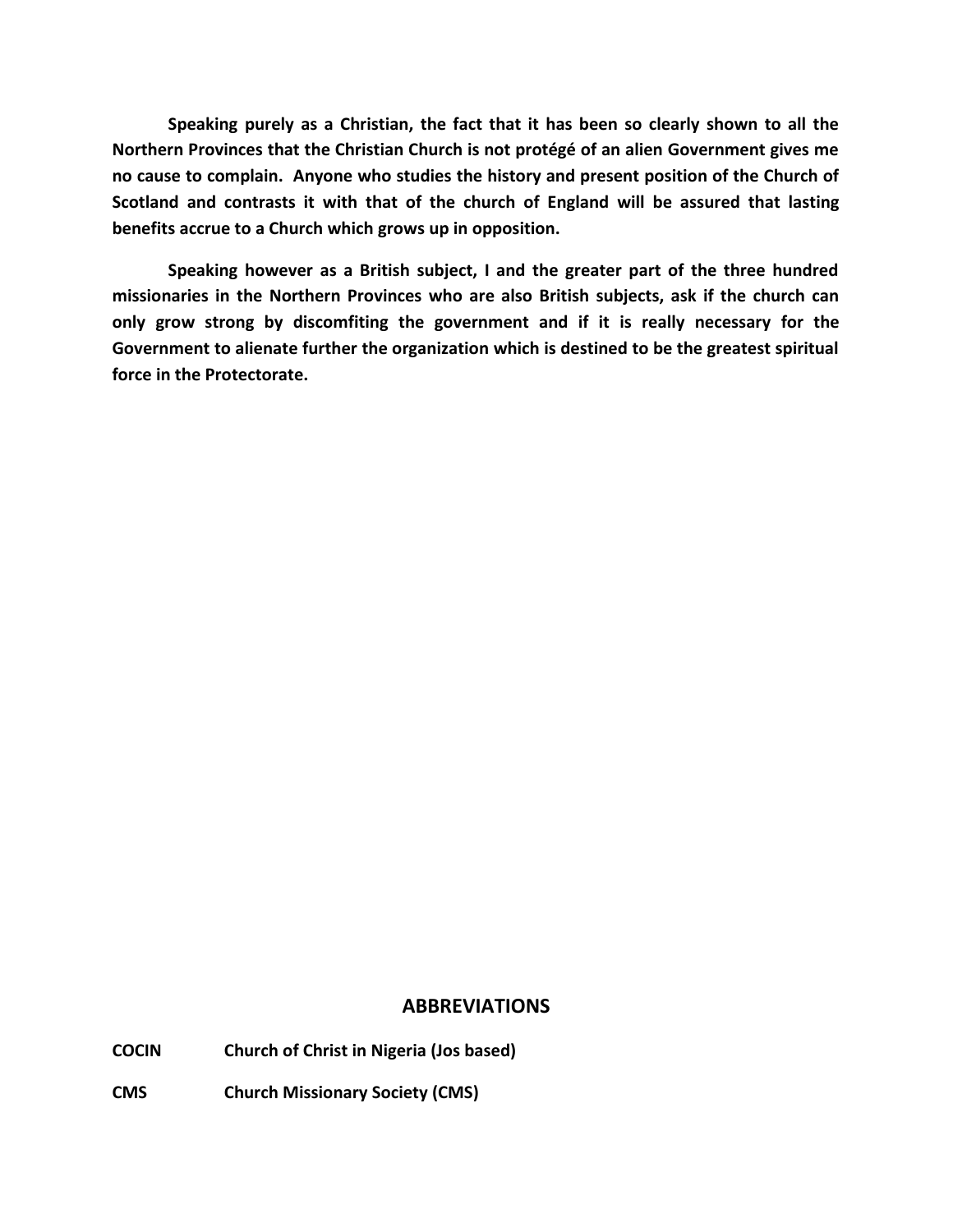**Speaking purely as a Christian, the fact that it has been so clearly shown to all the Northern Provinces that the Christian Church is not protégé of an alien Government gives me no cause to complain. Anyone who studies the history and present position of the Church of Scotland and contrasts it with that of the church of England will be assured that lasting benefits accrue to a Church which grows up in opposition.**

**Speaking however as a British subject, I and the greater part of the three hundred missionaries in the Northern Provinces who are also British subjects, ask if the church can only grow strong by discomfiting the government and if it is really necessary for the Government to alienate further the organization which is destined to be the greatest spiritual force in the Protectorate.**

## ABBREVIATIONS

**COCIN** Church of Christ in Nigeria (Jos based)

**CMS** Church Missionary Society (CMS)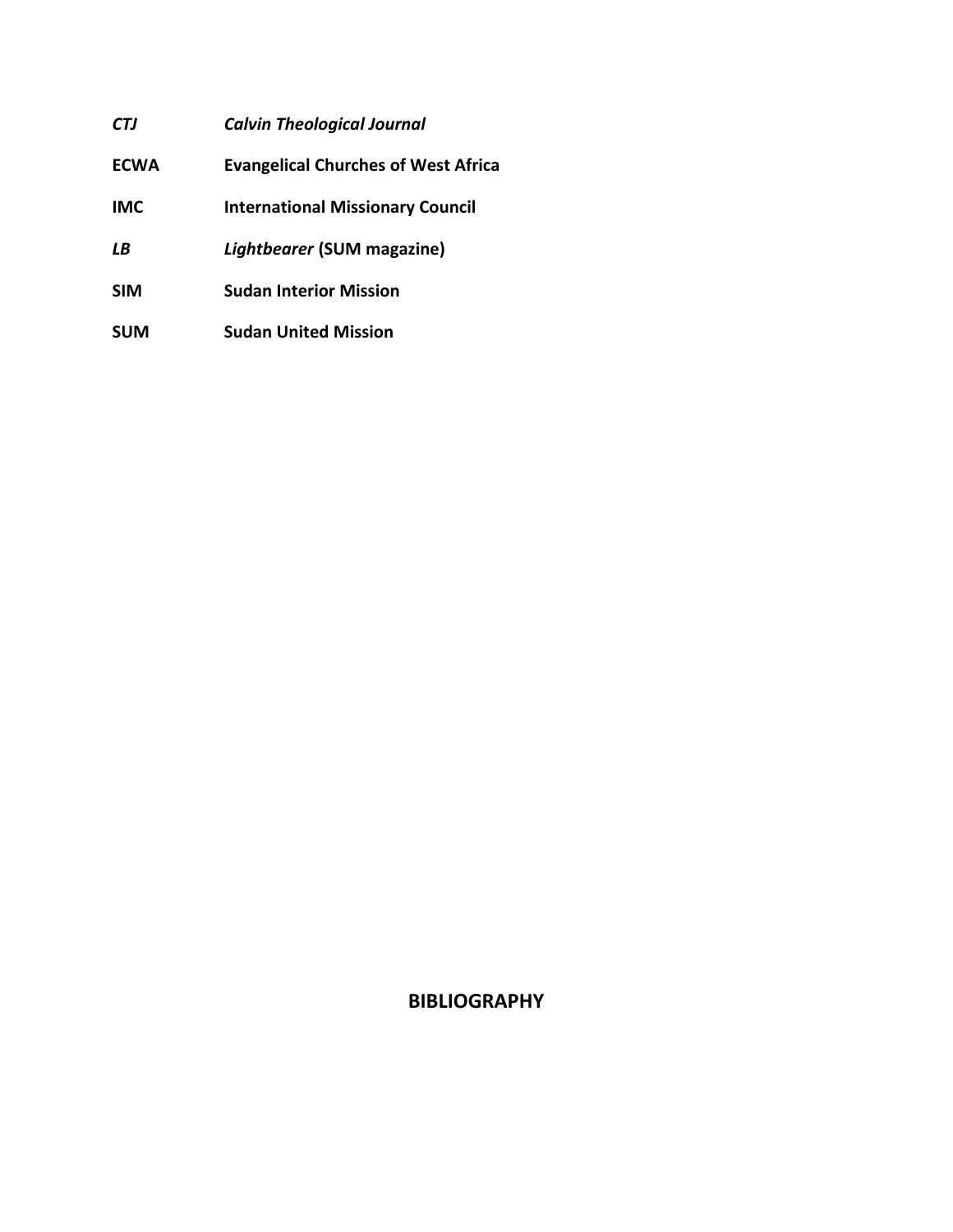| | |
|---|---|
| ***CTJ*** | ***Calvin Theological Journal*** |
| **ECWA** | **Evangelical Churches of West Africa** |
| **IMC** | **International Missionary Council** |
| ***LB*** | ***Lightbearer* (SUM magazine)** |
| **SIM** | **Sudan Interior Mission** |
| **SUM** | **Sudan United Mission** |

## BIBLIOGRAPHY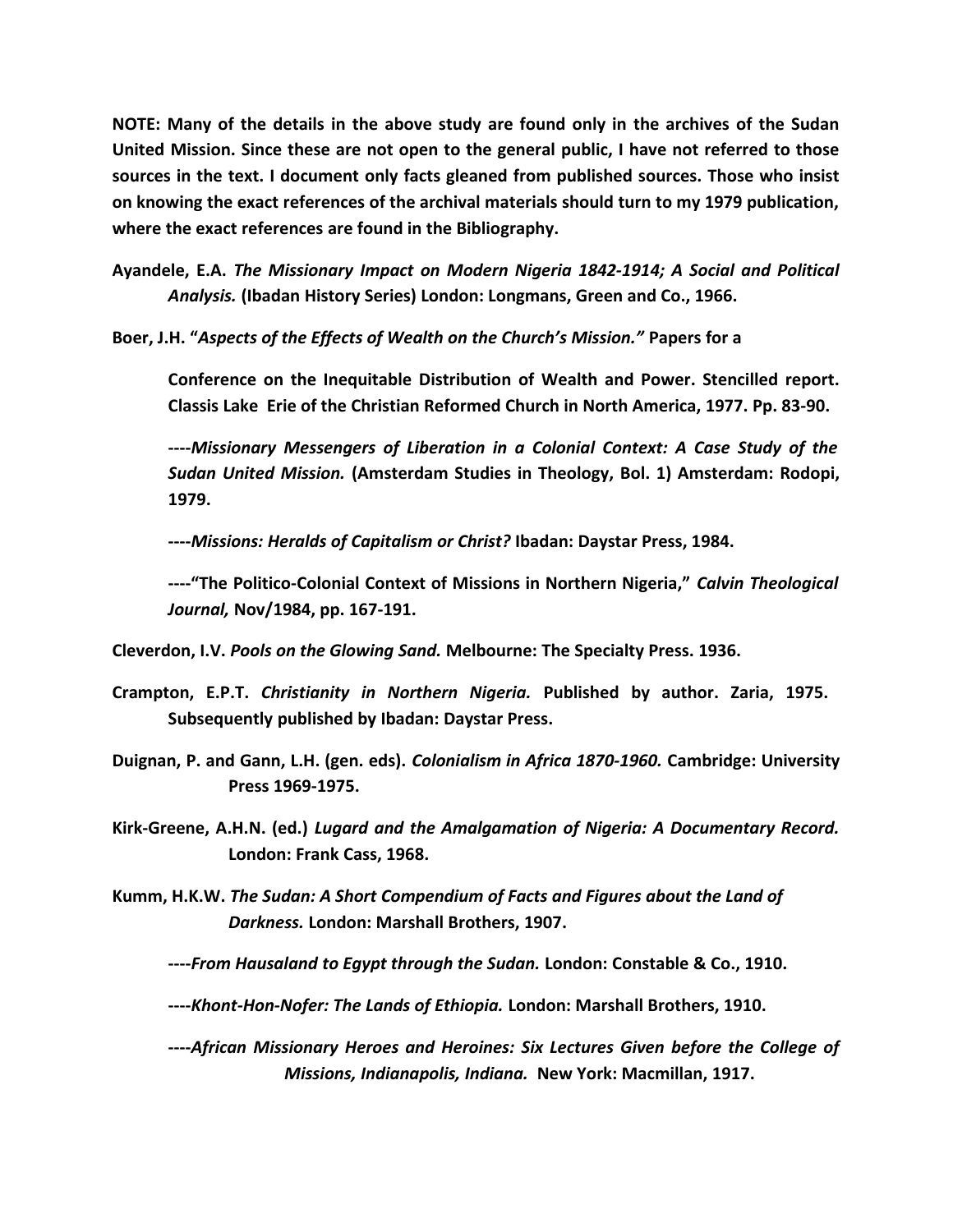**NOTE: Many of the details in the above study are found only in the archives of the Sudan United Mission. Since these are not open to the general public, I have not referred to those sources in the text. I document only facts gleaned from published sources. Those who insist on knowing the exact references of the archival materials should turn to my 1979 publication, where the exact references are found in the Bibliography.**

**Ayandele, E.A.** ***The Missionary Impact on Modern Nigeria 1842-1914; A Social and Political Analysis.*** **(Ibadan History Series) London: Longmans, Green and Co., 1966.**

**Boer, J.H. "*Aspects of the Effects of Wealth on the Church's Mission.*" Papers for a Conference on the Inequitable Distribution of Wealth and Power. Stencilled report. Classis Lake Erie of the Christian Reformed Church in North America, 1977. Pp. 83-90.**

**----*Missionary Messengers of Liberation in a Colonial Context: A Case Study of the Sudan United Mission.* (Amsterdam Studies in Theology, Bol. 1) Amsterdam: Rodopi, 1979.**

**----*Missions: Heralds of Capitalism or Christ?* Ibadan: Daystar Press, 1984.**

**----"The Politico-Colonial Context of Missions in Northern Nigeria," *Calvin Theological Journal,* Nov/1984, pp. 167-191.**

**Cleverdon, I.V. *Pools on the Glowing Sand.* Melbourne: The Specialty Press. 1936.**

**Crampton, E.P.T. *Christianity in Northern Nigeria.* Published by author. Zaria, 1975. Subsequently published by Ibadan: Daystar Press.**

**Duignan, P. and Gann, L.H. (gen. eds). *Colonialism in Africa 1870-1960.* Cambridge: University Press 1969-1975.**

**Kirk-Greene, A.H.N. (ed.) *Lugard and the Amalgamation of Nigeria: A Documentary Record.* London: Frank Cass, 1968.**

**Kumm, H.K.W. *The Sudan: A Short Compendium of Facts and Figures about the Land of Darkness.* London: Marshall Brothers, 1907.**

**----*From Hausaland to Egypt through the Sudan.* London: Constable & Co., 1910.**

**----*Khont-Hon-Nofer: The Lands of Ethiopia.* London: Marshall Brothers, 1910.**

**----*African Missionary Heroes and Heroines: Six Lectures Given before the College of Missions, Indianapolis, Indiana.* New York: Macmillan, 1917.**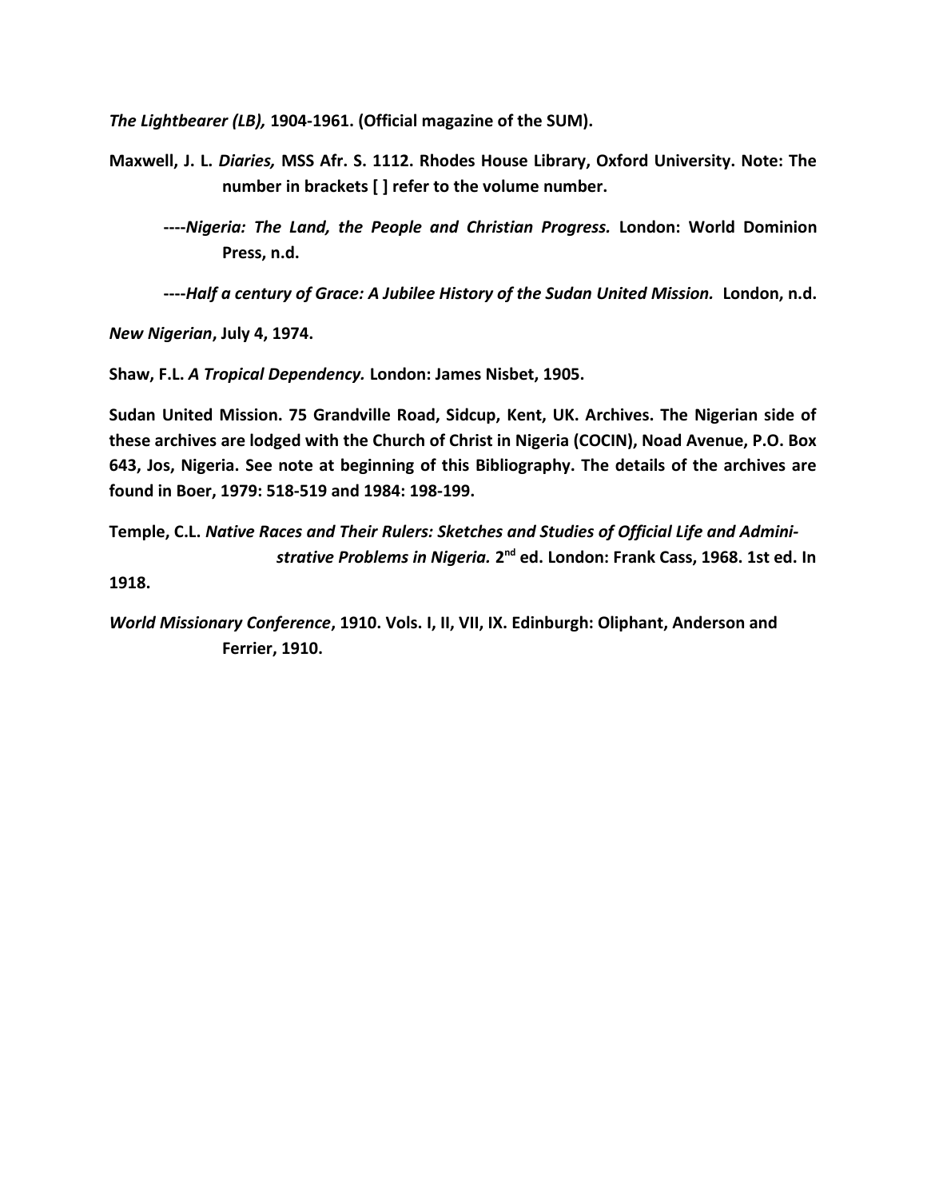**_The Lightbearer (LB),_ 1904-1961. (Official magazine of the SUM).**

**Maxwell, J. L. _Diaries,_ MSS Afr. S. 1112. Rhodes House Library, Oxford University. Note: The number in brackets [ ] refer to the volume number.**

**----_Nigeria: The Land, the People and Christian Progress._ London: World Dominion Press, n.d.**

**----_Half a century of Grace: A Jubilee History of the Sudan United Mission._ London, n.d.**

**_New Nigerian_, July 4, 1974.**

**Shaw, F.L. _A Tropical Dependency._ London: James Nisbet, 1905.**

**Sudan United Mission. 75 Grandville Road, Sidcup, Kent, UK. Archives. The Nigerian side of these archives are lodged with the Church of Christ in Nigeria (COCIN), Noad Avenue, P.O. Box 643, Jos, Nigeria. See note at beginning of this Bibliography. The details of the archives are found in Boer, 1979: 518-519 and 1984: 198-199.**

**Temple, C.L. _Native Races and Their Rulers: Sketches and Studies of Official Life and Administrative Problems in Nigeria._ 2nd ed. London: Frank Cass, 1968. 1st ed. In 1918.**

**_World Missionary Conference_, 1910. Vols. I, II, VII, IX. Edinburgh: Oliphant, Anderson and Ferrier, 1910.**